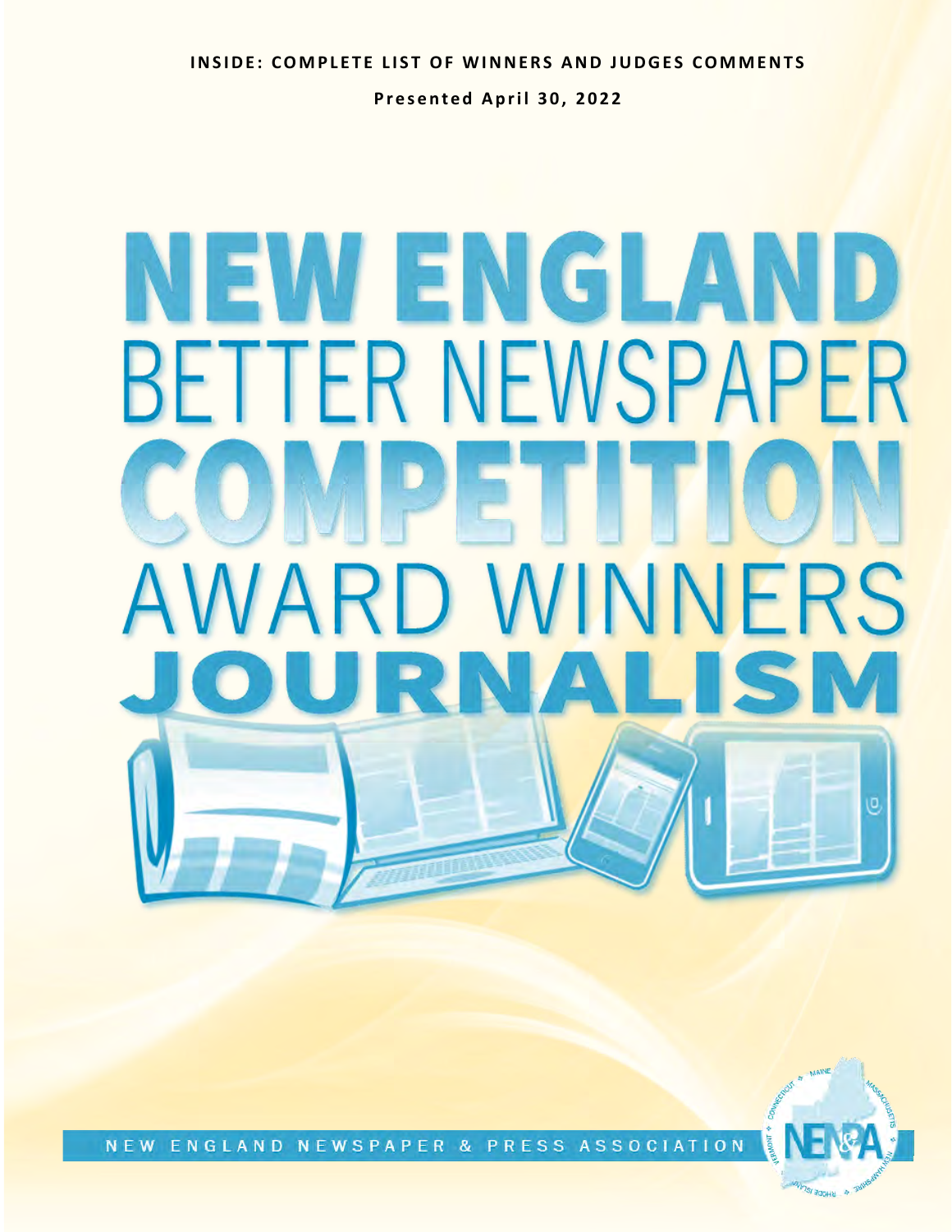**INSIDE: COMPLETE LIST OF WINNERS AND JUDGES COMMENTS**

**Presented April 30, 2022**

# NEW ENGLAND BETTER NEWSPAPER COMPETITION AWARD WINNERS JOURNALISM

NEW ENGLAND NEWSPAPER & PRESS ASSOCIATION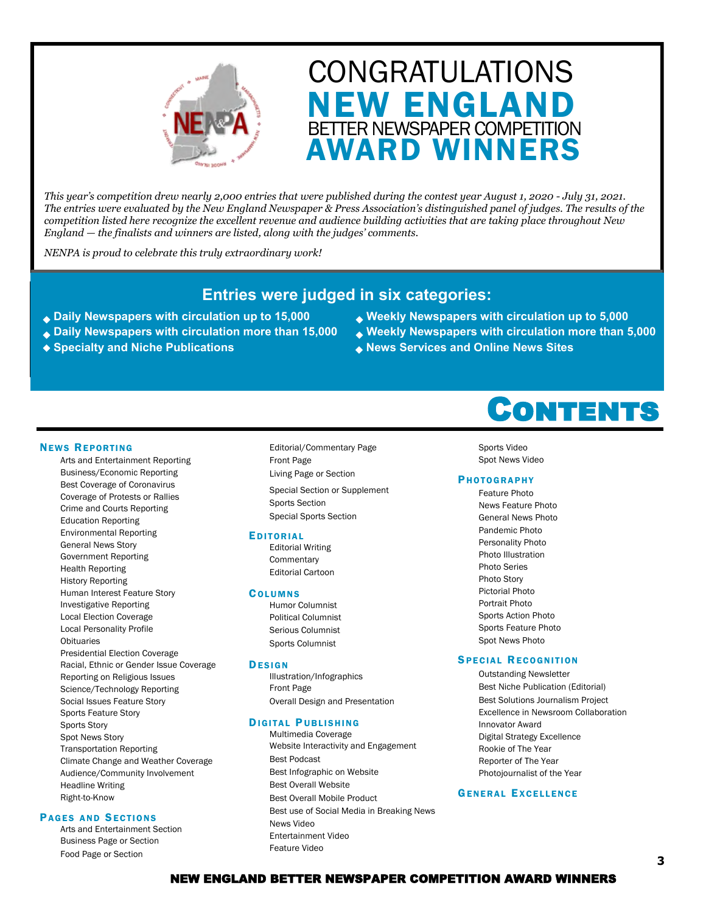# CONGRATULATIONS NEW ENGLAND BETTER NEWSPAPER COMPETITION AWARD WINNERS

*This year's competition drew nearly 2,000 entries that were published during the contest year August 1, 2020 - July 31, 2021. The entries were evaluated by the New England Newspaper & Press Association's distinguished panel of judges. The results of the competition listed here recognize the excellent revenue and audience building activities that are taking place throughout New England — the finalists and winners are listed, along with the judges' comments.*

*NENPA is proud to celebrate this truly extraordinary work!*

## Entries were judged in six categories:

- **Daily Newspapers with circulation up to 15,000**
- **Daily Newspapers with circulation more than 15,000**
- **Specialty and Niche Publications**
- **Weekly Newspapers with circulation up to 5,000**
- **Weekly Newspapers with circulation more than 5,000**
- **News Services and Online News Sites**

# CONTENTS

### NEWS REPORTING
- Arts and Entertainment Reporting
- Business/Economic Reporting
- Best Coverage of Coronavirus
- Coverage of Protests or Rallies
- Crime and Courts Reporting
- Education Reporting
- Environmental Reporting
- General News Story
- Government Reporting
- Health Reporting
- History Reporting
- Human Interest Feature Story
- Investigative Reporting
- Local Election Coverage
- Local Personality Profile
- Obituaries
- Presidential Election Coverage
- Racial, Ethnic or Gender Issue Coverage
- Reporting on Religious Issues
- Science/Technology Reporting
- Social Issues Feature Story
- Sports Feature Story
- Sports Story
- Spot News Story
- Transportation Reporting
- Climate Change and Weather Coverage
- Audience/Community Involvement
- Headline Writing
- Right-to-Know

### PAGES AND SECTIONS
- Arts and Entertainment Section
- Business Page or Section
- Food Page or Section
- Editorial/Commentary Page
- Front Page
- Living Page or Section
- Special Section or Supplement
- Sports Section
- Special Sports Section

### EDITORIAL
- Editorial Writing
- Commentary
- Editorial Cartoon

### COLUMNS
- Humor Columnist
- Political Columnist
- Serious Columnist
- Sports Columnist

### DESIGN
- Illustration/Infographics
- Front Page
- Overall Design and Presentation

### DIGITAL PUBLISHING
- Multimedia Coverage
- Website Interactivity and Engagement
- Best Podcast
- Best Infographic on Website
- Best Overall Website
- Best Overall Mobile Product
- Best use of Social Media in Breaking News
- News Video
- Entertainment Video
- Feature Video
- Sports Video
- Spot News Video

### PHOTOGRAPHY
- Feature Photo
- News Feature Photo
- General News Photo
- Pandemic Photo
- Personality Photo
- Photo Illustration
- Photo Series
- Photo Story
- Pictorial Photo
- Portrait Photo
- Sports Action Photo
- Sports Feature Photo
- Spot News Photo

### SPECIAL RECOGNITION
- Outstanding Newsletter
- Best Niche Publication (Editorial)
- Best Solutions Journalism Project
- Excellence in Newsroom Collaboration
- Innovator Award
- Digital Strategy Excellence
- Rookie of The Year
- Reporter of The Year
- Photojournalist of the Year

### GENERAL EXCELLENCE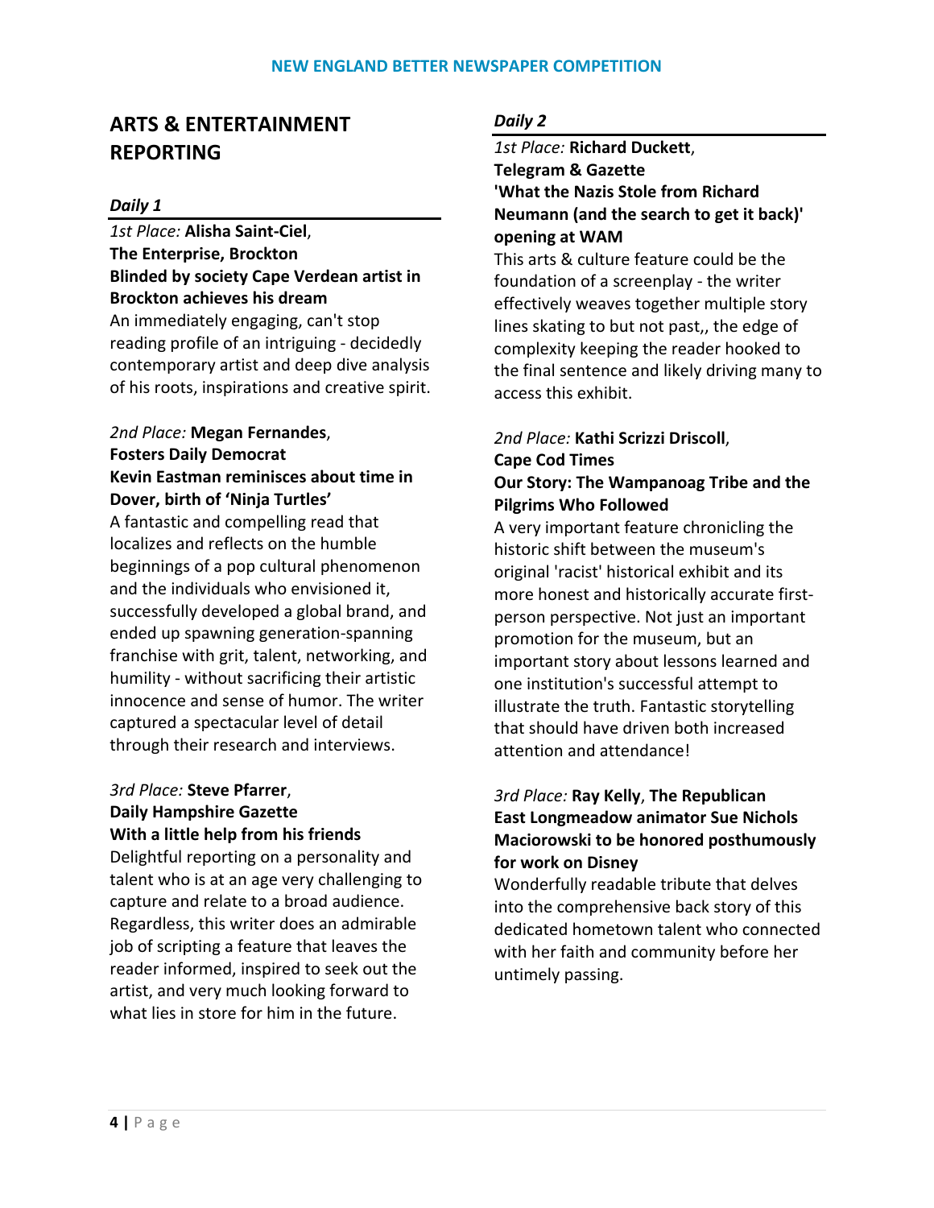## ARTS & ENTERTAINMENT REPORTING

### *Daily 1*

*1st Place:* **Alisha Saint-Ciel**,
**The Enterprise, Brockton**
**Blinded by society Cape Verdean artist in Brockton achieves his dream**
An immediately engaging, can't stop reading profile of an intriguing - decidedly contemporary artist and deep dive analysis of his roots, inspirations and creative spirit.

*2nd Place:* **Megan Fernandes**,
**Fosters Daily Democrat**
**Kevin Eastman reminisces about time in Dover, birth of 'Ninja Turtles'**
A fantastic and compelling read that localizes and reflects on the humble beginnings of a pop cultural phenomenon and the individuals who envisioned it, successfully developed a global brand, and ended up spawning generation-spanning franchise with grit, talent, networking, and humility - without sacrificing their artistic innocence and sense of humor. The writer captured a spectacular level of detail through their research and interviews.

*3rd Place:* **Steve Pfarrer**,
**Daily Hampshire Gazette**
**With a little help from his friends**
Delightful reporting on a personality and talent who is at an age very challenging to capture and relate to a broad audience. Regardless, this writer does an admirable job of scripting a feature that leaves the reader informed, inspired to seek out the artist, and very much looking forward to what lies in store for him in the future.

### *Daily 2*

*1st Place:* **Richard Duckett**,
**Telegram & Gazette**
**'What the Nazis Stole from Richard Neumann (and the search to get it back)' opening at WAM**
This arts & culture feature could be the foundation of a screenplay - the writer effectively weaves together multiple story lines skating to but not past,, the edge of complexity keeping the reader hooked to the final sentence and likely driving many to access this exhibit.

*2nd Place:* **Kathi Scrizzi Driscoll**,
**Cape Cod Times**
**Our Story: The Wampanoag Tribe and the Pilgrims Who Followed**
A very important feature chronicling the historic shift between the museum's original 'racist' historical exhibit and its more honest and historically accurate first-person perspective. Not just an important promotion for the museum, but an important story about lessons learned and one institution's successful attempt to illustrate the truth. Fantastic storytelling that should have driven both increased attention and attendance!

*3rd Place:* **Ray Kelly**, **The Republican**
**East Longmeadow animator Sue Nichols Maciorowski to be honored posthumously for work on Disney**
Wonderfully readable tribute that delves into the comprehensive back story of this dedicated hometown talent who connected with her faith and community before her untimely passing.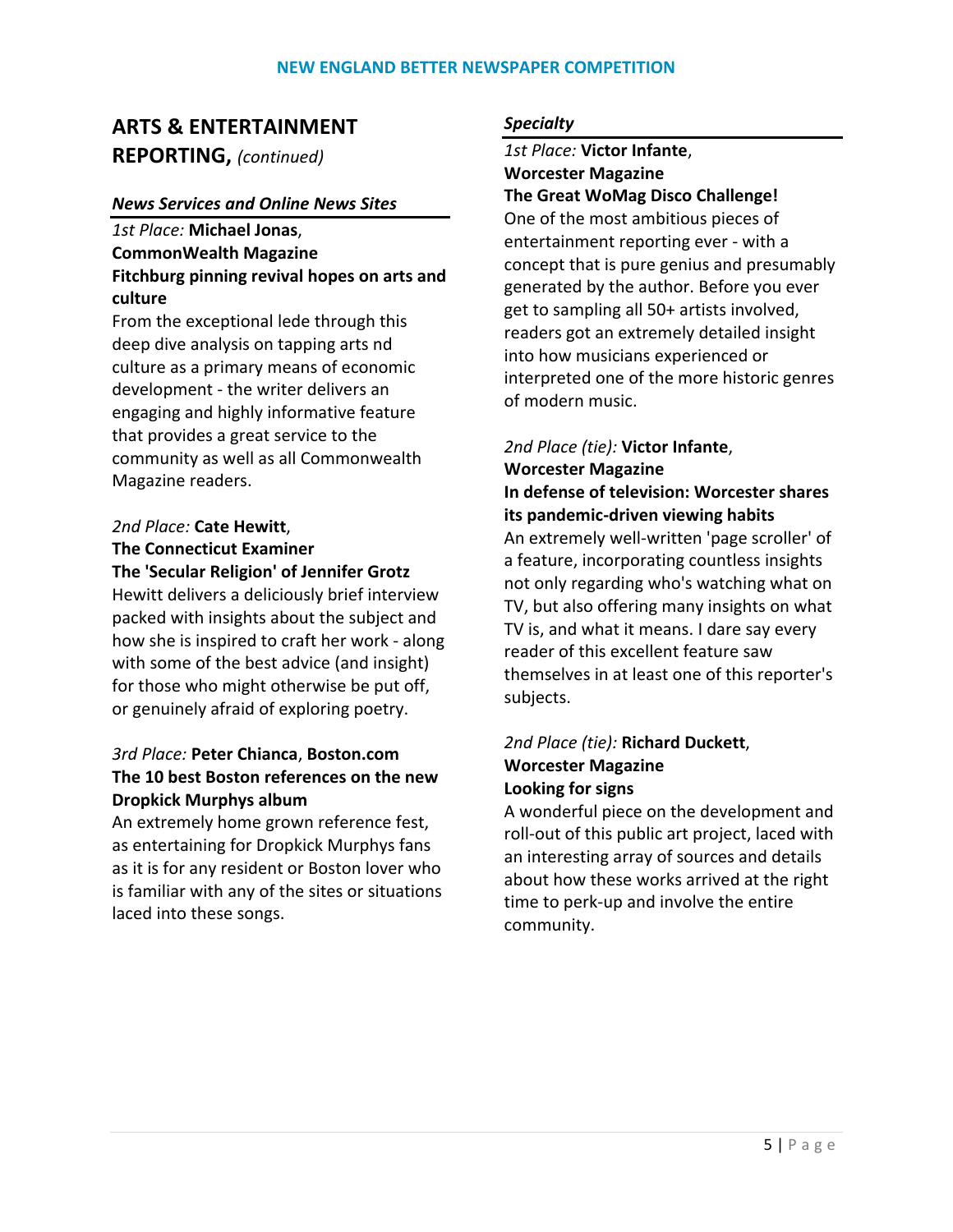## ARTS & ENTERTAINMENT REPORTING, *(continued)*

### *News Services and Online News Sites*

*1st Place:* **Michael Jonas**, **CommonWealth Magazine**
**Fitchburg pinning revival hopes on arts and culture**
From the exceptional lede through this deep dive analysis on tapping arts nd culture as a primary means of economic development - the writer delivers an engaging and highly informative feature that provides a great service to the community as well as all Commonwealth Magazine readers.

*2nd Place:* **Cate Hewitt**, **The Connecticut Examiner**
**The 'Secular Religion' of Jennifer Grotz**
Hewitt delivers a deliciously brief interview packed with insights about the subject and how she is inspired to craft her work - along with some of the best advice (and insight) for those who might otherwise be put off, or genuinely afraid of exploring poetry.

*3rd Place:* **Peter Chianca**, **Boston.com**
**The 10 best Boston references on the new Dropkick Murphys album**
An extremely home grown reference fest, as entertaining for Dropkick Murphys fans as it is for any resident or Boston lover who is familiar with any of the sites or situations laced into these songs.

### *Specialty*

*1st Place:* **Victor Infante**, **Worcester Magazine**
**The Great WoMag Disco Challenge!**
One of the most ambitious pieces of entertainment reporting ever - with a concept that is pure genius and presumably generated by the author. Before you ever get to sampling all 50+ artists involved, readers got an extremely detailed insight into how musicians experienced or interpreted one of the more historic genres of modern music.

*2nd Place (tie):* **Victor Infante**, **Worcester Magazine**
**In defense of television: Worcester shares its pandemic-driven viewing habits**
An extremely well-written 'page scroller' of a feature, incorporating countless insights not only regarding who's watching what on TV, but also offering many insights on what TV is, and what it means. I dare say every reader of this excellent feature saw themselves in at least one of this reporter's subjects.

*2nd Place (tie):* **Richard Duckett**, **Worcester Magazine**
**Looking for signs**
A wonderful piece on the development and roll-out of this public art project, laced with an interesting array of sources and details about how these works arrived at the right time to perk-up and involve the entire community.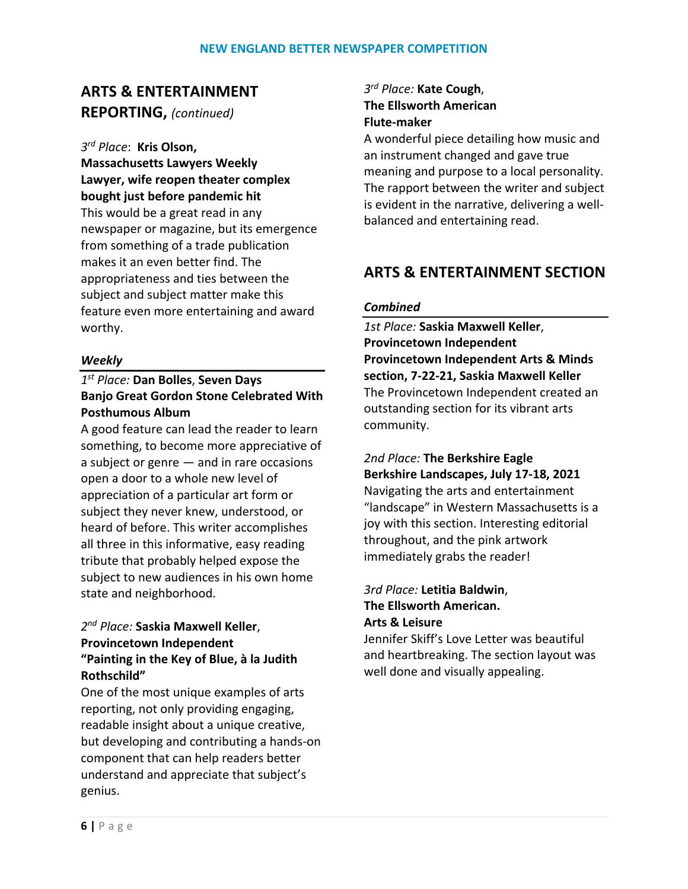## ARTS & ENTERTAINMENT REPORTING, *(continued)*

*3rd Place*: **Kris Olson, Massachusetts Lawyers Weekly**
**Lawyer, wife reopen theater complex bought just before pandemic hit**
This would be a great read in any newspaper or magazine, but its emergence from something of a trade publication makes it an even better find. The appropriateness and ties between the subject and subject matter make this feature even more entertaining and award worthy.

### *Weekly*

*1st Place:* **Dan Bolles**, **Seven Days**
**Banjo Great Gordon Stone Celebrated With Posthumous Album**
A good feature can lead the reader to learn something, to become more appreciative of a subject or genre — and in rare occasions open a door to a whole new level of appreciation of a particular art form or subject they never knew, understood, or heard of before. This writer accomplishes all three in this informative, easy reading tribute that probably helped expose the subject to new audiences in his own home state and neighborhood.

*2nd Place:* **Saskia Maxwell Keller**, **Provincetown Independent**
**"Painting in the Key of Blue, à la Judith Rothschild"**
One of the most unique examples of arts reporting, not only providing engaging, readable insight about a unique creative, but developing and contributing a hands-on component that can help readers better understand and appreciate that subject's genius.

*3rd Place:* **Kate Cough**, **The Ellsworth American**
**Flute-maker**
A wonderful piece detailing how music and an instrument changed and gave true meaning and purpose to a local personality. The rapport between the writer and subject is evident in the narrative, delivering a well-balanced and entertaining read.

## ARTS & ENTERTAINMENT SECTION

### *Combined*

*1st Place:* **Saskia Maxwell Keller**, **Provincetown Independent**
**Provincetown Independent Arts & Minds section, 7-22-21, Saskia Maxwell Keller**
The Provincetown Independent created an outstanding section for its vibrant arts community.

*2nd Place:* **The Berkshire Eagle**
**Berkshire Landscapes, July 17-18, 2021**
Navigating the arts and entertainment "landscape" in Western Massachusetts is a joy with this section. Interesting editorial throughout, and the pink artwork immediately grabs the reader!

*3rd Place:* **Letitia Baldwin**, **The Ellsworth American.**
**Arts & Leisure**
Jennifer Skiff's Love Letter was beautiful and heartbreaking. The section layout was well done and visually appealing.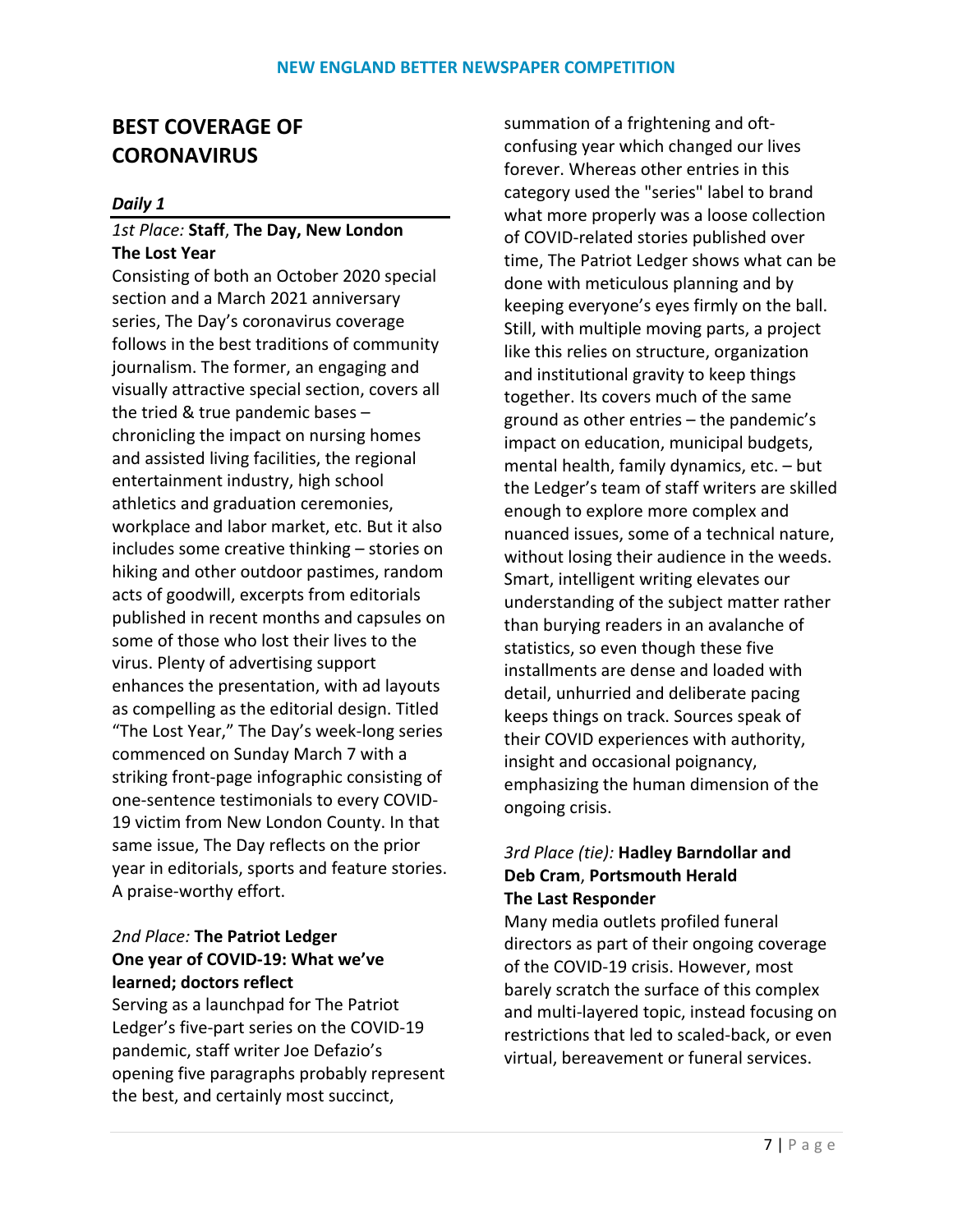## BEST COVERAGE OF CORONAVIRUS

### *Daily 1*

*1st Place:* **Staff**, **The Day, New London**
**The Lost Year**
Consisting of both an October 2020 special section and a March 2021 anniversary series, The Day's coronavirus coverage follows in the best traditions of community journalism. The former, an engaging and visually attractive special section, covers all the tried & true pandemic bases – chronicling the impact on nursing homes and assisted living facilities, the regional entertainment industry, high school athletics and graduation ceremonies, workplace and labor market, etc. But it also includes some creative thinking – stories on hiking and other outdoor pastimes, random acts of goodwill, excerpts from editorials published in recent months and capsules on some of those who lost their lives to the virus. Plenty of advertising support enhances the presentation, with ad layouts as compelling as the editorial design. Titled "The Lost Year," The Day's week-long series commenced on Sunday March 7 with a striking front-page infographic consisting of one-sentence testimonials to every COVID-19 victim from New London County. In that same issue, The Day reflects on the prior year in editorials, sports and feature stories. A praise-worthy effort.

*2nd Place:* **The Patriot Ledger**
**One year of COVID-19: What we've learned; doctors reflect**
Serving as a launchpad for The Patriot Ledger's five-part series on the COVID-19 pandemic, staff writer Joe Defazio's opening five paragraphs probably represent the best, and certainly most succinct, summation of a frightening and oft-confusing year which changed our lives forever. Whereas other entries in this category used the "series" label to brand what more properly was a loose collection of COVID-related stories published over time, The Patriot Ledger shows what can be done with meticulous planning and by keeping everyone's eyes firmly on the ball. Still, with multiple moving parts, a project like this relies on structure, organization and institutional gravity to keep things together. Its covers much of the same ground as other entries – the pandemic's impact on education, municipal budgets, mental health, family dynamics, etc. – but the Ledger's team of staff writers are skilled enough to explore more complex and nuanced issues, some of a technical nature, without losing their audience in the weeds. Smart, intelligent writing elevates our understanding of the subject matter rather than burying readers in an avalanche of statistics, so even though these five installments are dense and loaded with detail, unhurried and deliberate pacing keeps things on track. Sources speak of their COVID experiences with authority, insight and occasional poignancy, emphasizing the human dimension of the ongoing crisis.

*3rd Place (tie):* **Hadley Barndollar and Deb Cram**, **Portsmouth Herald**
**The Last Responder**
Many media outlets profiled funeral directors as part of their ongoing coverage of the COVID-19 crisis. However, most barely scratch the surface of this complex and multi-layered topic, instead focusing on restrictions that led to scaled-back, or even virtual, bereavement or funeral services.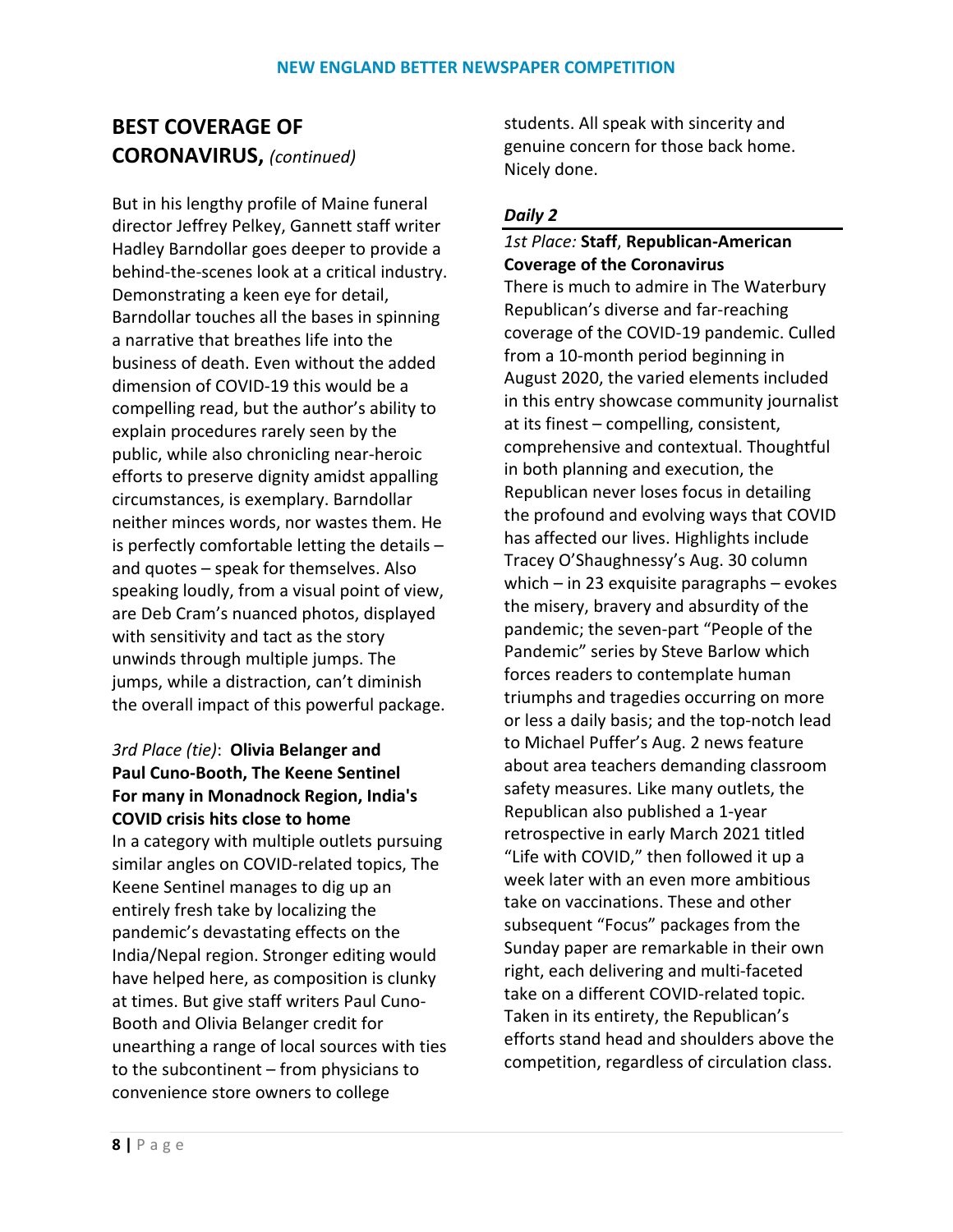## BEST COVERAGE OF CORONAVIRUS, *(continued)*

But in his lengthy profile of Maine funeral director Jeffrey Pelkey, Gannett staff writer Hadley Barndollar goes deeper to provide a behind-the-scenes look at a critical industry. Demonstrating a keen eye for detail, Barndollar touches all the bases in spinning a narrative that breathes life into the business of death. Even without the added dimension of COVID-19 this would be a compelling read, but the author's ability to explain procedures rarely seen by the public, while also chronicling near-heroic efforts to preserve dignity amidst appalling circumstances, is exemplary. Barndollar neither minces words, nor wastes them. He is perfectly comfortable letting the details – and quotes – speak for themselves. Also speaking loudly, from a visual point of view, are Deb Cram's nuanced photos, displayed with sensitivity and tact as the story unwinds through multiple jumps. The jumps, while a distraction, can't diminish the overall impact of this powerful package.

*3rd Place (tie)*: **Olivia Belanger and Paul Cuno-Booth, The Keene Sentinel**
**For many in Monadnock Region, India's COVID crisis hits close to home**
In a category with multiple outlets pursuing similar angles on COVID-related topics, The Keene Sentinel manages to dig up an entirely fresh take by localizing the pandemic's devastating effects on the India/Nepal region. Stronger editing would have helped here, as composition is clunky at times. But give staff writers Paul Cuno-Booth and Olivia Belanger credit for unearthing a range of local sources with ties to the subcontinent – from physicians to convenience store owners to college students. All speak with sincerity and genuine concern for those back home. Nicely done.

### *Daily 2*

*1st Place:* **Staff**, **Republican-American Coverage of the Coronavirus**
There is much to admire in The Waterbury Republican's diverse and far-reaching coverage of the COVID-19 pandemic. Culled from a 10-month period beginning in August 2020, the varied elements included in this entry showcase community journalist at its finest – compelling, consistent, comprehensive and contextual. Thoughtful in both planning and execution, the Republican never loses focus in detailing the profound and evolving ways that COVID has affected our lives. Highlights include Tracey O'Shaughnessy's Aug. 30 column which – in 23 exquisite paragraphs – evokes the misery, bravery and absurdity of the pandemic; the seven-part "People of the Pandemic" series by Steve Barlow which forces readers to contemplate human triumphs and tragedies occurring on more or less a daily basis; and the top-notch lead to Michael Puffer's Aug. 2 news feature about area teachers demanding classroom safety measures. Like many outlets, the Republican also published a 1-year retrospective in early March 2021 titled "Life with COVID," then followed it up a week later with an even more ambitious take on vaccinations. These and other subsequent "Focus" packages from the Sunday paper are remarkable in their own right, each delivering and multi-faceted take on a different COVID-related topic. Taken in its entirety, the Republican's efforts stand head and shoulders above the competition, regardless of circulation class.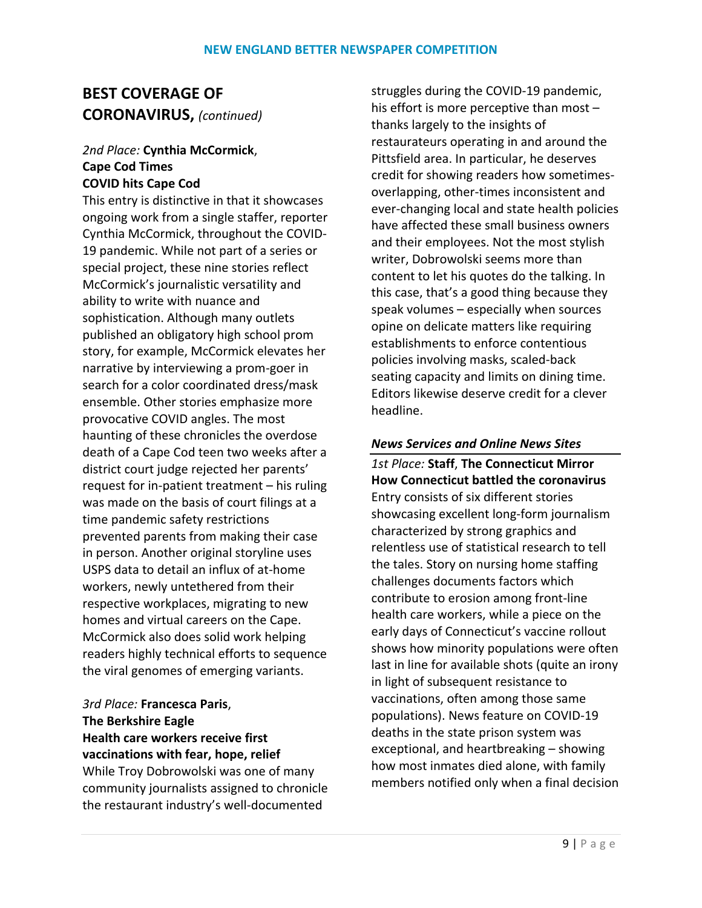## BEST COVERAGE OF CORONAVIRUS, *(continued)*

*2nd Place:* **Cynthia McCormick**, **Cape Cod Times**
**COVID hits Cape Cod**
This entry is distinctive in that it showcases ongoing work from a single staffer, reporter Cynthia McCormick, throughout the COVID-19 pandemic. While not part of a series or special project, these nine stories reflect McCormick's journalistic versatility and ability to write with nuance and sophistication. Although many outlets published an obligatory high school prom story, for example, McCormick elevates her narrative by interviewing a prom-goer in search for a color coordinated dress/mask ensemble. Other stories emphasize more provocative COVID angles. The most haunting of these chronicles the overdose death of a Cape Cod teen two weeks after a district court judge rejected her parents' request for in-patient treatment – his ruling was made on the basis of court filings at a time pandemic safety restrictions prevented parents from making their case in person. Another original storyline uses USPS data to detail an influx of at-home workers, newly untethered from their respective workplaces, migrating to new homes and virtual careers on the Cape. McCormick also does solid work helping readers highly technical efforts to sequence the viral genomes of emerging variants.

*3rd Place:* **Francesca Paris**, **The Berkshire Eagle**
**Health care workers receive first vaccinations with fear, hope, relief**
While Troy Dobrowolski was one of many community journalists assigned to chronicle the restaurant industry's well-documented struggles during the COVID-19 pandemic, his effort is more perceptive than most – thanks largely to the insights of restaurateurs operating in and around the Pittsfield area. In particular, he deserves credit for showing readers how sometimes-overlapping, other-times inconsistent and ever-changing local and state health policies have affected these small business owners and their employees. Not the most stylish writer, Dobrowolski seems more than content to let his quotes do the talking. In this case, that's a good thing because they speak volumes – especially when sources opine on delicate matters like requiring establishments to enforce contentious policies involving masks, scaled-back seating capacity and limits on dining time. Editors likewise deserve credit for a clever headline.

### *News Services and Online News Sites*

*1st Place:* **Staff**, **The Connecticut Mirror**
**How Connecticut battled the coronavirus**
Entry consists of six different stories showcasing excellent long-form journalism characterized by strong graphics and relentless use of statistical research to tell the tales. Story on nursing home staffing challenges documents factors which contribute to erosion among front-line health care workers, while a piece on the early days of Connecticut's vaccine rollout shows how minority populations were often last in line for available shots (quite an irony in light of subsequent resistance to vaccinations, often among those same populations). News feature on COVID-19 deaths in the state prison system was exceptional, and heartbreaking – showing how most inmates died alone, with family members notified only when a final decision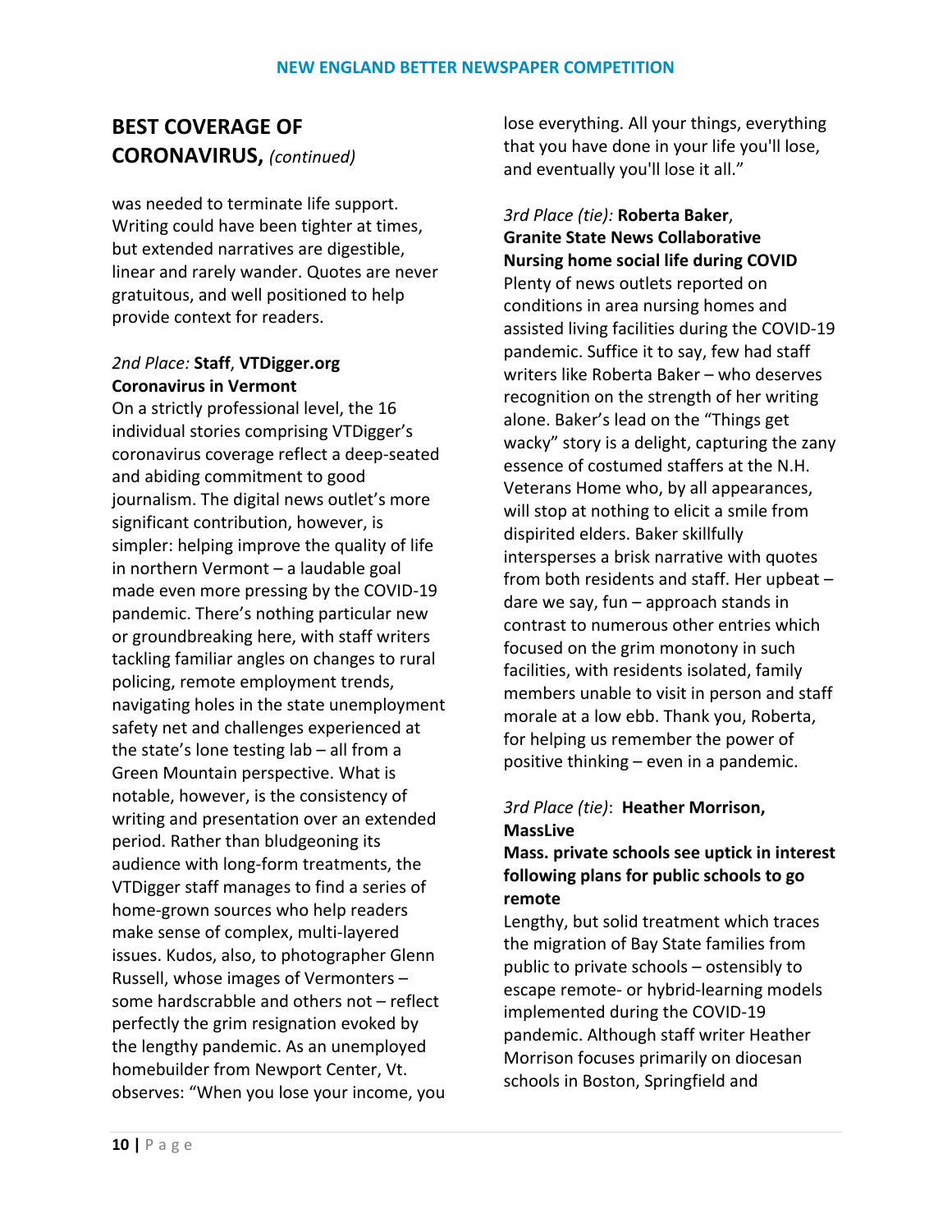## BEST COVERAGE OF CORONAVIRUS, *(continued)*

was needed to terminate life support. Writing could have been tighter at times, but extended narratives are digestible, linear and rarely wander. Quotes are never gratuitous, and well positioned to help provide context for readers.

*2nd Place:* **Staff**, **VTDigger.org**
**Coronavirus in Vermont**
On a strictly professional level, the 16 individual stories comprising VTDigger's coronavirus coverage reflect a deep-seated and abiding commitment to good journalism. The digital news outlet's more significant contribution, however, is simpler: helping improve the quality of life in northern Vermont – a laudable goal made even more pressing by the COVID-19 pandemic. There's nothing particular new or groundbreaking here, with staff writers tackling familiar angles on changes to rural policing, remote employment trends, navigating holes in the state unemployment safety net and challenges experienced at the state's lone testing lab – all from a Green Mountain perspective. What is notable, however, is the consistency of writing and presentation over an extended period. Rather than bludgeoning its audience with long-form treatments, the VTDigger staff manages to find a series of home-grown sources who help readers make sense of complex, multi-layered issues. Kudos, also, to photographer Glenn Russell, whose images of Vermonters – some hardscrabble and others not – reflect perfectly the grim resignation evoked by the lengthy pandemic. As an unemployed homebuilder from Newport Center, Vt. observes: "When you lose your income, you lose everything. All your things, everything that you have done in your life you'll lose, and eventually you'll lose it all."

*3rd Place (tie):* **Roberta Baker**, **Granite State News Collaborative**
**Nursing home social life during COVID**
Plenty of news outlets reported on conditions in area nursing homes and assisted living facilities during the COVID-19 pandemic. Suffice it to say, few had staff writers like Roberta Baker – who deserves recognition on the strength of her writing alone. Baker's lead on the "Things get wacky" story is a delight, capturing the zany essence of costumed staffers at the N.H. Veterans Home who, by all appearances, will stop at nothing to elicit a smile from dispirited elders. Baker skillfully intersperses a brisk narrative with quotes from both residents and staff. Her upbeat – dare we say, fun – approach stands in contrast to numerous other entries which focused on the grim monotony in such facilities, with residents isolated, family members unable to visit in person and staff morale at a low ebb. Thank you, Roberta, for helping us remember the power of positive thinking – even in a pandemic.

*3rd Place (tie)*: **Heather Morrison, MassLive**
**Mass. private schools see uptick in interest following plans for public schools to go remote**
Lengthy, but solid treatment which traces the migration of Bay State families from public to private schools – ostensibly to escape remote- or hybrid-learning models implemented during the COVID-19 pandemic. Although staff writer Heather Morrison focuses primarily on diocesan schools in Boston, Springfield and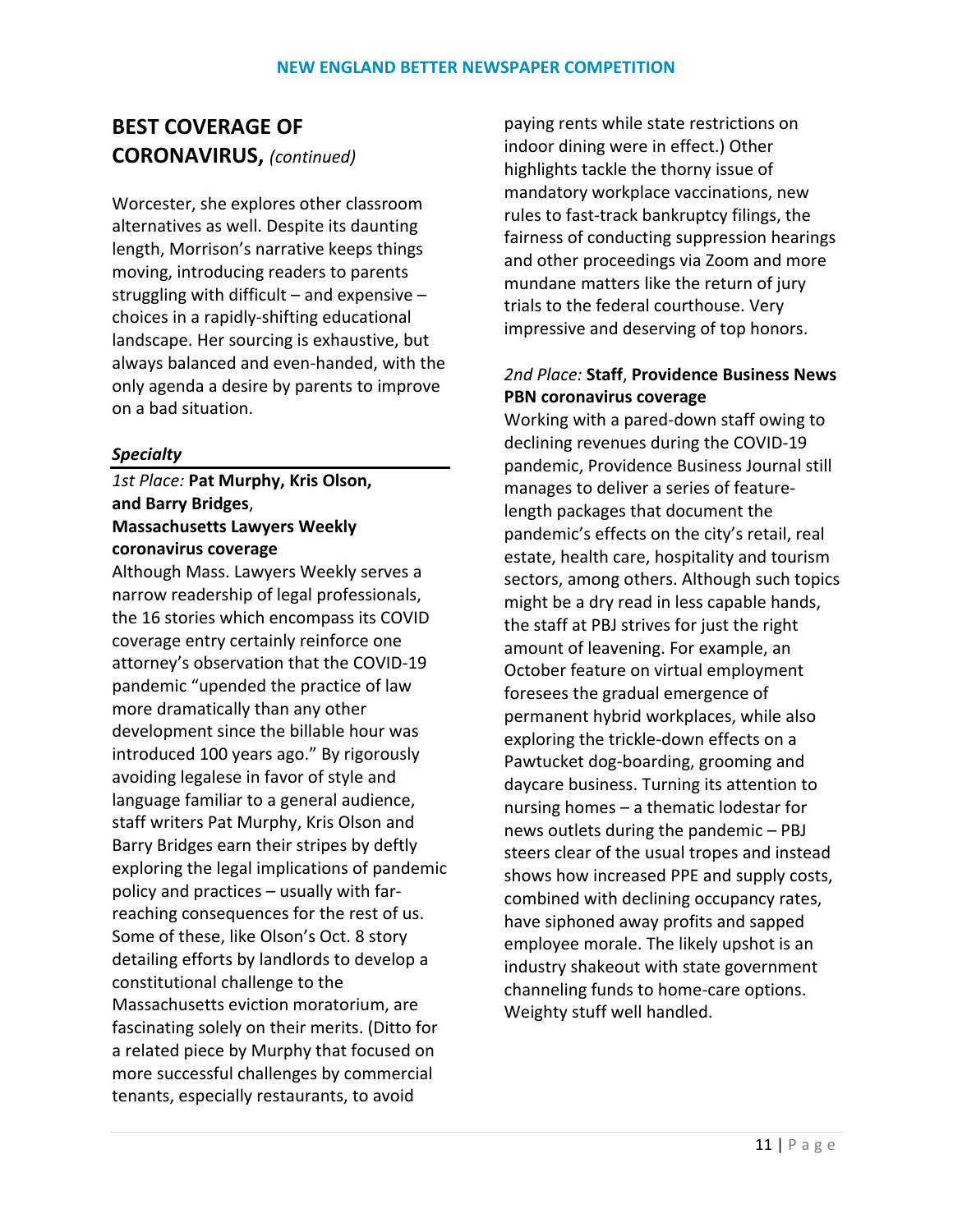## BEST COVERAGE OF CORONAVIRUS, *(continued)*

Worcester, she explores other classroom alternatives as well. Despite its daunting length, Morrison's narrative keeps things moving, introducing readers to parents struggling with difficult – and expensive – choices in a rapidly-shifting educational landscape. Her sourcing is exhaustive, but always balanced and even-handed, with the only agenda a desire by parents to improve on a bad situation.

### *Specialty*

*1st Place:* **Pat Murphy, Kris Olson, and Barry Bridges**, **Massachusetts Lawyers Weekly coronavirus coverage**

Although Mass. Lawyers Weekly serves a narrow readership of legal professionals, the 16 stories which encompass its COVID coverage entry certainly reinforce one attorney's observation that the COVID-19 pandemic "upended the practice of law more dramatically than any other development since the billable hour was introduced 100 years ago." By rigorously avoiding legalese in favor of style and language familiar to a general audience, staff writers Pat Murphy, Kris Olson and Barry Bridges earn their stripes by deftly exploring the legal implications of pandemic policy and practices – usually with far-reaching consequences for the rest of us. Some of these, like Olson's Oct. 8 story detailing efforts by landlords to develop a constitutional challenge to the Massachusetts eviction moratorium, are fascinating solely on their merits. (Ditto for a related piece by Murphy that focused on more successful challenges by commercial tenants, especially restaurants, to avoid paying rents while state restrictions on indoor dining were in effect.) Other highlights tackle the thorny issue of mandatory workplace vaccinations, new rules to fast-track bankruptcy filings, the fairness of conducting suppression hearings and other proceedings via Zoom and more mundane matters like the return of jury trials to the federal courthouse. Very impressive and deserving of top honors.

*2nd Place:* **Staff**, **Providence Business News PBN coronavirus coverage**

Working with a pared-down staff owing to declining revenues during the COVID-19 pandemic, Providence Business Journal still manages to deliver a series of feature-length packages that document the pandemic's effects on the city's retail, real estate, health care, hospitality and tourism sectors, among others. Although such topics might be a dry read in less capable hands, the staff at PBJ strives for just the right amount of leavening. For example, an October feature on virtual employment foresees the gradual emergence of permanent hybrid workplaces, while also exploring the trickle-down effects on a Pawtucket dog-boarding, grooming and daycare business. Turning its attention to nursing homes – a thematic lodestar for news outlets during the pandemic – PBJ steers clear of the usual tropes and instead shows how increased PPE and supply costs, combined with declining occupancy rates, have siphoned away profits and sapped employee morale. The likely upshot is an industry shakeout with state government channeling funds to home-care options. Weighty stuff well handled.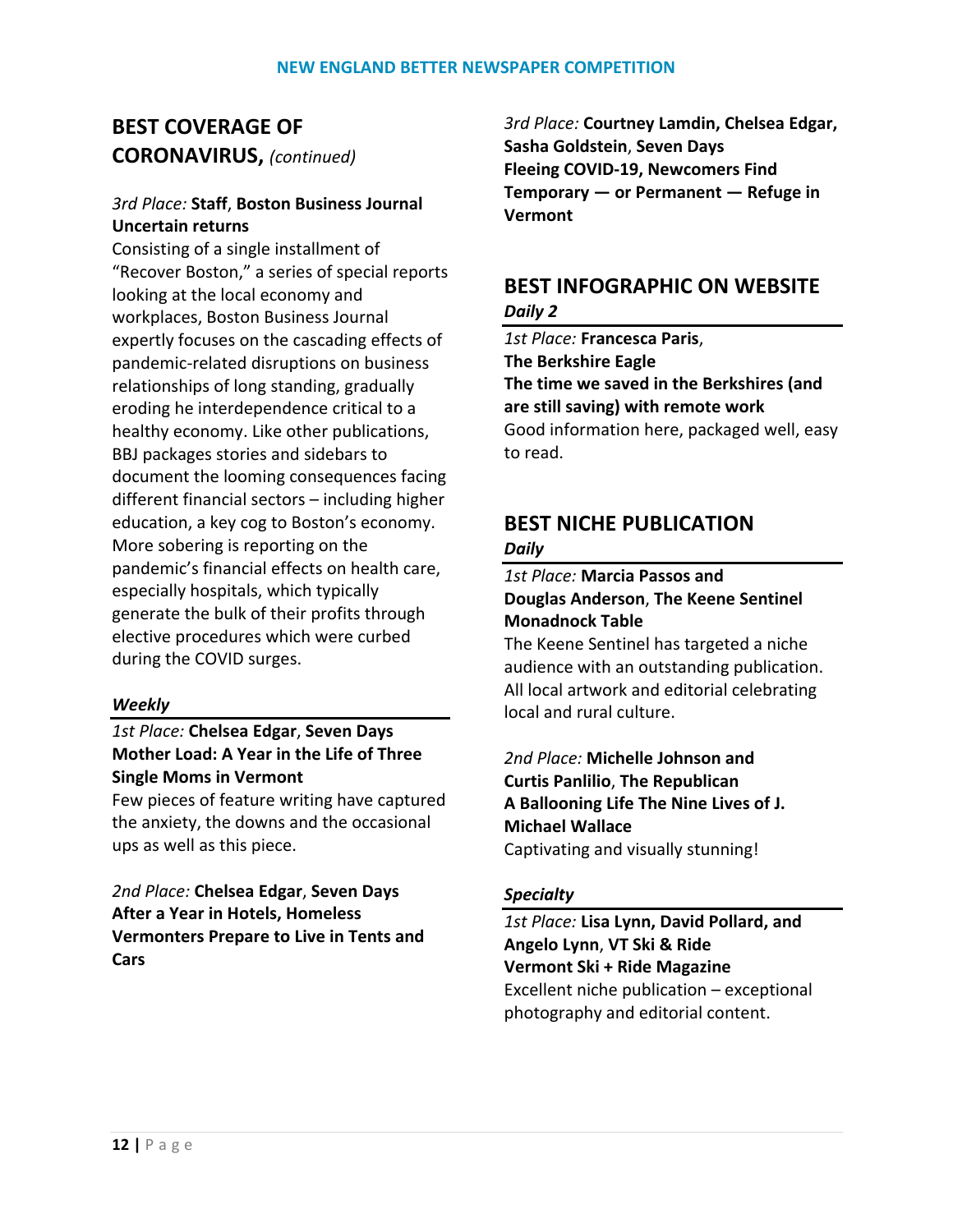## BEST COVERAGE OF CORONAVIRUS, *(continued)*

*3rd Place:* **Staff**, **Boston Business Journal**
**Uncertain returns**
Consisting of a single installment of "Recover Boston," a series of special reports looking at the local economy and workplaces, Boston Business Journal expertly focuses on the cascading effects of pandemic-related disruptions on business relationships of long standing, gradually eroding he interdependence critical to a healthy economy. Like other publications, BBJ packages stories and sidebars to document the looming consequences facing different financial sectors – including higher education, a key cog to Boston's economy. More sobering is reporting on the pandemic's financial effects on health care, especially hospitals, which typically generate the bulk of their profits through elective procedures which were curbed during the COVID surges.

### *Weekly*

*1st Place:* **Chelsea Edgar**, **Seven Days**
**Mother Load: A Year in the Life of Three Single Moms in Vermont**
Few pieces of feature writing have captured the anxiety, the downs and the occasional ups as well as this piece.

*2nd Place:* **Chelsea Edgar**, **Seven Days**
**After a Year in Hotels, Homeless Vermonters Prepare to Live in Tents and Cars**

*3rd Place:* **Courtney Lamdin, Chelsea Edgar, Sasha Goldstein**, **Seven Days**
**Fleeing COVID-19, Newcomers Find Temporary — or Permanent — Refuge in Vermont**

## BEST INFOGRAPHIC ON WEBSITE

### *Daily 2*

*1st Place:* **Francesca Paris**, **The Berkshire Eagle**
**The time we saved in the Berkshires (and are still saving) with remote work**
Good information here, packaged well, easy to read.

## BEST NICHE PUBLICATION

### *Daily*

*1st Place:* **Marcia Passos and Douglas Anderson**, **The Keene Sentinel**
**Monadnock Table**
The Keene Sentinel has targeted a niche audience with an outstanding publication. All local artwork and editorial celebrating local and rural culture.

*2nd Place:* **Michelle Johnson and Curtis Panlilio**, **The Republican**
**A Ballooning Life The Nine Lives of J. Michael Wallace**
Captivating and visually stunning!

### *Specialty*

*1st Place:* **Lisa Lynn, David Pollard, and Angelo Lynn**, **VT Ski & Ride**
**Vermont Ski + Ride Magazine**
Excellent niche publication – exceptional photography and editorial content.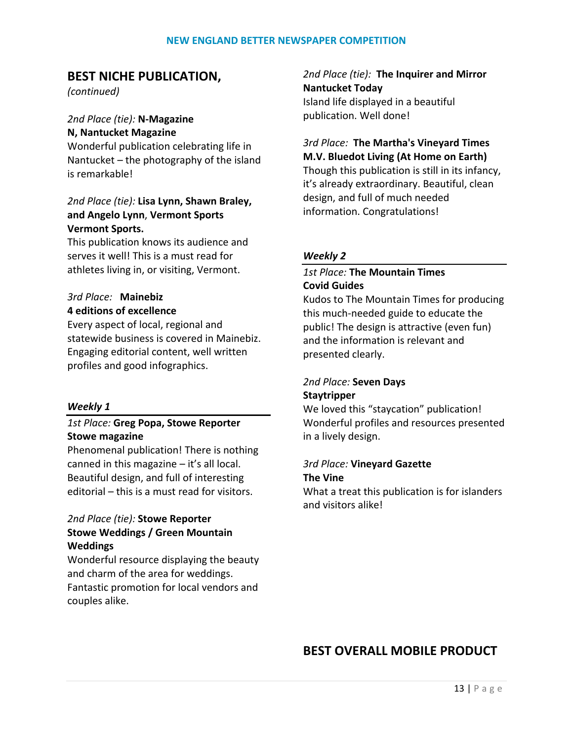## BEST NICHE PUBLICATION,

*(continued)*

*2nd Place (tie):* **N-Magazine**
**N, Nantucket Magazine**
Wonderful publication celebrating life in Nantucket – the photography of the island is remarkable!

*2nd Place (tie):* **Lisa Lynn, Shawn Braley, and Angelo Lynn**, **Vermont Sports**
**Vermont Sports.**
This publication knows its audience and serves it well! This is a must read for athletes living in, or visiting, Vermont.

*3rd Place:* **Mainebiz**
**4 editions of excellence**
Every aspect of local, regional and statewide business is covered in Mainebiz. Engaging editorial content, well written profiles and good infographics.

### *Weekly 1*

*1st Place:* **Greg Popa, Stowe Reporter**
**Stowe magazine**
Phenomenal publication! There is nothing canned in this magazine – it's all local. Beautiful design, and full of interesting editorial – this is a must read for visitors.

*2nd Place (tie):* **Stowe Reporter**
**Stowe Weddings / Green Mountain Weddings**
Wonderful resource displaying the beauty and charm of the area for weddings. Fantastic promotion for local vendors and couples alike.

*2nd Place (tie):* **The Inquirer and Mirror**
**Nantucket Today**
Island life displayed in a beautiful publication. Well done!

*3rd Place:* **The Martha's Vineyard Times**
**M.V. Bluedot Living (At Home on Earth)**
Though this publication is still in its infancy, it's already extraordinary. Beautiful, clean design, and full of much needed information. Congratulations!

### *Weekly 2*

*1st Place:* **The Mountain Times**
**Covid Guides**
Kudos to The Mountain Times for producing this much-needed guide to educate the public! The design is attractive (even fun) and the information is relevant and presented clearly.

*2nd Place:* **Seven Days**
**Staytripper**
We loved this "staycation" publication! Wonderful profiles and resources presented in a lively design.

*3rd Place:* **Vineyard Gazette**
**The Vine**
What a treat this publication is for islanders and visitors alike!

## BEST OVERALL MOBILE PRODUCT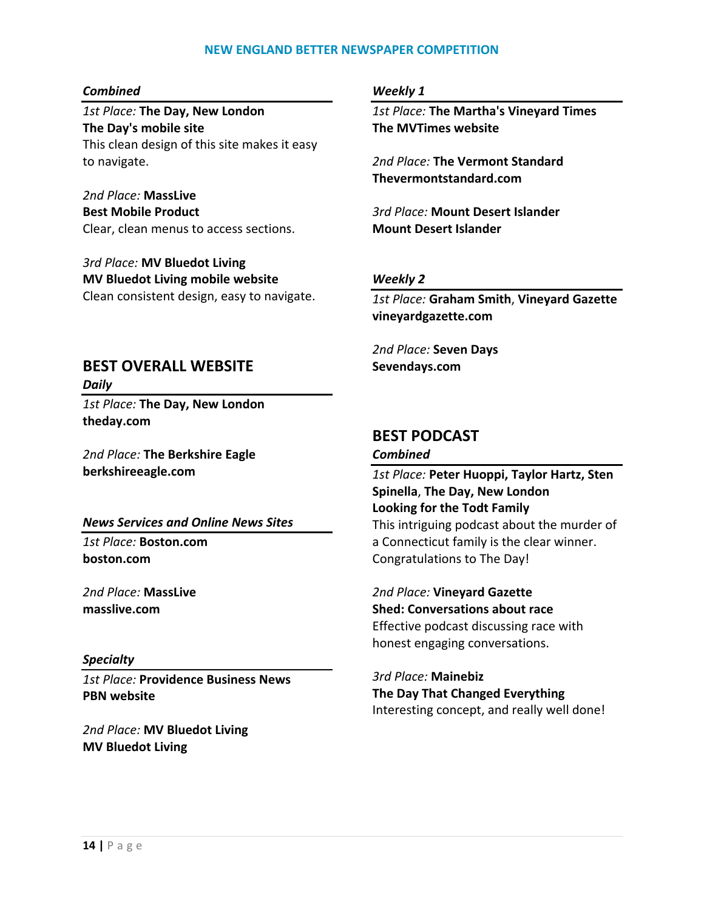*Combined*

*1st Place:* **The Day, New London**
**The Day's mobile site**
This clean design of this site makes it easy to navigate.

*2nd Place:* **MassLive**
**Best Mobile Product**
Clear, clean menus to access sections.

*3rd Place:* **MV Bluedot Living**
**MV Bluedot Living mobile website**
Clean consistent design, easy to navigate.

## BEST OVERALL WEBSITE

*Daily*

*1st Place:* **The Day, New London**
**theday.com**

*2nd Place:* **The Berkshire Eagle**
**berkshireeagle.com**

*News Services and Online News Sites*

*1st Place:* **Boston.com**
**boston.com**

*2nd Place:* **MassLive**
**masslive.com**

*Specialty*

*1st Place:* **Providence Business News**
**PBN website**

*2nd Place:* **MV Bluedot Living**
**MV Bluedot Living**

*Weekly 1*

*1st Place:* **The Martha's Vineyard Times**
**The MVTimes website**

*2nd Place:* **The Vermont Standard**
**Thevermontstandard.com**

*3rd Place:* **Mount Desert Islander**
**Mount Desert Islander**

*Weekly 2*

*1st Place:* **Graham Smith**, **Vineyard Gazette**
**vineyardgazette.com**

*2nd Place:* **Seven Days**
**Sevendays.com**

## BEST PODCAST

*Combined*

*1st Place:* **Peter Huoppi, Taylor Hartz, Sten Spinella**, **The Day, New London**
**Looking for the Todt Family**
This intriguing podcast about the murder of a Connecticut family is the clear winner. Congratulations to The Day!

*2nd Place:* **Vineyard Gazette**
**Shed: Conversations about race**
Effective podcast discussing race with honest engaging conversations.

*3rd Place:* **Mainebiz**
**The Day That Changed Everything**
Interesting concept, and really well done!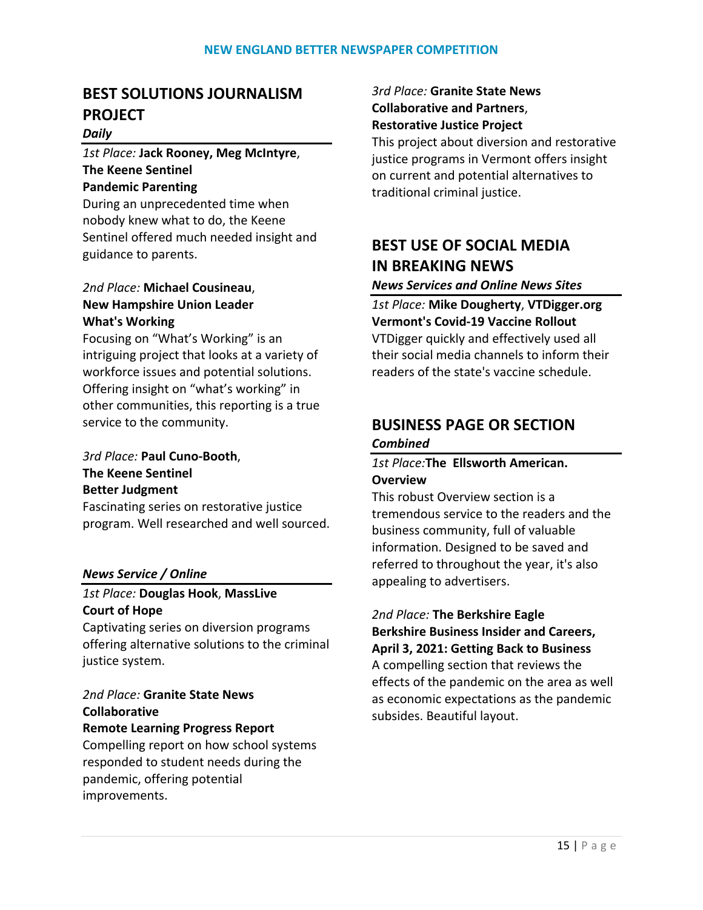## BEST SOLUTIONS JOURNALISM PROJECT

### *Daily*

*1st Place:* **Jack Rooney, Meg McIntyre**, **The Keene Sentinel**
**Pandemic Parenting**
During an unprecedented time when nobody knew what to do, the Keene Sentinel offered much needed insight and guidance to parents.

*2nd Place:* **Michael Cousineau**, **New Hampshire Union Leader**
**What's Working**
Focusing on "What's Working" is an intriguing project that looks at a variety of workforce issues and potential solutions. Offering insight on "what's working" in other communities, this reporting is a true service to the community.

*3rd Place:* **Paul Cuno-Booth**, **The Keene Sentinel**
**Better Judgment**
Fascinating series on restorative justice program. Well researched and well sourced.

### *News Service / Online*

*1st Place:* **Douglas Hook**, **MassLive**
**Court of Hope**
Captivating series on diversion programs offering alternative solutions to the criminal justice system.

*2nd Place:* **Granite State News Collaborative**
**Remote Learning Progress Report**
Compelling report on how school systems responded to student needs during the pandemic, offering potential improvements.

*3rd Place:* **Granite State News Collaborative and Partners**, **Restorative Justice Project**
This project about diversion and restorative justice programs in Vermont offers insight on current and potential alternatives to traditional criminal justice.

## BEST USE OF SOCIAL MEDIA IN BREAKING NEWS

### *News Services and Online News Sites*

*1st Place:* **Mike Dougherty**, **VTDigger.org**
**Vermont's Covid-19 Vaccine Rollout**
VTDigger quickly and effectively used all their social media channels to inform their readers of the state's vaccine schedule.

## BUSINESS PAGE OR SECTION

### *Combined*

*1st Place:* **The Ellsworth American.**
**Overview**
This robust Overview section is a tremendous service to the readers and the business community, full of valuable information. Designed to be saved and referred to throughout the year, it's also appealing to advertisers.

*2nd Place:* **The Berkshire Eagle**
**Berkshire Business Insider and Careers, April 3, 2021: Getting Back to Business**
A compelling section that reviews the effects of the pandemic on the area as well as economic expectations as the pandemic subsides. Beautiful layout.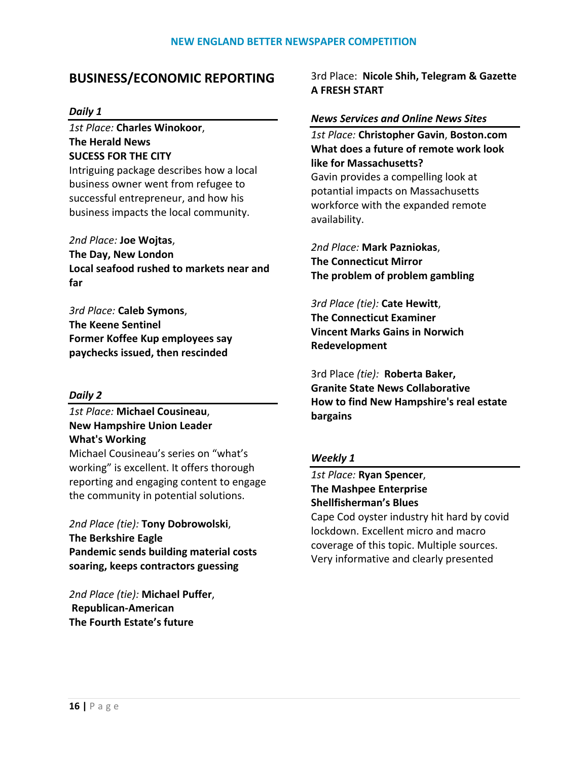## BUSINESS/ECONOMIC REPORTING

### *Daily 1*

*1st Place:* **Charles Winokoor**,
**The Herald News**
**SUCESS FOR THE CITY**
Intriguing package describes how a local business owner went from refugee to successful entrepreneur, and how his business impacts the local community.

*2nd Place:* **Joe Wojtas**,
**The Day, New London**
**Local seafood rushed to markets near and far**

*3rd Place:* **Caleb Symons**,
**The Keene Sentinel**
**Former Koffee Kup employees say paychecks issued, then rescinded**

### *Daily 2*

*1st Place:* **Michael Cousineau**,
**New Hampshire Union Leader**
**What's Working**
Michael Cousineau's series on "what's working" is excellent. It offers thorough reporting and engaging content to engage the community in potential solutions.

*2nd Place (tie):* **Tony Dobrowolski**,
**The Berkshire Eagle**
**Pandemic sends building material costs soaring, keeps contractors guessing**

*2nd Place (tie):* **Michael Puffer**,
**Republican-American**
**The Fourth Estate's future**

3rd Place: **Nicole Shih, Telegram & Gazette**
**A FRESH START**

### *News Services and Online News Sites*

*1st Place:* **Christopher Gavin**, **Boston.com**
**What does a future of remote work look like for Massachusetts?**
Gavin provides a compelling look at potential impacts on Massachusetts workforce with the expanded remote availability.

*2nd Place:* **Mark Pazniokas**,
**The Connecticut Mirror**
**The problem of problem gambling**

*3rd Place (tie):* **Cate Hewitt**,
**The Connecticut Examiner**
**Vincent Marks Gains in Norwich Redevelopment**

3rd Place *(tie):* **Roberta Baker,**
**Granite State News Collaborative**
**How to find New Hampshire's real estate bargains**

### *Weekly 1*

*1st Place:* **Ryan Spencer**,
**The Mashpee Enterprise**
**Shellfisherman's Blues**
Cape Cod oyster industry hit hard by covid lockdown. Excellent micro and macro coverage of this topic. Multiple sources. Very informative and clearly presented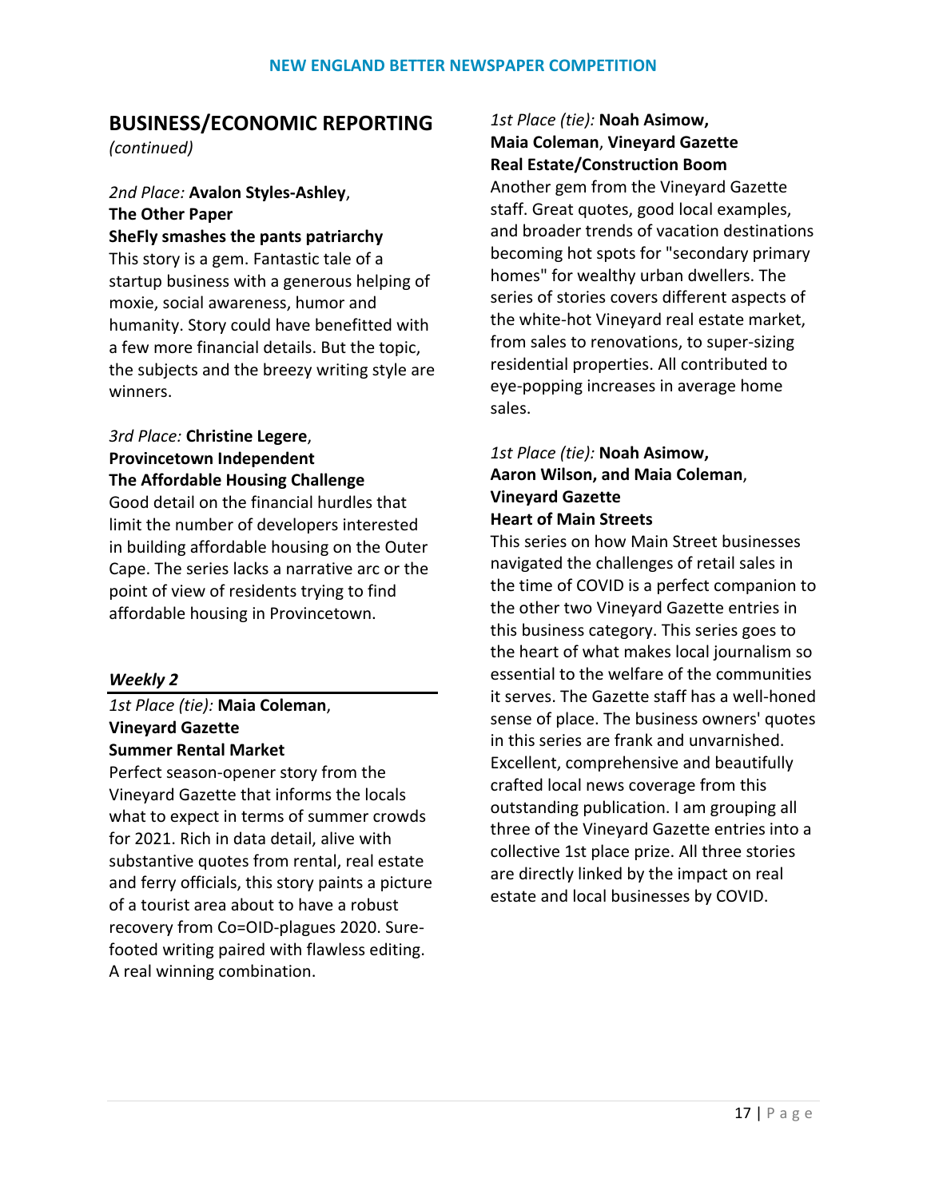## BUSINESS/ECONOMIC REPORTING

*(continued)*

*2nd Place:* **Avalon Styles-Ashley**, **The Other Paper**
**SheFly smashes the pants patriarchy**
This story is a gem. Fantastic tale of a startup business with a generous helping of moxie, social awareness, humor and humanity. Story could have benefitted with a few more financial details. But the topic, the subjects and the breezy writing style are winners.

*3rd Place:* **Christine Legere**, **Provincetown Independent**
**The Affordable Housing Challenge**
Good detail on the financial hurdles that limit the number of developers interested in building affordable housing on the Outer Cape. The series lacks a narrative arc or the point of view of residents trying to find affordable housing in Provincetown.

### *Weekly 2*

*1st Place (tie):* **Maia Coleman**, **Vineyard Gazette**
**Summer Rental Market**
Perfect season-opener story from the Vineyard Gazette that informs the locals what to expect in terms of summer crowds for 2021. Rich in data detail, alive with substantive quotes from rental, real estate and ferry officials, this story paints a picture of a tourist area about to have a robust recovery from Co=OID-plagues 2020. Sure-footed writing paired with flawless editing. A real winning combination.

*1st Place (tie):* **Noah Asimow, Maia Coleman**, **Vineyard Gazette**
**Real Estate/Construction Boom**
Another gem from the Vineyard Gazette staff. Great quotes, good local examples, and broader trends of vacation destinations becoming hot spots for "secondary primary homes" for wealthy urban dwellers. The series of stories covers different aspects of the white-hot Vineyard real estate market, from sales to renovations, to super-sizing residential properties. All contributed to eye-popping increases in average home sales.

*1st Place (tie):* **Noah Asimow, Aaron Wilson, and Maia Coleman**, **Vineyard Gazette**
**Heart of Main Streets**
This series on how Main Street businesses navigated the challenges of retail sales in the time of COVID is a perfect companion to the other two Vineyard Gazette entries in this business category. This series goes to the heart of what makes local journalism so essential to the welfare of the communities it serves. The Gazette staff has a well-honed sense of place. The business owners' quotes in this series are frank and unvarnished. Excellent, comprehensive and beautifully crafted local news coverage from this outstanding publication. I am grouping all three of the Vineyard Gazette entries into a collective 1st place prize. All three stories are directly linked by the impact on real estate and local businesses by COVID.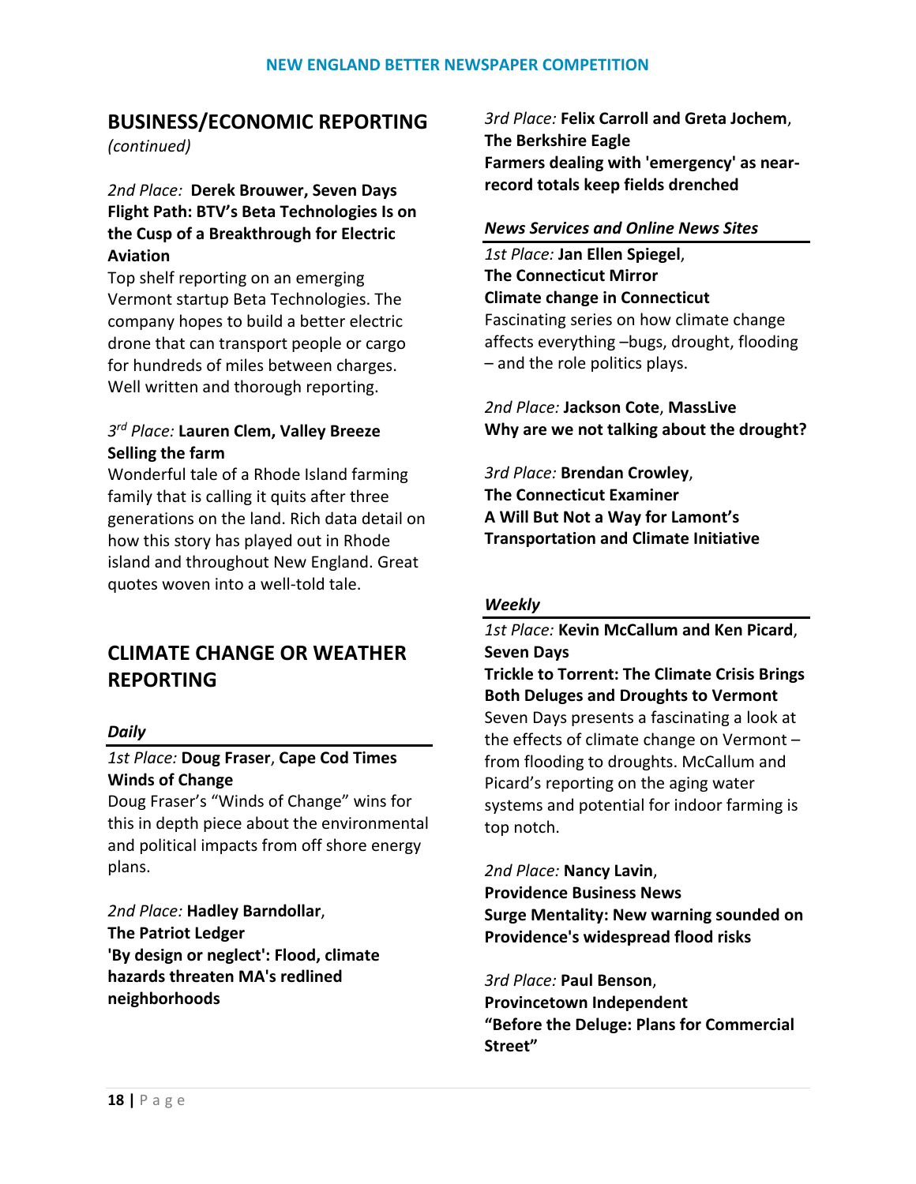## BUSINESS/ECONOMIC REPORTING

*(continued)*

*2nd Place:* **Derek Brouwer, Seven Days**
**Flight Path: BTV's Beta Technologies Is on the Cusp of a Breakthrough for Electric Aviation**
Top shelf reporting on an emerging Vermont startup Beta Technologies. The company hopes to build a better electric drone that can transport people or cargo for hundreds of miles between charges. Well written and thorough reporting.

*3rd Place:* **Lauren Clem, Valley Breeze**
**Selling the farm**
Wonderful tale of a Rhode Island farming family that is calling it quits after three generations on the land. Rich data detail on how this story has played out in Rhode island and throughout New England. Great quotes woven into a well-told tale.

## CLIMATE CHANGE OR WEATHER REPORTING

### *Daily*

*1st Place:* **Doug Fraser**, **Cape Cod Times**
**Winds of Change**
Doug Fraser's "Winds of Change" wins for this in depth piece about the environmental and political impacts from off shore energy plans.

*2nd Place:* **Hadley Barndollar**,
**The Patriot Ledger**
**'By design or neglect': Flood, climate hazards threaten MA's redlined neighborhoods**

*3rd Place:* **Felix Carroll and Greta Jochem**,
**The Berkshire Eagle**
**Farmers dealing with 'emergency' as near-record totals keep fields drenched**

### *News Services and Online News Sites*

*1st Place:* **Jan Ellen Spiegel**,
**The Connecticut Mirror**
**Climate change in Connecticut**
Fascinating series on how climate change affects everything –bugs, drought, flooding – and the role politics plays.

*2nd Place:* **Jackson Cote**, **MassLive**
**Why are we not talking about the drought?**

*3rd Place:* **Brendan Crowley**,
**The Connecticut Examiner**
**A Will But Not a Way for Lamont's Transportation and Climate Initiative**

### *Weekly*

*1st Place:* **Kevin McCallum and Ken Picard**,
**Seven Days**
**Trickle to Torrent: The Climate Crisis Brings Both Deluges and Droughts to Vermont**
Seven Days presents a fascinating a look at the effects of climate change on Vermont – from flooding to droughts. McCallum and Picard's reporting on the aging water systems and potential for indoor farming is top notch.

*2nd Place:* **Nancy Lavin**,
**Providence Business News**
**Surge Mentality: New warning sounded on Providence's widespread flood risks**

*3rd Place:* **Paul Benson**,
**Provincetown Independent**
**"Before the Deluge: Plans for Commercial Street"**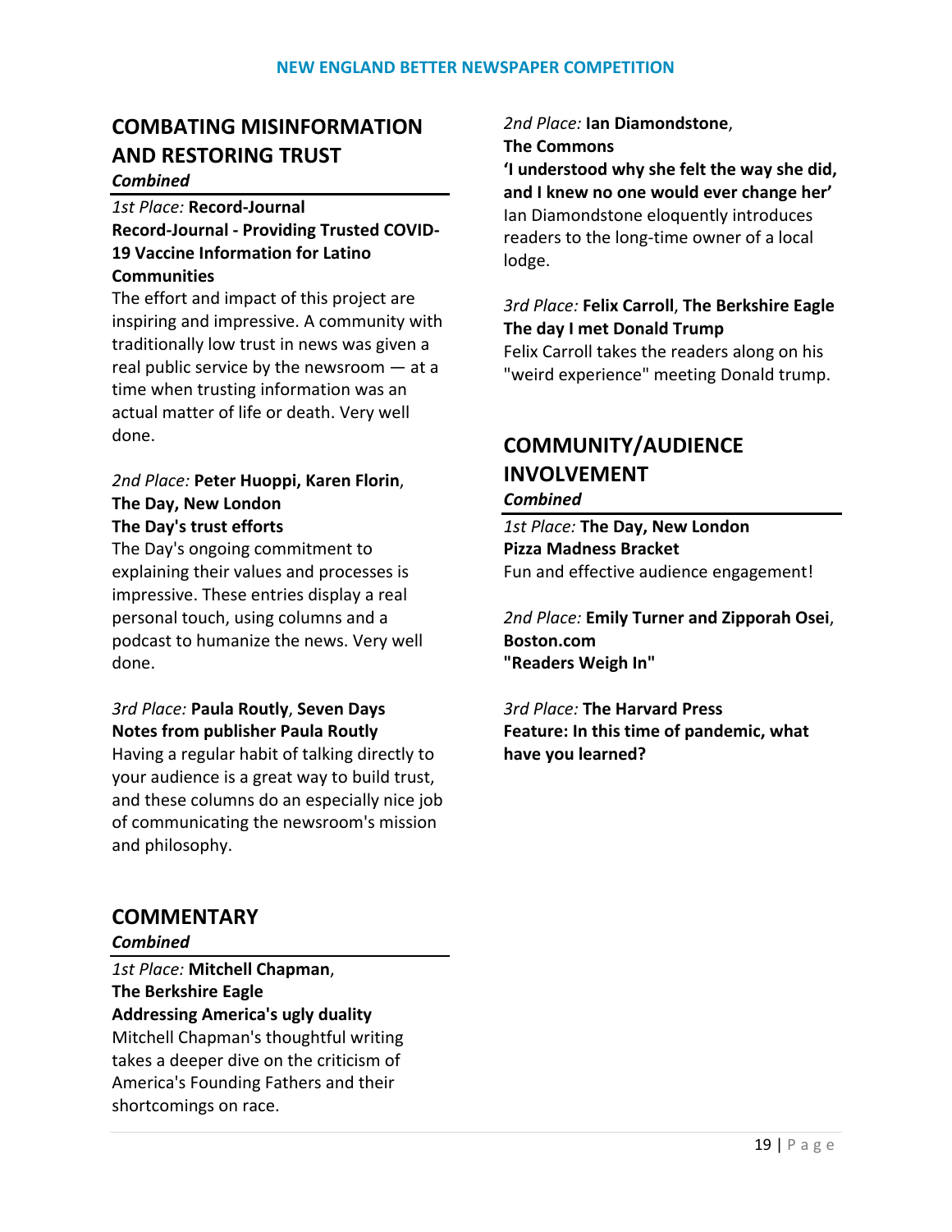## COMBATING MISINFORMATION AND RESTORING TRUST

***Combined***

*1st Place:* **Record-Journal**
**Record-Journal - Providing Trusted COVID-19 Vaccine Information for Latino Communities**
The effort and impact of this project are inspiring and impressive. A community with traditionally low trust in news was given a real public service by the newsroom — at a time when trusting information was an actual matter of life or death. Very well done.

*2nd Place:* **Peter Huoppi, Karen Florin**, **The Day, New London**
**The Day's trust efforts**
The Day's ongoing commitment to explaining their values and processes is impressive. These entries display a real personal touch, using columns and a podcast to humanize the news. Very well done.

*3rd Place:* **Paula Routly**, **Seven Days**
**Notes from publisher Paula Routly**
Having a regular habit of talking directly to your audience is a great way to build trust, and these columns do an especially nice job of communicating the newsroom's mission and philosophy.

## COMMENTARY

***Combined***

*1st Place:* **Mitchell Chapman**, **The Berkshire Eagle**
**Addressing America's ugly duality**
Mitchell Chapman's thoughtful writing takes a deeper dive on the criticism of America's Founding Fathers and their shortcomings on race.

*2nd Place:* **Ian Diamondstone**, **The Commons**
**'I understood why she felt the way she did, and I knew no one would ever change her'**
Ian Diamondstone eloquently introduces readers to the long-time owner of a local lodge.

*3rd Place:* **Felix Carroll**, **The Berkshire Eagle**
**The day I met Donald Trump**
Felix Carroll takes the readers along on his "weird experience" meeting Donald trump.

## COMMUNITY/AUDIENCE INVOLVEMENT

***Combined***

*1st Place:* **The Day, New London**
**Pizza Madness Bracket**
Fun and effective audience engagement!

*2nd Place:* **Emily Turner and Zipporah Osei**, **Boston.com**
**"Readers Weigh In"**

*3rd Place:* **The Harvard Press**
**Feature: In this time of pandemic, what have you learned?**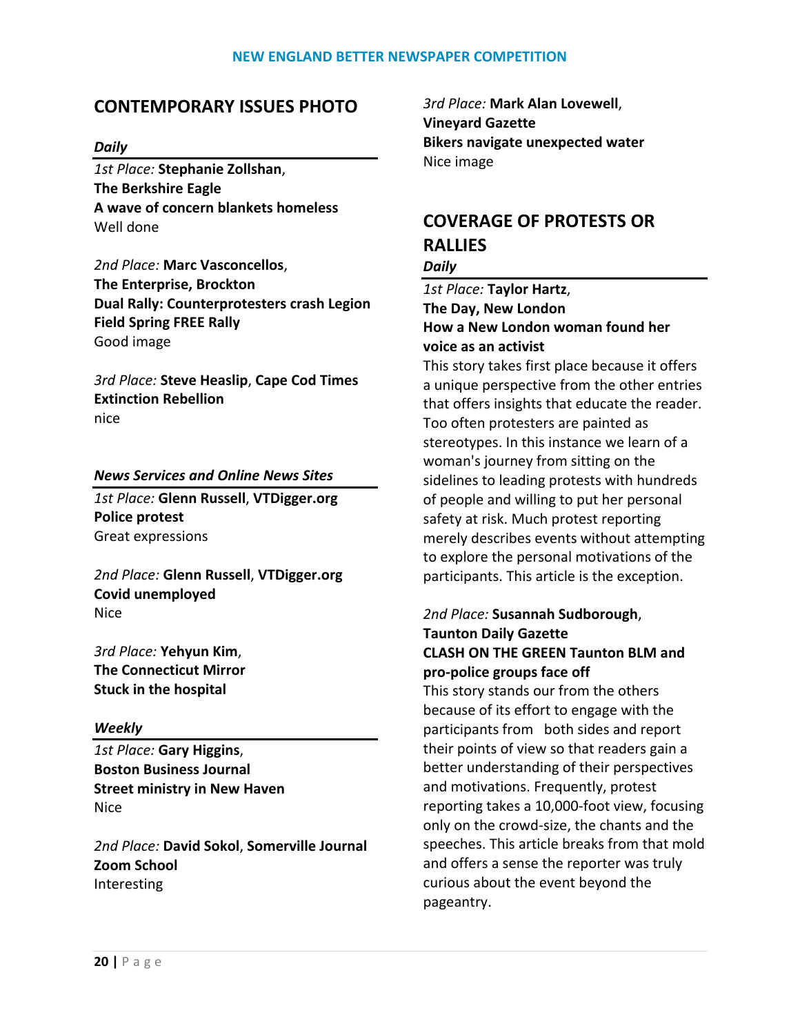## CONTEMPORARY ISSUES PHOTO

***Daily***

*1st Place:* **Stephanie Zollshan**,
**The Berkshire Eagle**
**A wave of concern blankets homeless**
Well done

*2nd Place:* **Marc Vasconcellos**,
**The Enterprise, Brockton**
**Dual Rally: Counterprotesters crash Legion Field Spring FREE Rally**
Good image

*3rd Place:* **Steve Heaslip**, **Cape Cod Times**
**Extinction Rebellion**
nice

***News Services and Online News Sites***

*1st Place:* **Glenn Russell**, **VTDigger.org**
**Police protest**
Great expressions

*2nd Place:* **Glenn Russell**, **VTDigger.org**
**Covid unemployed**
Nice

*3rd Place:* **Yehyun Kim**,
**The Connecticut Mirror**
**Stuck in the hospital**

***Weekly***

*1st Place:* **Gary Higgins**,
**Boston Business Journal**
**Street ministry in New Haven**
Nice

*2nd Place:* **David Sokol**, **Somerville Journal**
**Zoom School**
Interesting

*3rd Place:* **Mark Alan Lovewell**,
**Vineyard Gazette**
**Bikers navigate unexpected water**
Nice image

## COVERAGE OF PROTESTS OR RALLIES

***Daily***

*1st Place:* **Taylor Hartz**,
**The Day, New London**
**How a New London woman found her voice as an activist**
This story takes first place because it offers a unique perspective from the other entries that offers insights that educate the reader. Too often protesters are painted as stereotypes. In this instance we learn of a woman's journey from sitting on the sidelines to leading protests with hundreds of people and willing to put her personal safety at risk. Much protest reporting merely describes events without attempting to explore the personal motivations of the participants. This article is the exception.

*2nd Place:* **Susannah Sudborough**,
**Taunton Daily Gazette**
**CLASH ON THE GREEN Taunton BLM and pro-police groups face off**
This story stands our from the others because of its effort to engage with the participants from both sides and report their points of view so that readers gain a better understanding of their perspectives and motivations. Frequently, protest reporting takes a 10,000-foot view, focusing only on the crowd-size, the chants and the speeches. This article breaks from that mold and offers a sense the reporter was truly curious about the event beyond the pageantry.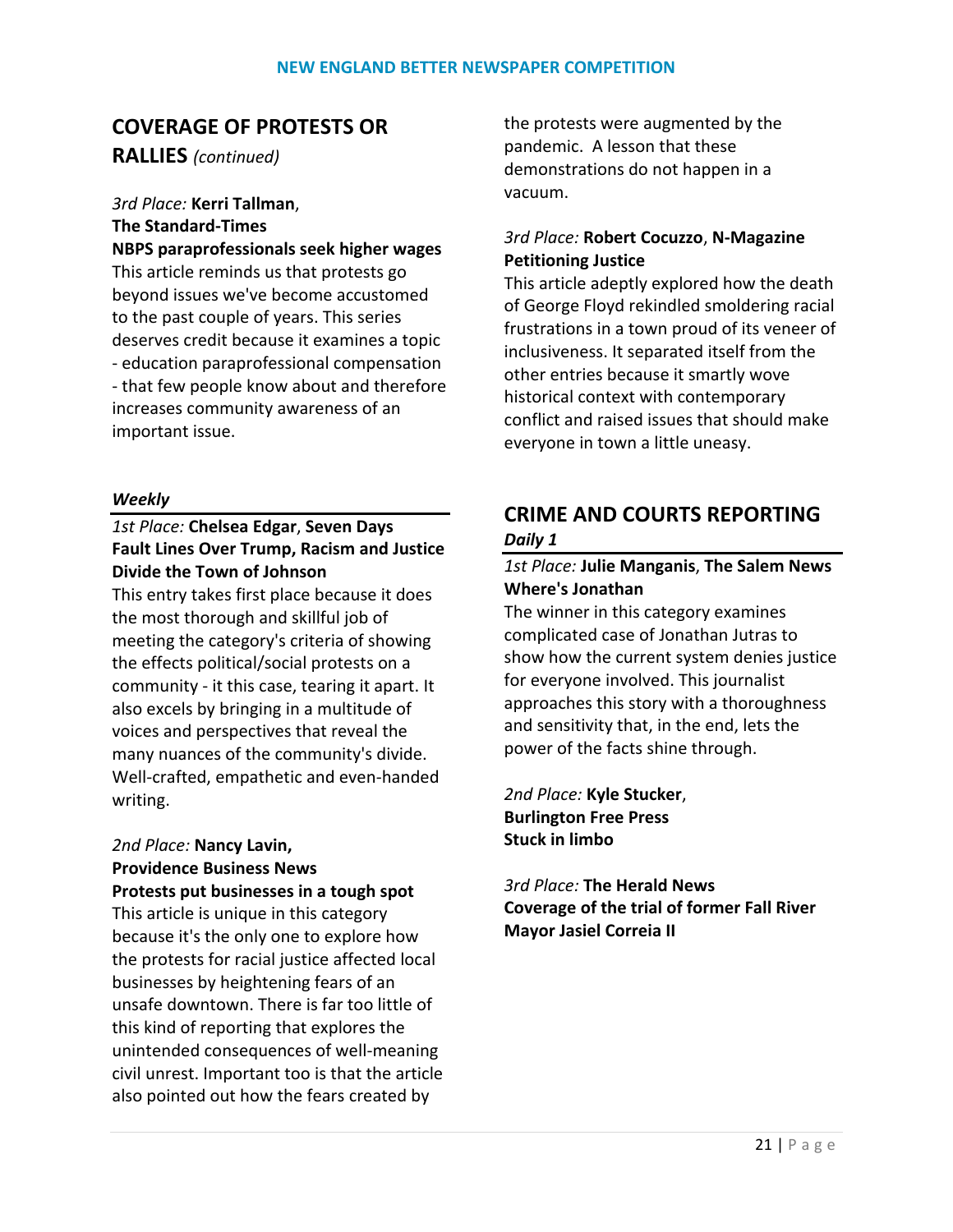## COVERAGE OF PROTESTS OR RALLIES *(continued)*

*3rd Place:* **Kerri Tallman**, **The Standard-Times**
**NBPS paraprofessionals seek higher wages**
This article reminds us that protests go beyond issues we've become accustomed to the past couple of years. This series deserves credit because it examines a topic - education paraprofessional compensation - that few people know about and therefore increases community awareness of an important issue.

### *Weekly*

*1st Place:* **Chelsea Edgar**, **Seven Days**
**Fault Lines Over Trump, Racism and Justice Divide the Town of Johnson**
This entry takes first place because it does the most thorough and skillful job of meeting the category's criteria of showing the effects political/social protests on a community - it this case, tearing it apart. It also excels by bringing in a multitude of voices and perspectives that reveal the many nuances of the community's divide. Well-crafted, empathetic and even-handed writing.

*2nd Place:* **Nancy Lavin, Providence Business News**
**Protests put businesses in a tough spot**
This article is unique in this category because it's the only one to explore how the protests for racial justice affected local businesses by heightening fears of an unsafe downtown. There is far too little of this kind of reporting that explores the unintended consequences of well-meaning civil unrest. Important too is that the article also pointed out how the fears created by the protests were augmented by the pandemic. A lesson that these demonstrations do not happen in a vacuum.

*3rd Place:* **Robert Cocuzzo**, **N-Magazine**
**Petitioning Justice**
This article adeptly explored how the death of George Floyd rekindled smoldering racial frustrations in a town proud of its veneer of inclusiveness. It separated itself from the other entries because it smartly wove historical context with contemporary conflict and raised issues that should make everyone in town a little uneasy.

## CRIME AND COURTS REPORTING

### *Daily 1*

*1st Place:* **Julie Manganis**, **The Salem News**
**Where's Jonathan**
The winner in this category examines complicated case of Jonathan Jutras to show how the current system denies justice for everyone involved. This journalist approaches this story with a thoroughness and sensitivity that, in the end, lets the power of the facts shine through.

*2nd Place:* **Kyle Stucker**, **Burlington Free Press**
**Stuck in limbo**

*3rd Place:* **The Herald News**
**Coverage of the trial of former Fall River Mayor Jasiel Correia II**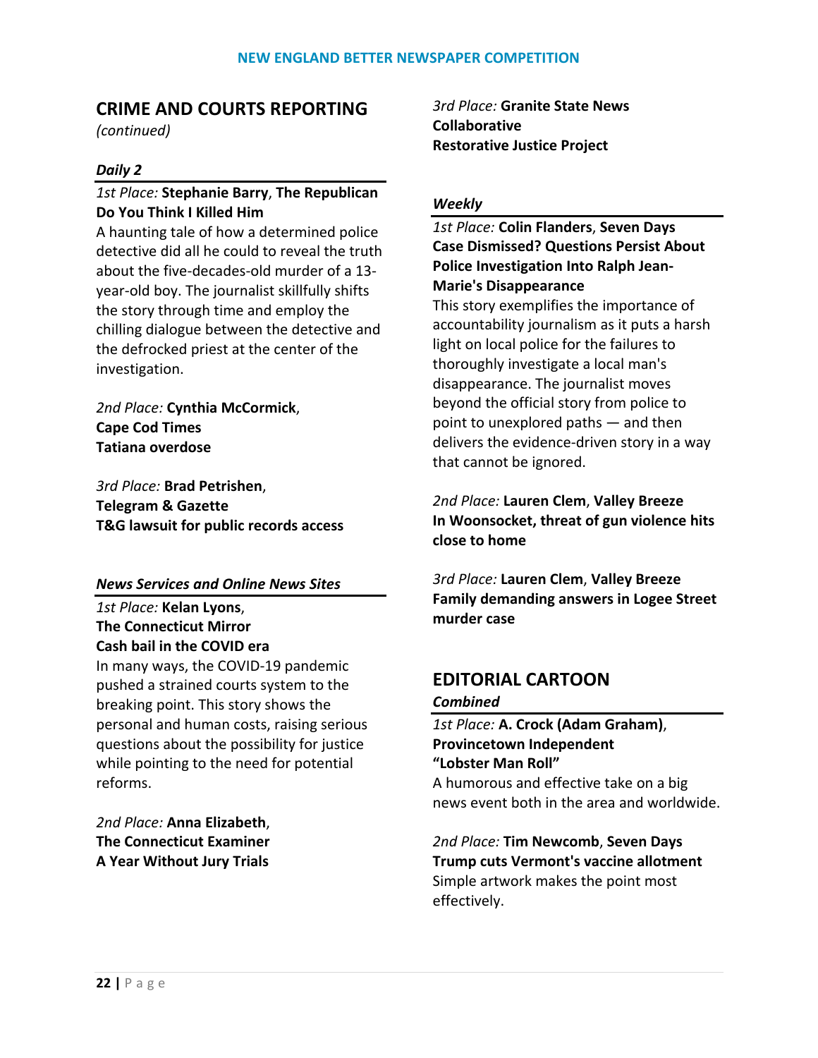## CRIME AND COURTS REPORTING

*(continued)*

***Daily 2***

*1st Place:* **Stephanie Barry**, **The Republican**
**Do You Think I Killed Him**
A haunting tale of how a determined police detective did all he could to reveal the truth about the five-decades-old murder of a 13-year-old boy. The journalist skillfully shifts the story through time and employ the chilling dialogue between the detective and the defrocked priest at the center of the investigation.

*2nd Place:* **Cynthia McCormick**,
**Cape Cod Times**
**Tatiana overdose**

*3rd Place:* **Brad Petrishen**,
**Telegram & Gazette**
**T&G lawsuit for public records access**

***News Services and Online News Sites***

*1st Place:* **Kelan Lyons**,
**The Connecticut Mirror**
**Cash bail in the COVID era**
In many ways, the COVID-19 pandemic pushed a strained courts system to the breaking point. This story shows the personal and human costs, raising serious questions about the possibility for justice while pointing to the need for potential reforms.

*2nd Place:* **Anna Elizabeth**,
**The Connecticut Examiner**
**A Year Without Jury Trials**

*3rd Place:* **Granite State News Collaborative**
**Restorative Justice Project**

***Weekly***

*1st Place:* **Colin Flanders**, **Seven Days**
**Case Dismissed? Questions Persist About Police Investigation Into Ralph Jean-Marie's Disappearance**
This story exemplifies the importance of accountability journalism as it puts a harsh light on local police for the failures to thoroughly investigate a local man's disappearance. The journalist moves beyond the official story from police to point to unexplored paths — and then delivers the evidence-driven story in a way that cannot be ignored.

*2nd Place:* **Lauren Clem**, **Valley Breeze**
**In Woonsocket, threat of gun violence hits close to home**

*3rd Place:* **Lauren Clem**, **Valley Breeze**
**Family demanding answers in Logee Street murder case**

## EDITORIAL CARTOON

***Combined***

*1st Place:* **A. Crock (Adam Graham)**,
**Provincetown Independent**
**"Lobster Man Roll"**
A humorous and effective take on a big news event both in the area and worldwide.

*2nd Place:* **Tim Newcomb**, **Seven Days**
**Trump cuts Vermont's vaccine allotment**
Simple artwork makes the point most effectively.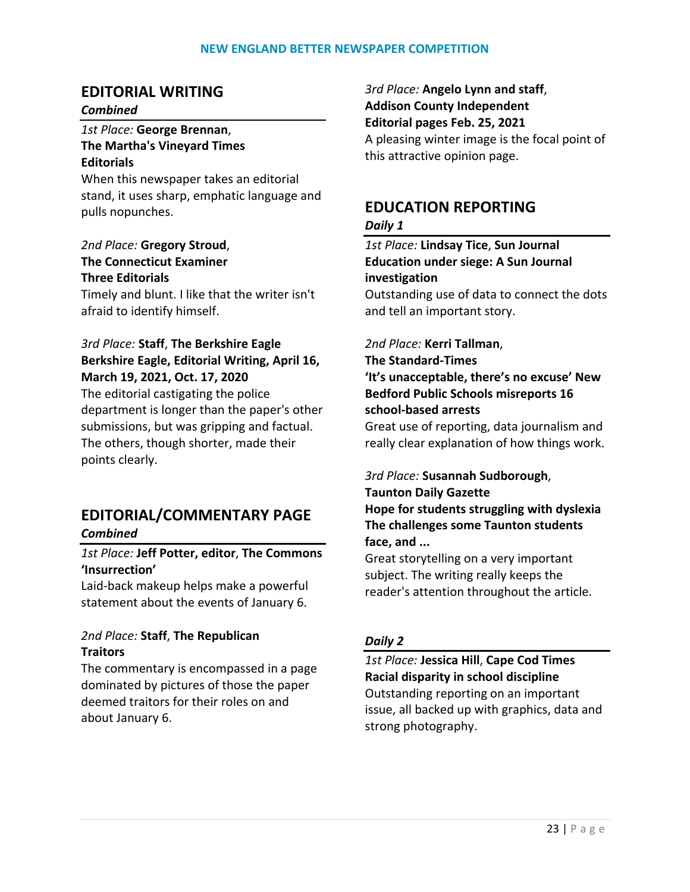## EDITORIAL WRITING

***Combined***

*1st Place:* **George Brennan**, **The Martha's Vineyard Times**
**Editorials**
When this newspaper takes an editorial stand, it uses sharp, emphatic language and pulls nopunches.

*2nd Place:* **Gregory Stroud**, **The Connecticut Examiner**
**Three Editorials**
Timely and blunt. I like that the writer isn't afraid to identify himself.

*3rd Place:* **Staff**, **The Berkshire Eagle**
**Berkshire Eagle, Editorial Writing, April 16, March 19, 2021, Oct. 17, 2020**
The editorial castigating the police department is longer than the paper's other submissions, but was gripping and factual. The others, though shorter, made their points clearly.

## EDITORIAL/COMMENTARY PAGE

***Combined***

*1st Place:* **Jeff Potter, editor**, **The Commons**
**'Insurrection'**
Laid-back makeup helps make a powerful statement about the events of January 6.

*2nd Place:* **Staff**, **The Republican**
**Traitors**
The commentary is encompassed in a page dominated by pictures of those the paper deemed traitors for their roles on and about January 6.

*3rd Place:* **Angelo Lynn and staff**, **Addison County Independent**
**Editorial pages Feb. 25, 2021**
A pleasing winter image is the focal point of this attractive opinion page.

## EDUCATION REPORTING

***Daily 1***

*1st Place:* **Lindsay Tice**, **Sun Journal**
**Education under siege: A Sun Journal investigation**
Outstanding use of data to connect the dots and tell an important story.

*2nd Place:* **Kerri Tallman**, **The Standard-Times**
**'It's unacceptable, there's no excuse' New Bedford Public Schools misreports 16 school-based arrests**
Great use of reporting, data journalism and really clear explanation of how things work.

*3rd Place:* **Susannah Sudborough**, **Taunton Daily Gazette**
**Hope for students struggling with dyslexia The challenges some Taunton students face, and ...**
Great storytelling on a very important subject. The writing really keeps the reader's attention throughout the article.

***Daily 2***

*1st Place:* **Jessica Hill**, **Cape Cod Times**
**Racial disparity in school discipline**
Outstanding reporting on an important issue, all backed up with graphics, data and strong photography.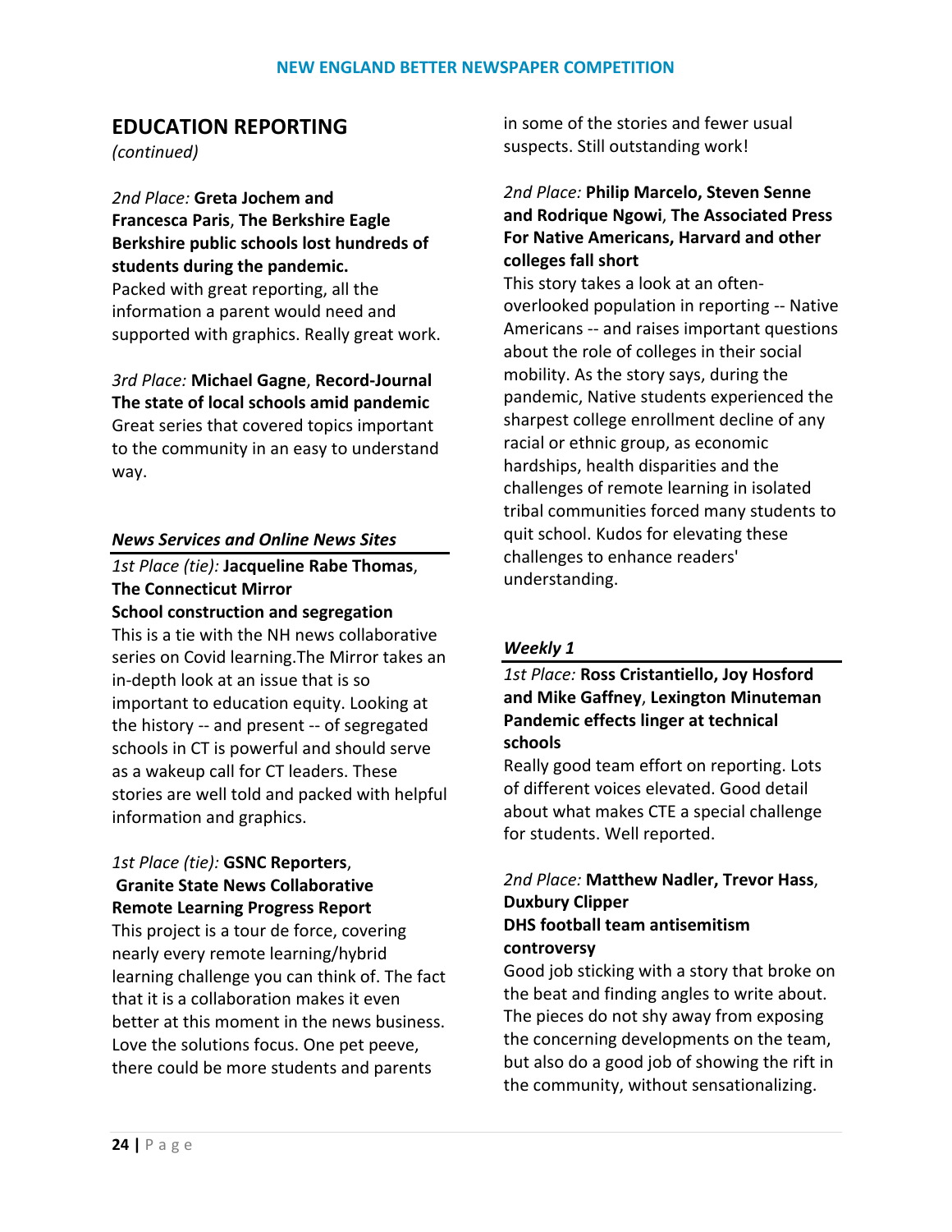## EDUCATION REPORTING

*(continued)*

*2nd Place:* **Greta Jochem and Francesca Paris**, **The Berkshire Eagle**
**Berkshire public schools lost hundreds of students during the pandemic.**
Packed with great reporting, all the information a parent would need and supported with graphics. Really great work.

*3rd Place:* **Michael Gagne**, **Record-Journal**
**The state of local schools amid pandemic**
Great series that covered topics important to the community in an easy to understand way.

### *News Services and Online News Sites*

*1st Place (tie):* **Jacqueline Rabe Thomas**, **The Connecticut Mirror**
**School construction and segregation**
This is a tie with the NH news collaborative series on Covid learning.The Mirror takes an in-depth look at an issue that is so important to education equity. Looking at the history -- and present -- of segregated schools in CT is powerful and should serve as a wakeup call for CT leaders. These stories are well told and packed with helpful information and graphics.

*1st Place (tie):* **GSNC Reporters**, **Granite State News Collaborative**
**Remote Learning Progress Report**
This project is a tour de force, covering nearly every remote learning/hybrid learning challenge you can think of. The fact that it is a collaboration makes it even better at this moment in the news business. Love the solutions focus. One pet peeve, there could be more students and parents in some of the stories and fewer usual suspects. Still outstanding work!

*2nd Place:* **Philip Marcelo, Steven Senne and Rodrique Ngowi**, **The Associated Press**
**For Native Americans, Harvard and other colleges fall short**
This story takes a look at an often-overlooked population in reporting -- Native Americans -- and raises important questions about the role of colleges in their social mobility. As the story says, during the pandemic, Native students experienced the sharpest college enrollment decline of any racial or ethnic group, as economic hardships, health disparities and the challenges of remote learning in isolated tribal communities forced many students to quit school. Kudos for elevating these challenges to enhance readers' understanding.

### *Weekly 1*

*1st Place:* **Ross Cristantiello, Joy Hosford and Mike Gaffney**, **Lexington Minuteman**
**Pandemic effects linger at technical schools**
Really good team effort on reporting. Lots of different voices elevated. Good detail about what makes CTE a special challenge for students. Well reported.

*2nd Place:* **Matthew Nadler, Trevor Hass**, **Duxbury Clipper**
**DHS football team antisemitism controversy**
Good job sticking with a story that broke on the beat and finding angles to write about. The pieces do not shy away from exposing the concerning developments on the team, but also do a good job of showing the rift in the community, without sensationalizing.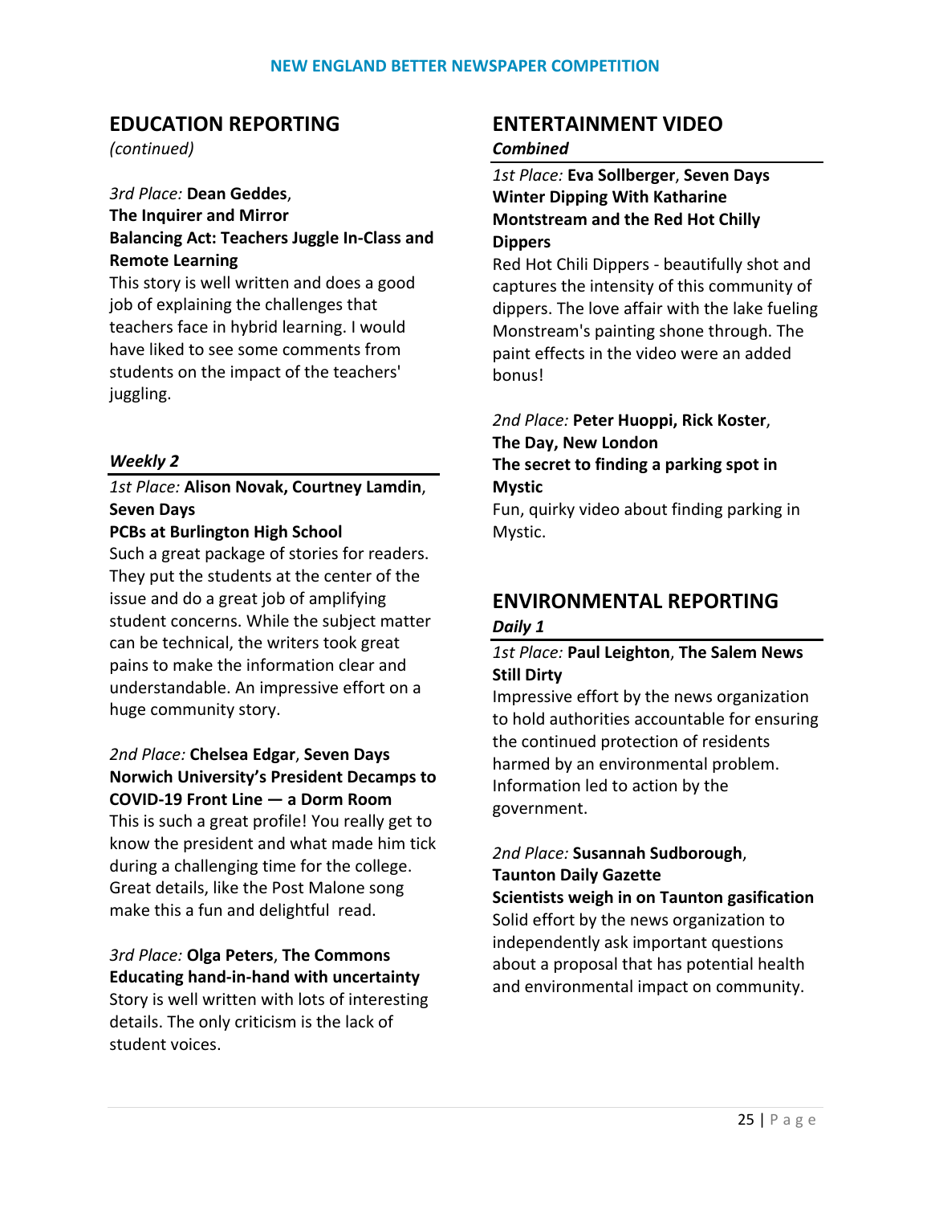## EDUCATION REPORTING

*(continued)*

*3rd Place:* **Dean Geddes**, **The Inquirer and Mirror**
**Balancing Act: Teachers Juggle In-Class and Remote Learning**
This story is well written and does a good job of explaining the challenges that teachers face in hybrid learning. I would have liked to see some comments from students on the impact of the teachers' juggling.

### *Weekly 2*

*1st Place:* **Alison Novak, Courtney Lamdin**, **Seven Days**
**PCBs at Burlington High School**
Such a great package of stories for readers. They put the students at the center of the issue and do a great job of amplifying student concerns. While the subject matter can be technical, the writers took great pains to make the information clear and understandable. An impressive effort on a huge community story.

*2nd Place:* **Chelsea Edgar**, **Seven Days**
**Norwich University's President Decamps to COVID-19 Front Line — a Dorm Room**
This is such a great profile! You really get to know the president and what made him tick during a challenging time for the college. Great details, like the Post Malone song make this a fun and delightful read.

*3rd Place:* **Olga Peters**, **The Commons**
**Educating hand-in-hand with uncertainty**
Story is well written with lots of interesting details. The only criticism is the lack of student voices.

## ENTERTAINMENT VIDEO

### *Combined*

*1st Place:* **Eva Sollberger**, **Seven Days**
**Winter Dipping With Katharine Montstream and the Red Hot Chilly Dippers**
Red Hot Chili Dippers - beautifully shot and captures the intensity of this community of dippers. The love affair with the lake fueling Monstream's painting shone through. The paint effects in the video were an added bonus!

*2nd Place:* **Peter Huoppi, Rick Koster**, **The Day, New London**
**The secret to finding a parking spot in Mystic**
Fun, quirky video about finding parking in Mystic.

## ENVIRONMENTAL REPORTING

### *Daily 1*

*1st Place:* **Paul Leighton**, **The Salem News**
**Still Dirty**
Impressive effort by the news organization to hold authorities accountable for ensuring the continued protection of residents harmed by an environmental problem. Information led to action by the government.

*2nd Place:* **Susannah Sudborough**, **Taunton Daily Gazette**
**Scientists weigh in on Taunton gasification**
Solid effort by the news organization to independently ask important questions about a proposal that has potential health and environmental impact on community.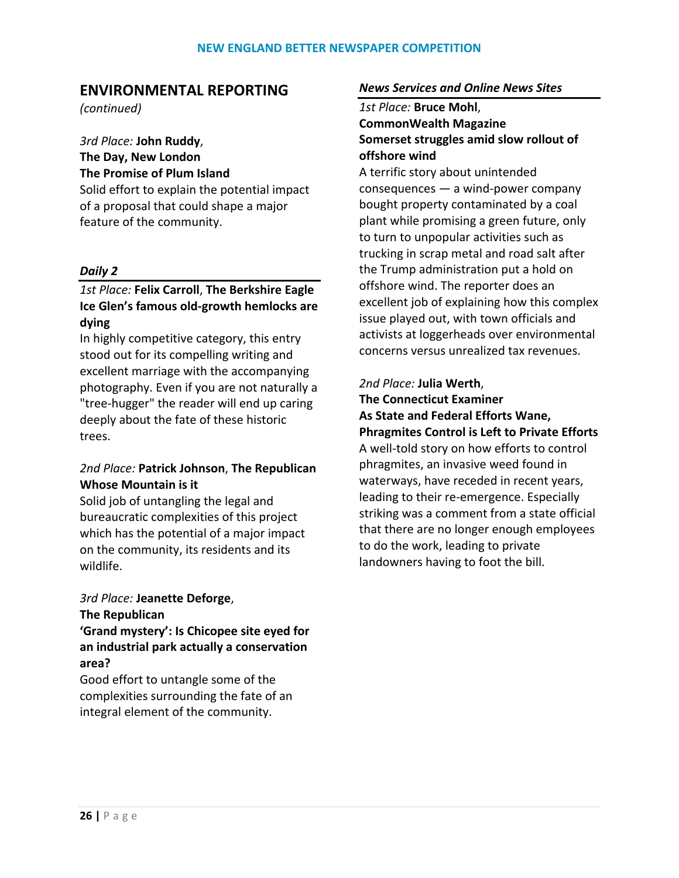## ENVIRONMENTAL REPORTING

*(continued)*

*3rd Place:* **John Ruddy**,
**The Day, New London**
**The Promise of Plum Island**
Solid effort to explain the potential impact of a proposal that could shape a major feature of the community.

### *Daily 2*

*1st Place:* **Felix Carroll**, **The Berkshire Eagle**
**Ice Glen's famous old-growth hemlocks are dying**
In highly competitive category, this entry stood out for its compelling writing and excellent marriage with the accompanying photography. Even if you are not naturally a "tree-hugger" the reader will end up caring deeply about the fate of these historic trees.

*2nd Place:* **Patrick Johnson**, **The Republican**
**Whose Mountain is it**
Solid job of untangling the legal and bureaucratic complexities of this project which has the potential of a major impact on the community, its residents and its wildlife.

*3rd Place:* **Jeanette Deforge**,
**The Republican**
**'Grand mystery': Is Chicopee site eyed for an industrial park actually a conservation area?**
Good effort to untangle some of the complexities surrounding the fate of an integral element of the community.

### *News Services and Online News Sites*

*1st Place:* **Bruce Mohl**,
**CommonWealth Magazine**
**Somerset struggles amid slow rollout of offshore wind**
A terrific story about unintended consequences — a wind-power company bought property contaminated by a coal plant while promising a green future, only to turn to unpopular activities such as trucking in scrap metal and road salt after the Trump administration put a hold on offshore wind. The reporter does an excellent job of explaining how this complex issue played out, with town officials and activists at loggerheads over environmental concerns versus unrealized tax revenues.

*2nd Place:* **Julia Werth**,
**The Connecticut Examiner**
**As State and Federal Efforts Wane, Phragmites Control is Left to Private Efforts**
A well-told story on how efforts to control phragmites, an invasive weed found in waterways, have receded in recent years, leading to their re-emergence. Especially striking was a comment from a state official that there are no longer enough employees to do the work, leading to private landowners having to foot the bill.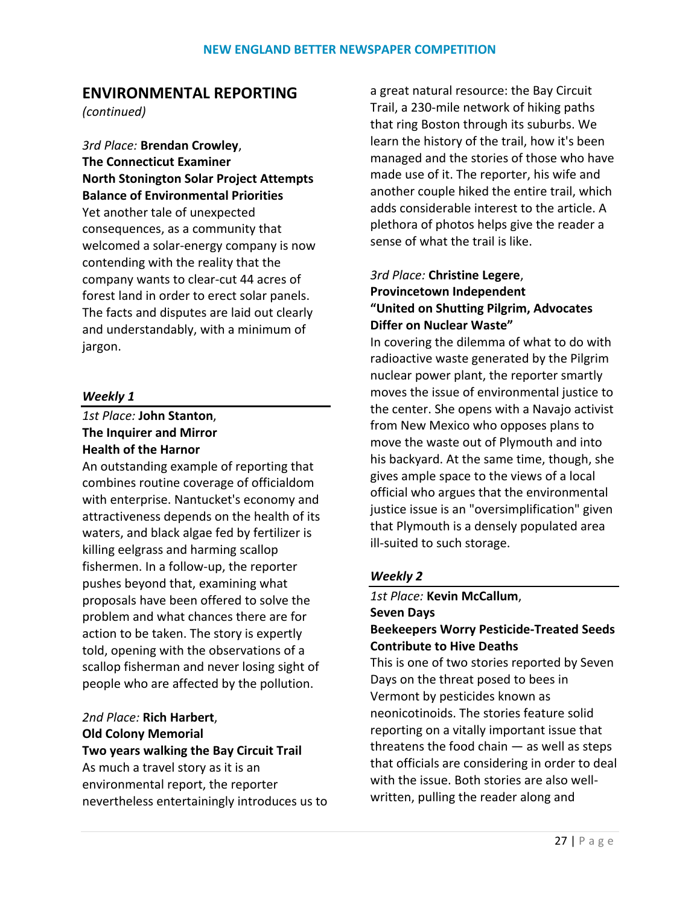## ENVIRONMENTAL REPORTING

*(continued)*

*3rd Place:* **Brendan Crowley**,
**The Connecticut Examiner**
**North Stonington Solar Project Attempts Balance of Environmental Priorities**
Yet another tale of unexpected consequences, as a community that welcomed a solar-energy company is now contending with the reality that the company wants to clear-cut 44 acres of forest land in order to erect solar panels. The facts and disputes are laid out clearly and understandably, with a minimum of jargon.

### *Weekly 1*

*1st Place:* **John Stanton**,
**The Inquirer and Mirror**
**Health of the Harnor**
An outstanding example of reporting that combines routine coverage of officialdom with enterprise. Nantucket's economy and attractiveness depends on the health of its waters, and black algae fed by fertilizer is killing eelgrass and harming scallop fishermen. In a follow-up, the reporter pushes beyond that, examining what proposals have been offered to solve the problem and what chances there are for action to be taken. The story is expertly told, opening with the observations of a scallop fisherman and never losing sight of people who are affected by the pollution.

*2nd Place:* **Rich Harbert**,
**Old Colony Memorial**
**Two years walking the Bay Circuit Trail**
As much a travel story as it is an environmental report, the reporter nevertheless entertainingly introduces us to a great natural resource: the Bay Circuit Trail, a 230-mile network of hiking paths that ring Boston through its suburbs. We learn the history of the trail, how it's been managed and the stories of those who have made use of it. The reporter, his wife and another couple hiked the entire trail, which adds considerable interest to the article. A plethora of photos helps give the reader a sense of what the trail is like.

*3rd Place:* **Christine Legere**,
**Provincetown Independent**
**"United on Shutting Pilgrim, Advocates Differ on Nuclear Waste"**
In covering the dilemma of what to do with radioactive waste generated by the Pilgrim nuclear power plant, the reporter smartly moves the issue of environmental justice to the center. She opens with a Navajo activist from New Mexico who opposes plans to move the waste out of Plymouth and into his backyard. At the same time, though, she gives ample space to the views of a local official who argues that the environmental justice issue is an "oversimplification" given that Plymouth is a densely populated area ill-suited to such storage.

### *Weekly 2*

*1st Place:* **Kevin McCallum**,
**Seven Days**
**Beekeepers Worry Pesticide-Treated Seeds Contribute to Hive Deaths**
This is one of two stories reported by Seven Days on the threat posed to bees in Vermont by pesticides known as neonicotinoids. The stories feature solid reporting on a vitally important issue that threatens the food chain — as well as steps that officials are considering in order to deal with the issue. Both stories are also well-written, pulling the reader along and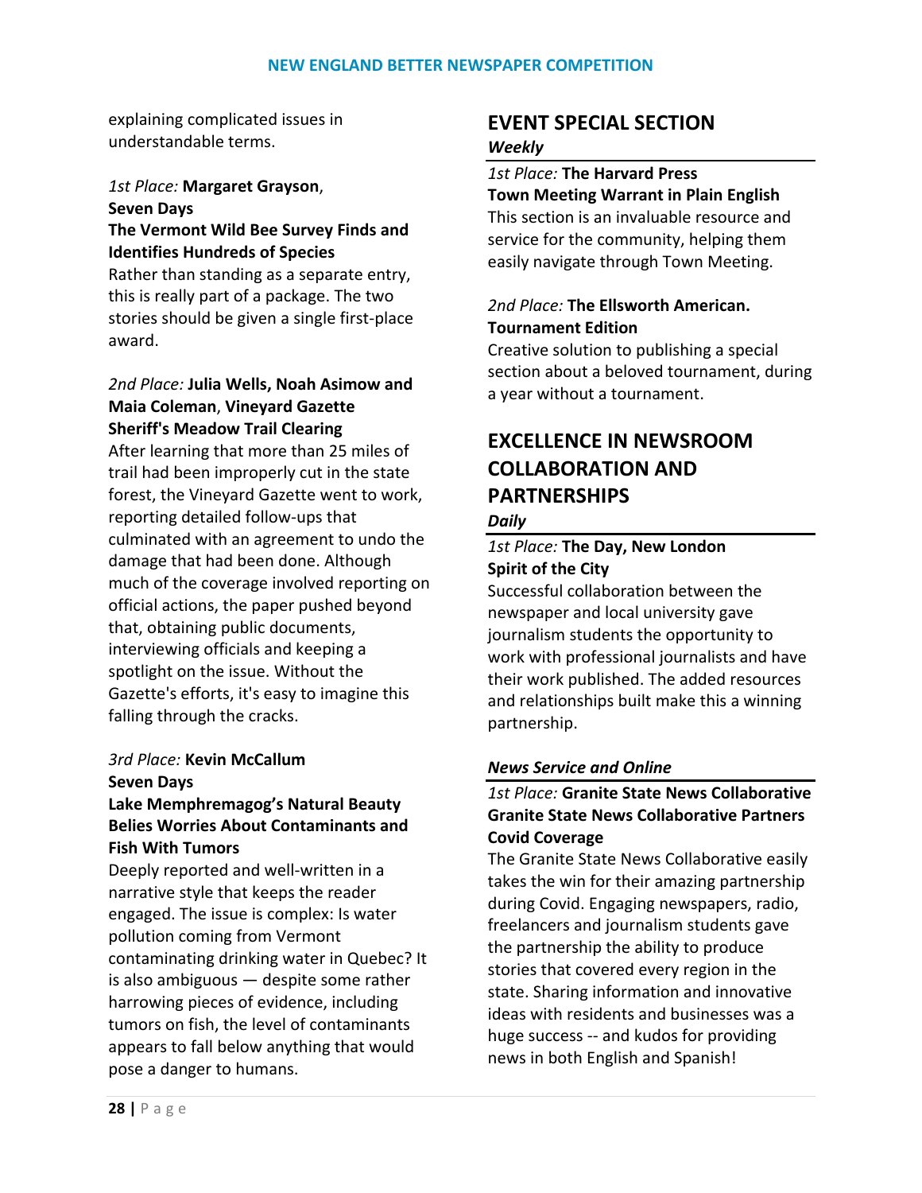explaining complicated issues in understandable terms.

*1st Place:* **Margaret Grayson**, **Seven Days**
**The Vermont Wild Bee Survey Finds and Identifies Hundreds of Species**
Rather than standing as a separate entry, this is really part of a package. The two stories should be given a single first-place award.

*2nd Place:* **Julia Wells, Noah Asimow and Maia Coleman**, **Vineyard Gazette**
**Sheriff's Meadow Trail Clearing**
After learning that more than 25 miles of trail had been improperly cut in the state forest, the Vineyard Gazette went to work, reporting detailed follow-ups that culminated with an agreement to undo the damage that had been done. Although much of the coverage involved reporting on official actions, the paper pushed beyond that, obtaining public documents, interviewing officials and keeping a spotlight on the issue. Without the Gazette's efforts, it's easy to imagine this falling through the cracks.

*3rd Place:* **Kevin McCallum**
**Seven Days**
**Lake Memphremagog's Natural Beauty Belies Worries About Contaminants and Fish With Tumors**
Deeply reported and well-written in a narrative style that keeps the reader engaged. The issue is complex: Is water pollution coming from Vermont contaminating drinking water in Quebec? It is also ambiguous — despite some rather harrowing pieces of evidence, including tumors on fish, the level of contaminants appears to fall below anything that would pose a danger to humans.

## EVENT SPECIAL SECTION

***Weekly***

*1st Place:* **The Harvard Press**
**Town Meeting Warrant in Plain English**
This section is an invaluable resource and service for the community, helping them easily navigate through Town Meeting.

*2nd Place:* **The Ellsworth American.**
**Tournament Edition**
Creative solution to publishing a special section about a beloved tournament, during a year without a tournament.

## EXCELLENCE IN NEWSROOM COLLABORATION AND PARTNERSHIPS

***Daily***

*1st Place:* **The Day, New London**
**Spirit of the City**
Successful collaboration between the newspaper and local university gave journalism students the opportunity to work with professional journalists and have their work published. The added resources and relationships built make this a winning partnership.

***News Service and Online***

*1st Place:* **Granite State News Collaborative**
**Granite State News Collaborative Partners Covid Coverage**
The Granite State News Collaborative easily takes the win for their amazing partnership during Covid. Engaging newspapers, radio, freelancers and journalism students gave the partnership the ability to produce stories that covered every region in the state. Sharing information and innovative ideas with residents and businesses was a huge success -- and kudos for providing news in both English and Spanish!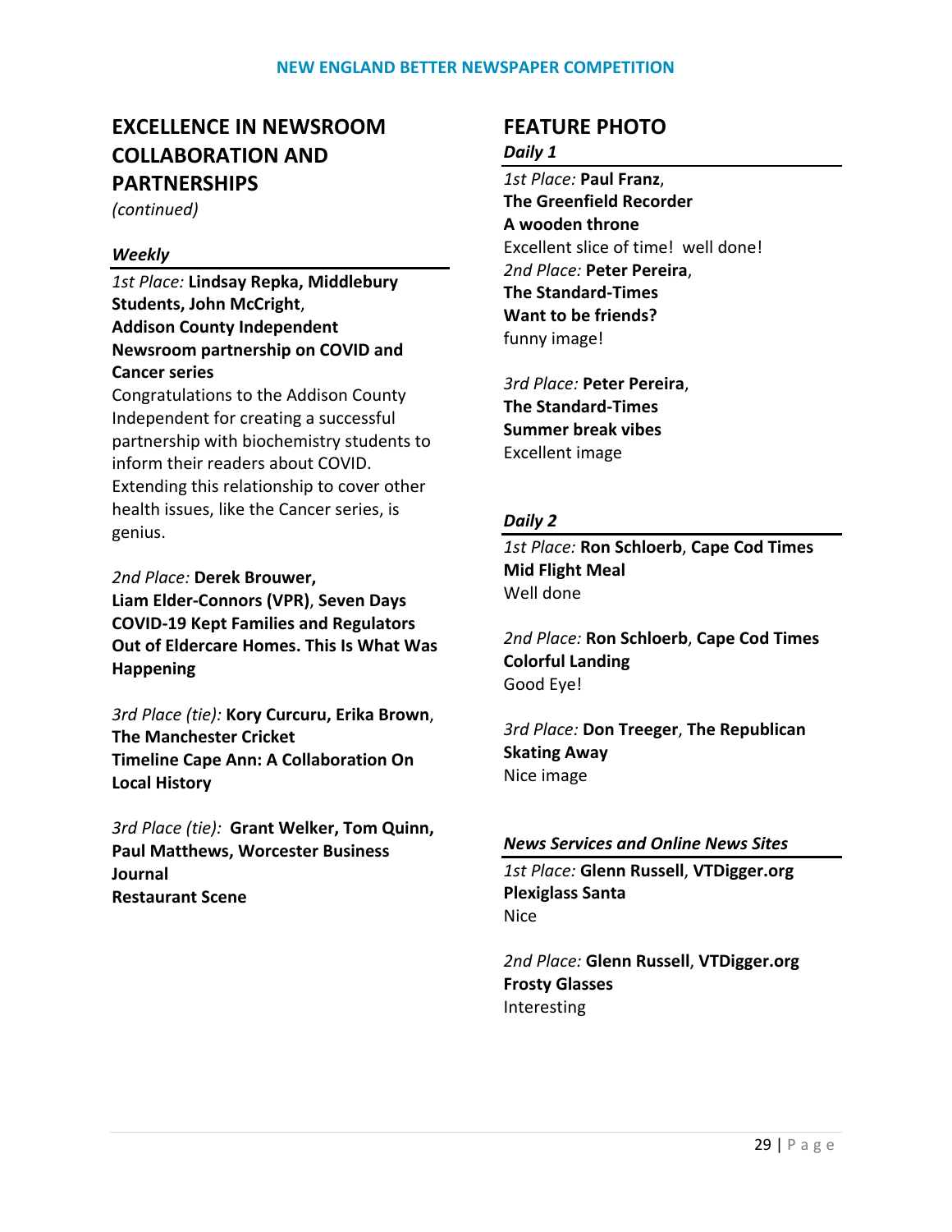## EXCELLENCE IN NEWSROOM COLLABORATION AND PARTNERSHIPS

*(continued)*

### *Weekly*

*1st Place:* **Lindsay Repka, Middlebury Students, John McCright**, **Addison County Independent**
**Newsroom partnership on COVID and Cancer series**
Congratulations to the Addison County Independent for creating a successful partnership with biochemistry students to inform their readers about COVID. Extending this relationship to cover other health issues, like the Cancer series, is genius.

*2nd Place:* **Derek Brouwer, Liam Elder-Connors (VPR)**, **Seven Days**
**COVID-19 Kept Families and Regulators Out of Eldercare Homes. This Is What Was Happening**

*3rd Place (tie):* **Kory Curcuru, Erika Brown**, **The Manchester Cricket**
**Timeline Cape Ann: A Collaboration On Local History**

*3rd Place (tie):* **Grant Welker, Tom Quinn, Paul Matthews, Worcester Business Journal**
**Restaurant Scene**

## FEATURE PHOTO

### *Daily 1*

*1st Place:* **Paul Franz**, **The Greenfield Recorder**
**A wooden throne**
Excellent slice of time! well done!

*2nd Place:* **Peter Pereira**, **The Standard-Times**
**Want to be friends?**
funny image!

*3rd Place:* **Peter Pereira**, **The Standard-Times**
**Summer break vibes**
Excellent image

### *Daily 2*

*1st Place:* **Ron Schloerb**, **Cape Cod Times**
**Mid Flight Meal**
Well done

*2nd Place:* **Ron Schloerb**, **Cape Cod Times**
**Colorful Landing**
Good Eye!

*3rd Place:* **Don Treeger**, **The Republican**
**Skating Away**
Nice image

### *News Services and Online News Sites*

*1st Place:* **Glenn Russell**, **VTDigger.org**
**Plexiglass Santa**
Nice

*2nd Place:* **Glenn Russell**, **VTDigger.org**
**Frosty Glasses**
Interesting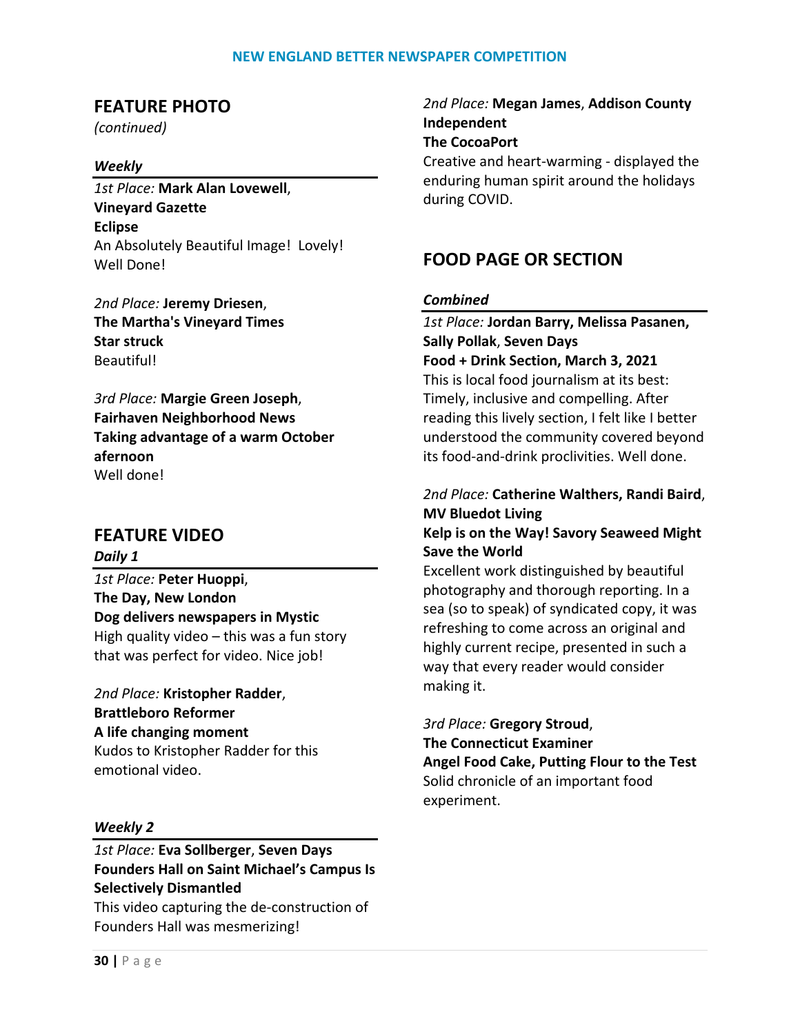## FEATURE PHOTO

*(continued)*

### *Weekly*

*1st Place:* **Mark Alan Lovewell**, **Vineyard Gazette**
**Eclipse**
An Absolutely Beautiful Image! Lovely! Well Done!

*2nd Place:* **Jeremy Driesen**, **The Martha's Vineyard Times**
**Star struck**
Beautiful!

*3rd Place:* **Margie Green Joseph**, **Fairhaven Neighborhood News**
**Taking advantage of a warm October afernoon**
Well done!

## FEATURE VIDEO

### *Daily 1*

*1st Place:* **Peter Huoppi**, **The Day, New London**
**Dog delivers newspapers in Mystic**
High quality video – this was a fun story that was perfect for video. Nice job!

*2nd Place:* **Kristopher Radder**, **Brattleboro Reformer**
**A life changing moment**
Kudos to Kristopher Radder for this emotional video.

### *Weekly 2*

*1st Place:* **Eva Sollberger**, **Seven Days**
**Founders Hall on Saint Michael's Campus Is Selectively Dismantled**
This video capturing the de-construction of Founders Hall was mesmerizing!

*2nd Place:* **Megan James**, **Addison County Independent**
**The CocoaPort**
Creative and heart-warming - displayed the enduring human spirit around the holidays during COVID.

## FOOD PAGE OR SECTION

### *Combined*

*1st Place:* **Jordan Barry, Melissa Pasanen, Sally Pollak**, **Seven Days**
**Food + Drink Section, March 3, 2021**
This is local food journalism at its best: Timely, inclusive and compelling. After reading this lively section, I felt like I better understood the community covered beyond its food-and-drink proclivities. Well done.

*2nd Place:* **Catherine Walthers, Randi Baird**, **MV Bluedot Living**
**Kelp is on the Way! Savory Seaweed Might Save the World**
Excellent work distinguished by beautiful photography and thorough reporting. In a sea (so to speak) of syndicated copy, it was refreshing to come across an original and highly current recipe, presented in such a way that every reader would consider making it.

*3rd Place:* **Gregory Stroud**, **The Connecticut Examiner**
**Angel Food Cake, Putting Flour to the Test**
Solid chronicle of an important food experiment.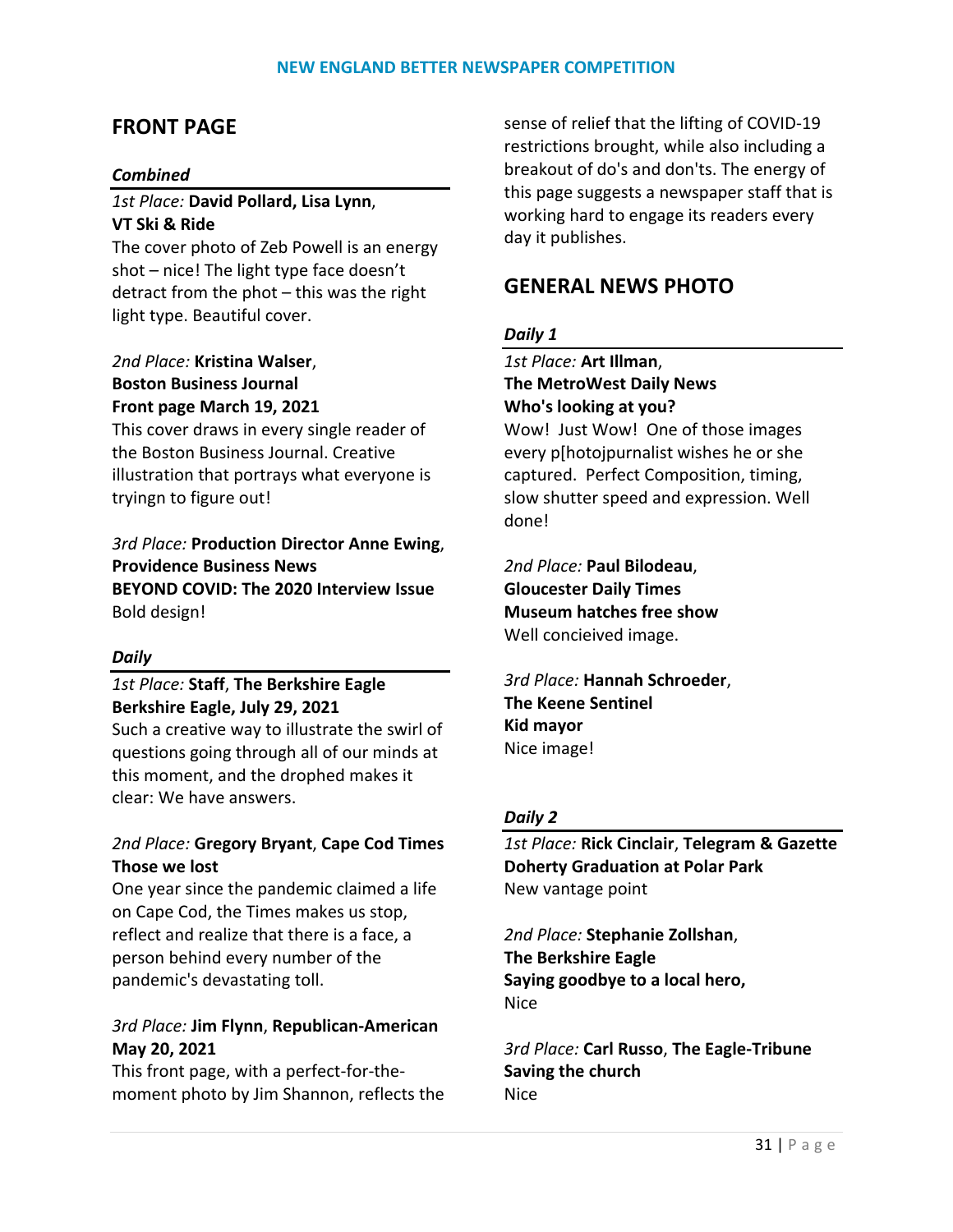## FRONT PAGE

### *Combined*

*1st Place:* **David Pollard, Lisa Lynn**, **VT Ski & Ride**
The cover photo of Zeb Powell is an energy shot – nice! The light type face doesn't detract from the phot – this was the right light type. Beautiful cover.

*2nd Place:* **Kristina Walser**, **Boston Business Journal**
**Front page March 19, 2021**
This cover draws in every single reader of the Boston Business Journal. Creative illustration that portrays what everyone is tryingn to figure out!

*3rd Place:* **Production Director Anne Ewing**, **Providence Business News**
**BEYOND COVID: The 2020 Interview Issue**
Bold design!

### *Daily*

*1st Place:* **Staff**, **The Berkshire Eagle**
**Berkshire Eagle, July 29, 2021**
Such a creative way to illustrate the swirl of questions going through all of our minds at this moment, and the drophed makes it clear: We have answers.

*2nd Place:* **Gregory Bryant**, **Cape Cod Times**
**Those we lost**
One year since the pandemic claimed a life on Cape Cod, the Times makes us stop, reflect and realize that there is a face, a person behind every number of the pandemic's devastating toll.

*3rd Place:* **Jim Flynn**, **Republican-American**
**May 20, 2021**
This front page, with a perfect-for-the-moment photo by Jim Shannon, reflects the sense of relief that the lifting of COVID-19 restrictions brought, while also including a breakout of do's and don'ts. The energy of this page suggests a newspaper staff that is working hard to engage its readers every day it publishes.

## GENERAL NEWS PHOTO

### *Daily 1*

*1st Place:* **Art Illman**, **The MetroWest Daily News**
**Who's looking at you?**
Wow! Just Wow! One of those images every p[hotojpurnalist wishes he or she captured. Perfect Composition, timing, slow shutter speed and expression. Well done!

*2nd Place:* **Paul Bilodeau**, **Gloucester Daily Times**
**Museum hatches free show**
Well concieived image.

*3rd Place:* **Hannah Schroeder**, **The Keene Sentinel**
**Kid mayor**
Nice image!

### *Daily 2*

*1st Place:* **Rick Cinclair**, **Telegram & Gazette**
**Doherty Graduation at Polar Park**
New vantage point

*2nd Place:* **Stephanie Zollshan**, **The Berkshire Eagle**
**Saying goodbye to a local hero,**
Nice

*3rd Place:* **Carl Russo**, **The Eagle-Tribune**
**Saving the church**
Nice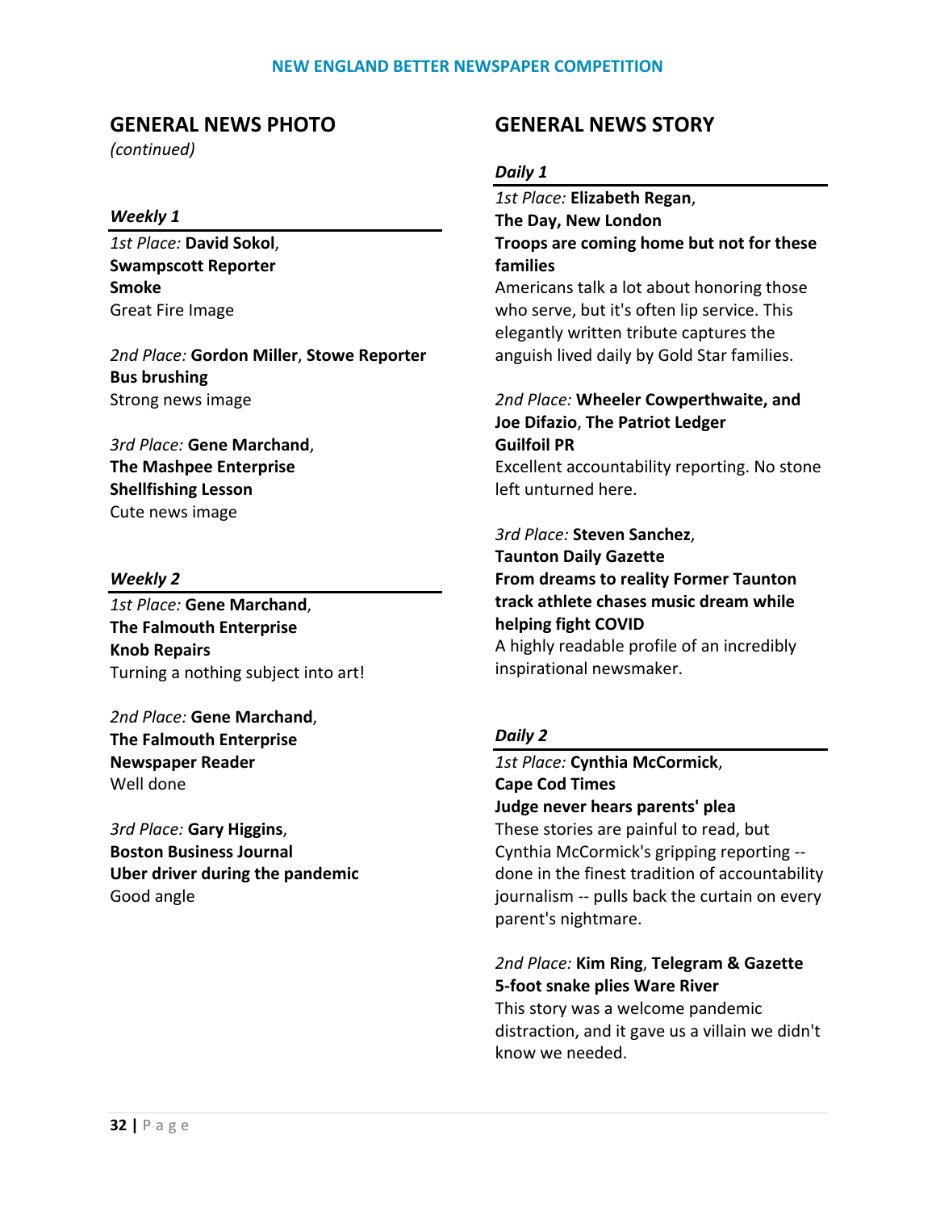## GENERAL NEWS PHOTO

*(continued)*

### *Weekly 1*

*1st Place:* **David Sokol**, **Swampscott Reporter**
**Smoke**
Great Fire Image

*2nd Place:* **Gordon Miller**, **Stowe Reporter**
**Bus brushing**
Strong news image

*3rd Place:* **Gene Marchand**, **The Mashpee Enterprise**
**Shellfishing Lesson**
Cute news image

### *Weekly 2*

*1st Place:* **Gene Marchand**, **The Falmouth Enterprise**
**Knob Repairs**
Turning a nothing subject into art!

*2nd Place:* **Gene Marchand**, **The Falmouth Enterprise**
**Newspaper Reader**
Well done

*3rd Place:* **Gary Higgins**, **Boston Business Journal**
**Uber driver during the pandemic**
Good angle

## GENERAL NEWS STORY

### *Daily 1*

*1st Place:* **Elizabeth Regan**, **The Day, New London**
**Troops are coming home but not for these families**
Americans talk a lot about honoring those who serve, but it's often lip service. This elegantly written tribute captures the anguish lived daily by Gold Star families.

*2nd Place:* **Wheeler Cowperthwaite, and Joe Difazio**, **The Patriot Ledger**
**Guilfoil PR**
Excellent accountability reporting. No stone left unturned here.

*3rd Place:* **Steven Sanchez**, **Taunton Daily Gazette**
**From dreams to reality Former Taunton track athlete chases music dream while helping fight COVID**
A highly readable profile of an incredibly inspirational newsmaker.

### *Daily 2*

*1st Place:* **Cynthia McCormick**, **Cape Cod Times**
**Judge never hears parents' plea**
These stories are painful to read, but Cynthia McCormick's gripping reporting -- done in the finest tradition of accountability journalism -- pulls back the curtain on every parent's nightmare.

*2nd Place:* **Kim Ring**, **Telegram & Gazette**
**5-foot snake plies Ware River**
This story was a welcome pandemic distraction, and it gave us a villain we didn't know we needed.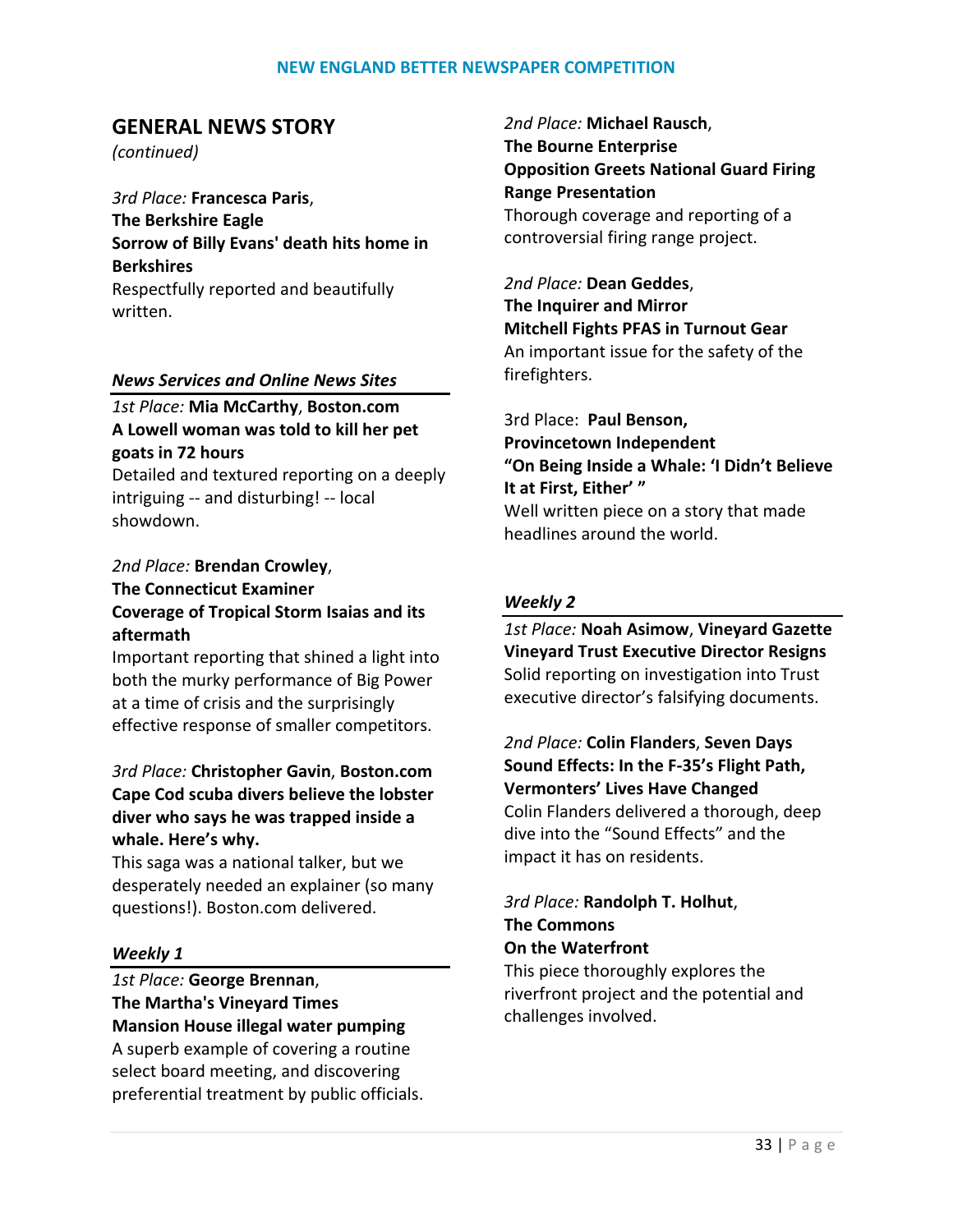## GENERAL NEWS STORY

*(continued)*

*3rd Place:* **Francesca Paris**,
**The Berkshire Eagle**
**Sorrow of Billy Evans' death hits home in Berkshires**
Respectfully reported and beautifully written.

### *News Services and Online News Sites*

*1st Place:* **Mia McCarthy**, **Boston.com**
**A Lowell woman was told to kill her pet goats in 72 hours**
Detailed and textured reporting on a deeply intriguing -- and disturbing! -- local showdown.

*2nd Place:* **Brendan Crowley**,
**The Connecticut Examiner**
**Coverage of Tropical Storm Isaias and its aftermath**
Important reporting that shined a light into both the murky performance of Big Power at a time of crisis and the surprisingly effective response of smaller competitors.

*3rd Place:* **Christopher Gavin**, **Boston.com**
**Cape Cod scuba divers believe the lobster diver who says he was trapped inside a whale. Here's why.**
This saga was a national talker, but we desperately needed an explainer (so many questions!). Boston.com delivered.

### *Weekly 1*

*1st Place:* **George Brennan**,
**The Martha's Vineyard Times**
**Mansion House illegal water pumping**
A superb example of covering a routine select board meeting, and discovering preferential treatment by public officials.

*2nd Place:* **Michael Rausch**,
**The Bourne Enterprise**
**Opposition Greets National Guard Firing Range Presentation**
Thorough coverage and reporting of a controversial firing range project.

*2nd Place:* **Dean Geddes**,
**The Inquirer and Mirror**
**Mitchell Fights PFAS in Turnout Gear**
An important issue for the safety of the firefighters.

3rd Place: **Paul Benson,**
**Provincetown Independent**
**"On Being Inside a Whale: 'I Didn't Believe It at First, Either' "**
Well written piece on a story that made headlines around the world.

### *Weekly 2*

*1st Place:* **Noah Asimow**, **Vineyard Gazette**
**Vineyard Trust Executive Director Resigns**
Solid reporting on investigation into Trust executive director's falsifying documents.

*2nd Place:* **Colin Flanders**, **Seven Days**
**Sound Effects: In the F-35's Flight Path, Vermonters' Lives Have Changed**
Colin Flanders delivered a thorough, deep dive into the "Sound Effects" and the impact it has on residents.

*3rd Place:* **Randolph T. Holhut**,
**The Commons**
**On the Waterfront**
This piece thoroughly explores the riverfront project and the potential and challenges involved.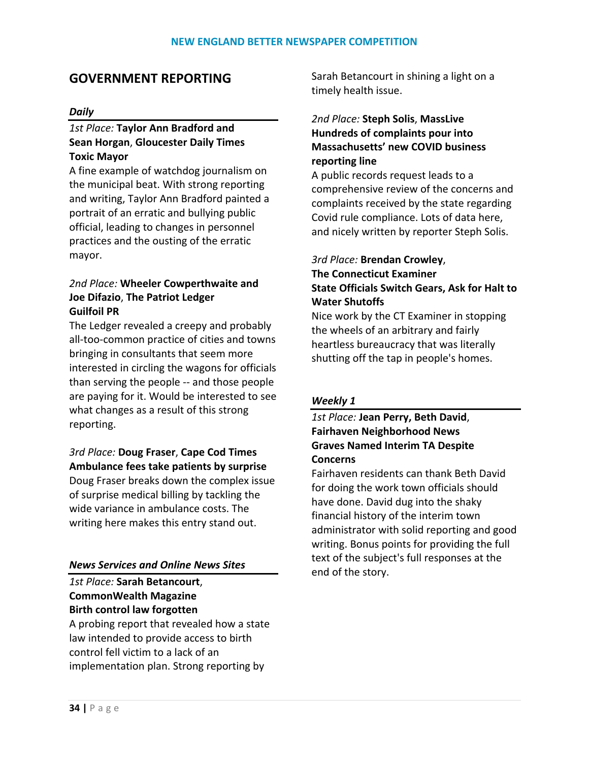## GOVERNMENT REPORTING

### *Daily*

*1st Place:* **Taylor Ann Bradford and Sean Horgan**, **Gloucester Daily Times**
**Toxic Mayor**
A fine example of watchdog journalism on the municipal beat. With strong reporting and writing, Taylor Ann Bradford painted a portrait of an erratic and bullying public official, leading to changes in personnel practices and the ousting of the erratic mayor.

*2nd Place:* **Wheeler Cowperthwaite and Joe Difazio**, **The Patriot Ledger**
**Guilfoil PR**
The Ledger revealed a creepy and probably all-too-common practice of cities and towns bringing in consultants that seem more interested in circling the wagons for officials than serving the people -- and those people are paying for it. Would be interested to see what changes as a result of this strong reporting.

*3rd Place:* **Doug Fraser**, **Cape Cod Times**
**Ambulance fees take patients by surprise**
Doug Fraser breaks down the complex issue of surprise medical billing by tackling the wide variance in ambulance costs. The writing here makes this entry stand out.

### *News Services and Online News Sites*

*1st Place:* **Sarah Betancourt**, **CommonWealth Magazine**
**Birth control law forgotten**
A probing report that revealed how a state law intended to provide access to birth control fell victim to a lack of an implementation plan. Strong reporting by Sarah Betancourt in shining a light on a timely health issue.

*2nd Place:* **Steph Solis**, **MassLive**
**Hundreds of complaints pour into Massachusetts' new COVID business reporting line**
A public records request leads to a comprehensive review of the concerns and complaints received by the state regarding Covid rule compliance. Lots of data here, and nicely written by reporter Steph Solis.

*3rd Place:* **Brendan Crowley**, **The Connecticut Examiner**
**State Officials Switch Gears, Ask for Halt to Water Shutoffs**
Nice work by the CT Examiner in stopping the wheels of an arbitrary and fairly heartless bureaucracy that was literally shutting off the tap in people's homes.

### *Weekly 1*

*1st Place:* **Jean Perry, Beth David**, **Fairhaven Neighborhood News**
**Graves Named Interim TA Despite Concerns**
Fairhaven residents can thank Beth David for doing the work town officials should have done. David dug into the shaky financial history of the interim town administrator with solid reporting and good writing. Bonus points for providing the full text of the subject's full responses at the end of the story.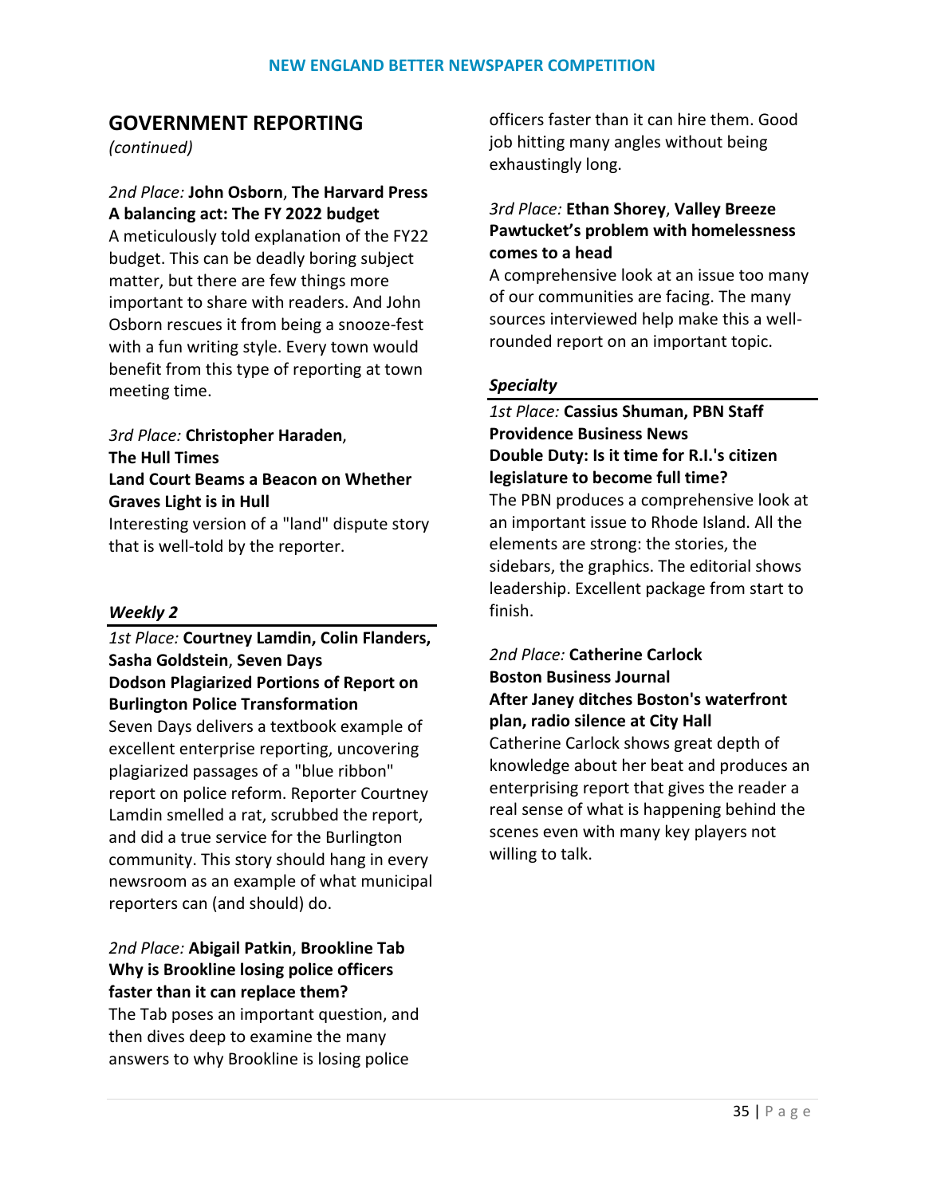## GOVERNMENT REPORTING

*(continued)*

*2nd Place:* **John Osborn**, **The Harvard Press**
**A balancing act: The FY 2022 budget**
A meticulously told explanation of the FY22 budget. This can be deadly boring subject matter, but there are few things more important to share with readers. And John Osborn rescues it from being a snooze-fest with a fun writing style. Every town would benefit from this type of reporting at town meeting time.

*3rd Place:* **Christopher Haraden**, **The Hull Times**
**Land Court Beams a Beacon on Whether Graves Light is in Hull**
Interesting version of a "land" dispute story that is well-told by the reporter.

### *Weekly 2*

*1st Place:* **Courtney Lamdin, Colin Flanders, Sasha Goldstein**, **Seven Days**
**Dodson Plagiarized Portions of Report on Burlington Police Transformation**
Seven Days delivers a textbook example of excellent enterprise reporting, uncovering plagiarized passages of a "blue ribbon" report on police reform. Reporter Courtney Lamdin smelled a rat, scrubbed the report, and did a true service for the Burlington community. This story should hang in every newsroom as an example of what municipal reporters can (and should) do.

*2nd Place:* **Abigail Patkin**, **Brookline Tab**
**Why is Brookline losing police officers faster than it can replace them?**
The Tab poses an important question, and then dives deep to examine the many answers to why Brookline is losing police officers faster than it can hire them. Good job hitting many angles without being exhaustingly long.

*3rd Place:* **Ethan Shorey**, **Valley Breeze**
**Pawtucket's problem with homelessness comes to a head**
A comprehensive look at an issue too many of our communities are facing. The many sources interviewed help make this a well-rounded report on an important topic.

### *Specialty*

*1st Place:* **Cassius Shuman, PBN Staff**
**Providence Business News**
**Double Duty: Is it time for R.I.'s citizen legislature to become full time?**
The PBN produces a comprehensive look at an important issue to Rhode Island. All the elements are strong: the stories, the sidebars, the graphics. The editorial shows leadership. Excellent package from start to finish.

*2nd Place:* **Catherine Carlock**
**Boston Business Journal**
**After Janey ditches Boston's waterfront plan, radio silence at City Hall**
Catherine Carlock shows great depth of knowledge about her beat and produces an enterprising report that gives the reader a real sense of what is happening behind the scenes even with many key players not willing to talk.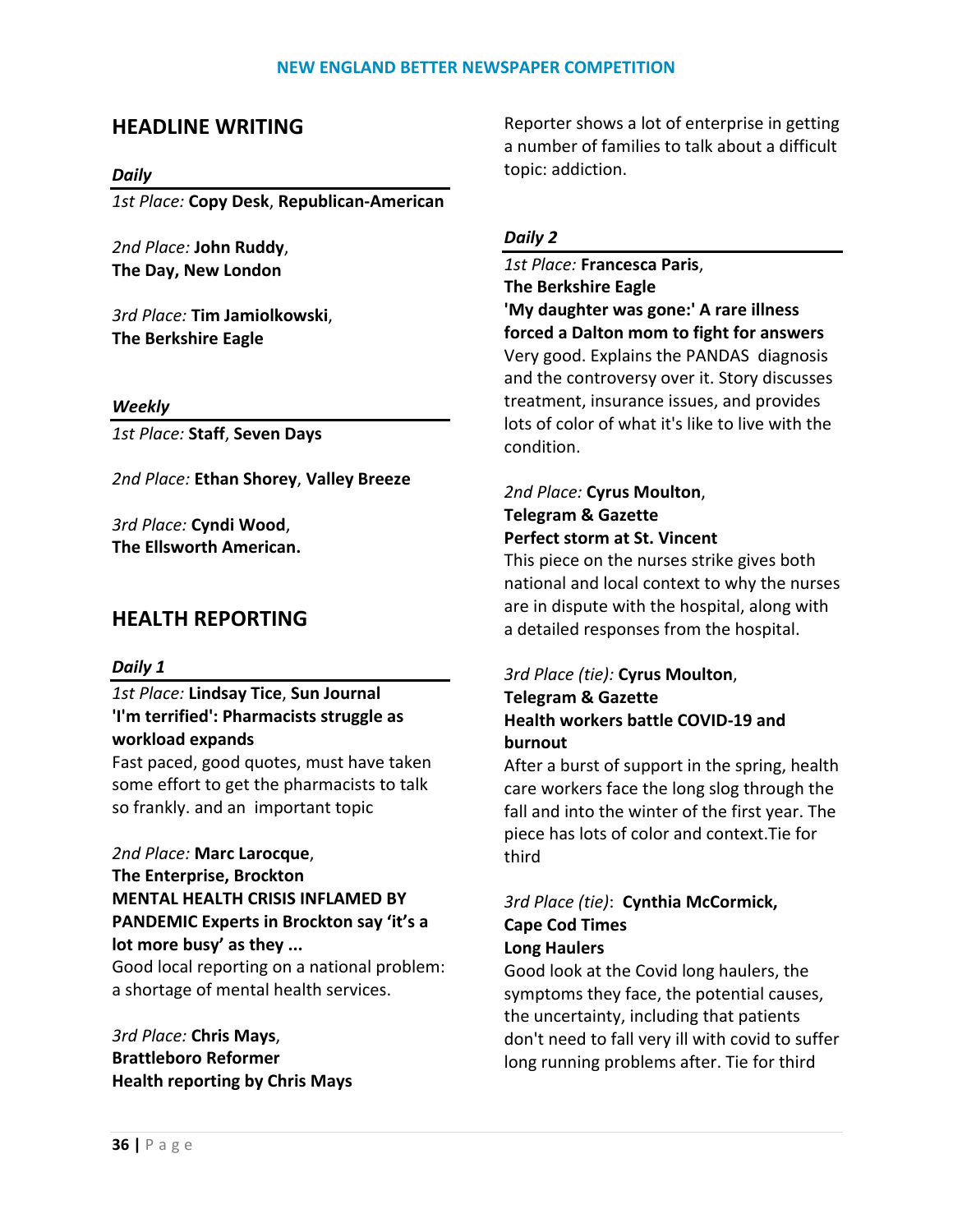## HEADLINE WRITING

### *Daily*

*1st Place:* **Copy Desk**, **Republican-American**

*2nd Place:* **John Ruddy**, **The Day, New London**

*3rd Place:* **Tim Jamiolkowski**, **The Berkshire Eagle**

### *Weekly*

*1st Place:* **Staff**, **Seven Days**

*2nd Place:* **Ethan Shorey**, **Valley Breeze**

*3rd Place:* **Cyndi Wood**, **The Ellsworth American.**

## HEALTH REPORTING

### *Daily 1*

*1st Place:* **Lindsay Tice**, **Sun Journal**
**'I'm terrified': Pharmacists struggle as workload expands**
Fast paced, good quotes, must have taken some effort to get the pharmacists to talk so frankly. and an important topic

*2nd Place:* **Marc Larocque**, **The Enterprise, Brockton**
**MENTAL HEALTH CRISIS INFLAMED BY PANDEMIC Experts in Brockton say 'it's a lot more busy' as they ...**
Good local reporting on a national problem: a shortage of mental health services.

*3rd Place:* **Chris Mays**, **Brattleboro Reformer**
**Health reporting by Chris Mays**
Reporter shows a lot of enterprise in getting a number of families to talk about a difficult topic: addiction.

### *Daily 2*

*1st Place:* **Francesca Paris**, **The Berkshire Eagle**
**'My daughter was gone:' A rare illness forced a Dalton mom to fight for answers**
Very good. Explains the PANDAS diagnosis and the controversy over it. Story discusses treatment, insurance issues, and provides lots of color of what it's like to live with the condition.

*2nd Place:* **Cyrus Moulton**, **Telegram & Gazette**
**Perfect storm at St. Vincent**
This piece on the nurses strike gives both national and local context to why the nurses are in dispute with the hospital, along with a detailed responses from the hospital.

*3rd Place (tie):* **Cyrus Moulton**, **Telegram & Gazette**
**Health workers battle COVID-19 and burnout**
After a burst of support in the spring, health care workers face the long slog through the fall and into the winter of the first year. The piece has lots of color and context.Tie for third

*3rd Place (tie)*: **Cynthia McCormick, Cape Cod Times**
**Long Haulers**
Good look at the Covid long haulers, the symptoms they face, the potential causes, the uncertainty, including that patients don't need to fall very ill with covid to suffer long running problems after. Tie for third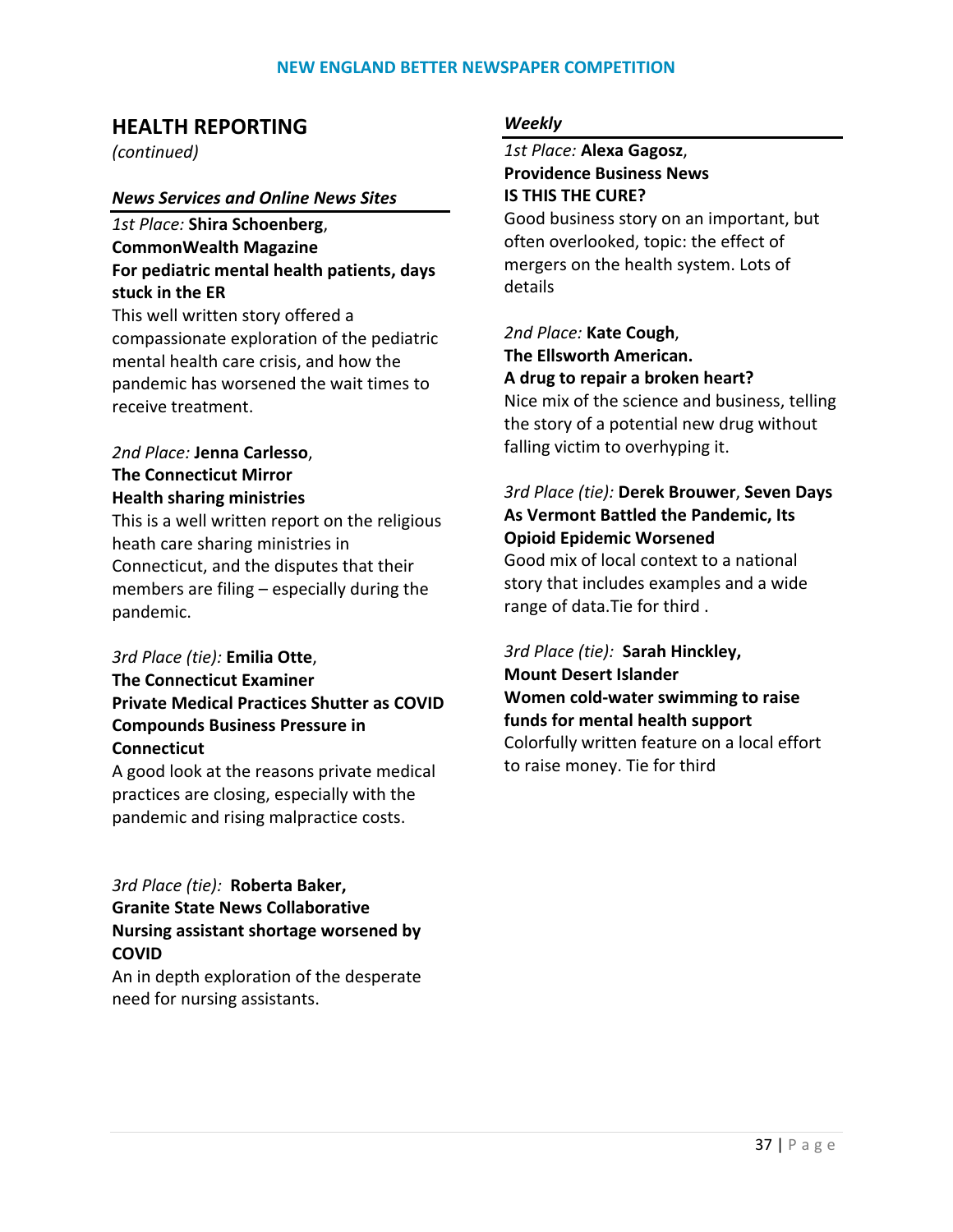## HEALTH REPORTING

*(continued)*

### *News Services and Online News Sites*

*1st Place:* **Shira Schoenberg**,
**CommonWealth Magazine**
**For pediatric mental health patients, days stuck in the ER**
This well written story offered a compassionate exploration of the pediatric mental health care crisis, and how the pandemic has worsened the wait times to receive treatment.

*2nd Place:* **Jenna Carlesso**,
**The Connecticut Mirror**
**Health sharing ministries**
This is a well written report on the religious heath care sharing ministries in Connecticut, and the disputes that their members are filing – especially during the pandemic.

*3rd Place (tie):* **Emilia Otte**,
**The Connecticut Examiner**
**Private Medical Practices Shutter as COVID Compounds Business Pressure in Connecticut**
A good look at the reasons private medical practices are closing, especially with the pandemic and rising malpractice costs.

*3rd Place (tie):* **Roberta Baker,**
**Granite State News Collaborative**
**Nursing assistant shortage worsened by COVID**
An in depth exploration of the desperate need for nursing assistants.

### *Weekly*

*1st Place:* **Alexa Gagosz**,
**Providence Business News**
**IS THIS THE CURE?**
Good business story on an important, but often overlooked, topic: the effect of mergers on the health system. Lots of details

*2nd Place:* **Kate Cough**,
**The Ellsworth American.**
**A drug to repair a broken heart?**
Nice mix of the science and business, telling the story of a potential new drug without falling victim to overhyping it.

*3rd Place (tie):* **Derek Brouwer**, **Seven Days**
**As Vermont Battled the Pandemic, Its Opioid Epidemic Worsened**
Good mix of local context to a national story that includes examples and a wide range of data.Tie for third .

*3rd Place (tie):* **Sarah Hinckley,**
**Mount Desert Islander**
**Women cold-water swimming to raise funds for mental health support**
Colorfully written feature on a local effort to raise money. Tie for third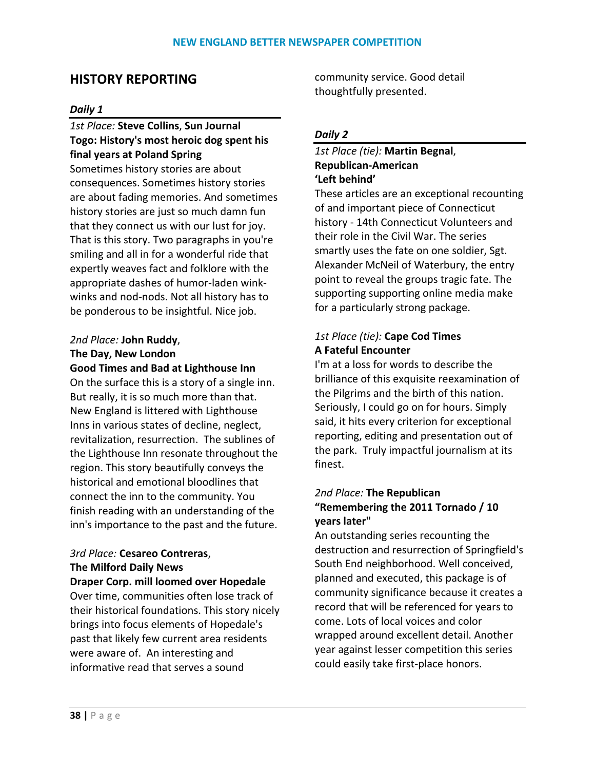## HISTORY REPORTING

### *Daily 1*

*1st Place:* **Steve Collins**, **Sun Journal**
**Togo: History's most heroic dog spent his final years at Poland Spring**
Sometimes history stories are about consequences. Sometimes history stories are about fading memories. And sometimes history stories are just so much damn fun that they connect us with our lust for joy. That is this story. Two paragraphs in you're smiling and all in for a wonderful ride that expertly weaves fact and folklore with the appropriate dashes of humor-laden wink-winks and nod-nods. Not all history has to be ponderous to be insightful. Nice job.

*2nd Place:* **John Ruddy**,
**The Day, New London**
**Good Times and Bad at Lighthouse Inn**
On the surface this is a story of a single inn. But really, it is so much more than that. New England is littered with Lighthouse Inns in various states of decline, neglect, revitalization, resurrection. The sublines of the Lighthouse Inn resonate throughout the region. This story beautifully conveys the historical and emotional bloodlines that connect the inn to the community. You finish reading with an understanding of the inn's importance to the past and the future.

*3rd Place:* **Cesareo Contreras**,
**The Milford Daily News**
**Draper Corp. mill loomed over Hopedale**
Over time, communities often lose track of their historical foundations. This story nicely brings into focus elements of Hopedale's past that likely few current area residents were aware of. An interesting and informative read that serves a sound community service. Good detail thoughtfully presented.

### *Daily 2*

*1st Place (tie):* **Martin Begnal**,
**Republican-American**
**'Left behind'**
These articles are an exceptional recounting of and important piece of Connecticut history - 14th Connecticut Volunteers and their role in the Civil War. The series smartly uses the fate on one soldier, Sgt. Alexander McNeil of Waterbury, the entry point to reveal the groups tragic fate. The supporting supporting online media make for a particularly strong package.

*1st Place (tie):* **Cape Cod Times**
**A Fateful Encounter**
I'm at a loss for words to describe the brilliance of this exquisite reexamination of the Pilgrims and the birth of this nation. Seriously, I could go on for hours. Simply said, it hits every criterion for exceptional reporting, editing and presentation out of the park. Truly impactful journalism at its finest.

*2nd Place:* **The Republican**
**"Remembering the 2011 Tornado / 10 years later"**
An outstanding series recounting the destruction and resurrection of Springfield's South End neighborhood. Well conceived, planned and executed, this package is of community significance because it creates a record that will be referenced for years to come. Lots of local voices and color wrapped around excellent detail. Another year against lesser competition this series could easily take first-place honors.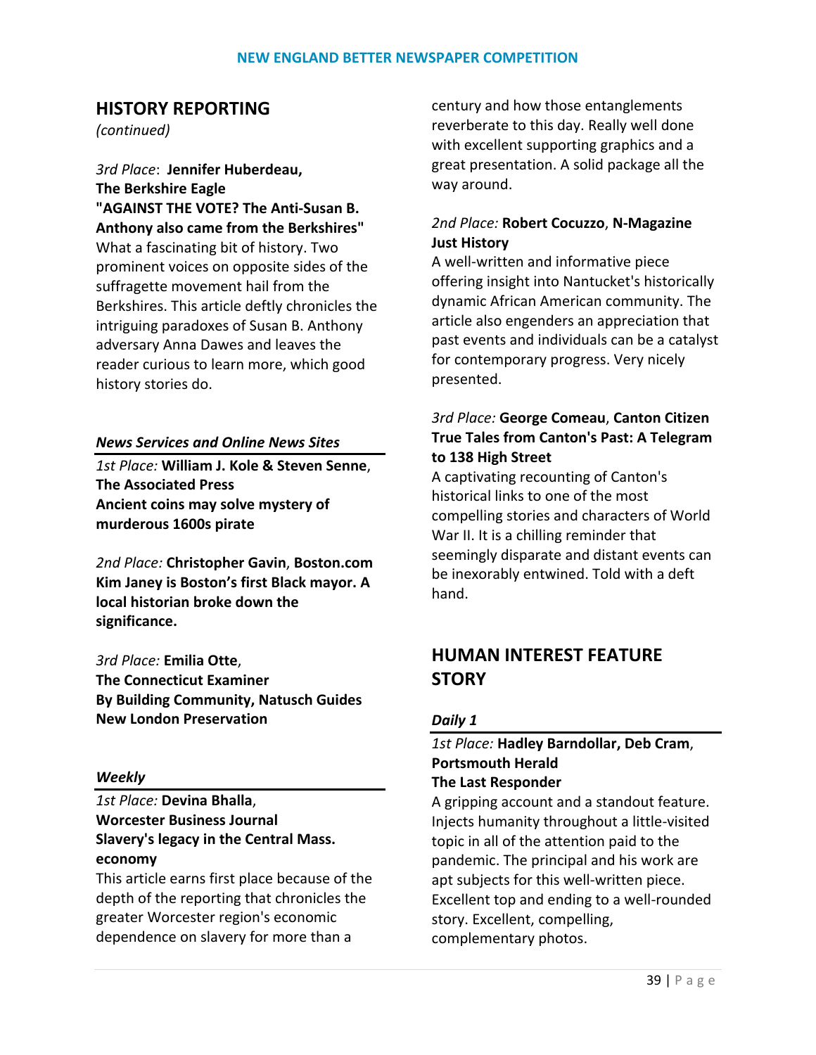## HISTORY REPORTING

*(continued)*

*3rd Place*: **Jennifer Huberdeau, The Berkshire Eagle**
**"AGAINST THE VOTE? The Anti-Susan B. Anthony also came from the Berkshires"**
What a fascinating bit of history. Two prominent voices on opposite sides of the suffragette movement hail from the Berkshires. This article deftly chronicles the intriguing paradoxes of Susan B. Anthony adversary Anna Dawes and leaves the reader curious to learn more, which good history stories do.

### *News Services and Online News Sites*

*1st Place:* **William J. Kole & Steven Senne**, **The Associated Press**
**Ancient coins may solve mystery of murderous 1600s pirate**

*2nd Place:* **Christopher Gavin**, **Boston.com**
**Kim Janey is Boston's first Black mayor. A local historian broke down the significance.**

*3rd Place:* **Emilia Otte**, **The Connecticut Examiner**
**By Building Community, Natusch Guides New London Preservation**

### *Weekly*

*1st Place:* **Devina Bhalla**, **Worcester Business Journal**
**Slavery's legacy in the Central Mass. economy**
This article earns first place because of the depth of the reporting that chronicles the greater Worcester region's economic dependence on slavery for more than a century and how those entanglements reverberate to this day. Really well done with excellent supporting graphics and a great presentation. A solid package all the way around.

*2nd Place:* **Robert Cocuzzo**, **N-Magazine**
**Just History**
A well-written and informative piece offering insight into Nantucket's historically dynamic African American community. The article also engenders an appreciation that past events and individuals can be a catalyst for contemporary progress. Very nicely presented.

*3rd Place:* **George Comeau**, **Canton Citizen**
**True Tales from Canton's Past: A Telegram to 138 High Street**
A captivating recounting of Canton's historical links to one of the most compelling stories and characters of World War II. It is a chilling reminder that seemingly disparate and distant events can be inexorably entwined. Told with a deft hand.

## HUMAN INTEREST FEATURE STORY

### *Daily 1*

*1st Place:* **Hadley Barndollar, Deb Cram**, **Portsmouth Herald**
**The Last Responder**
A gripping account and a standout feature. Injects humanity throughout a little-visited topic in all of the attention paid to the pandemic. The principal and his work are apt subjects for this well-written piece. Excellent top and ending to a well-rounded story. Excellent, compelling, complementary photos.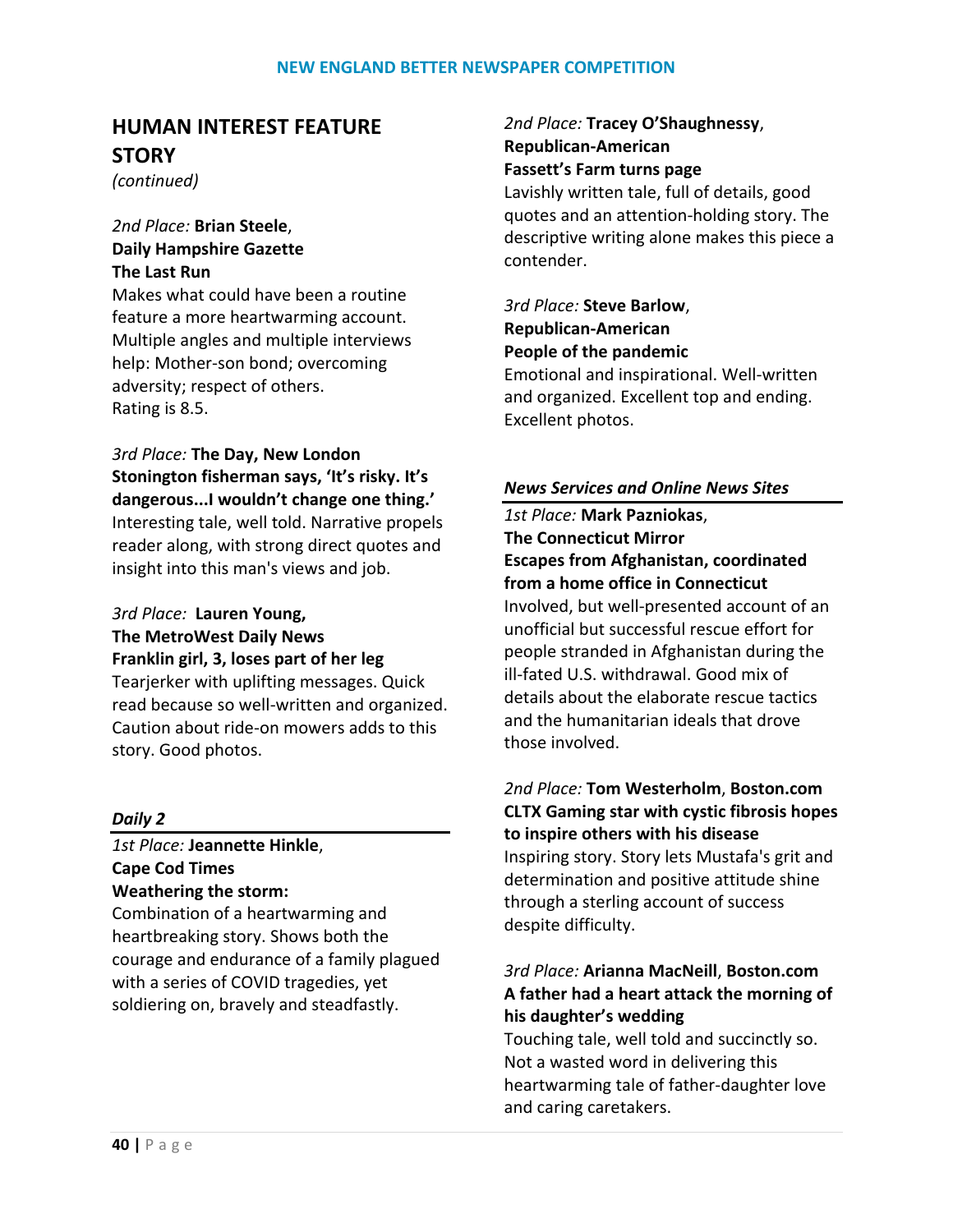## HUMAN INTEREST FEATURE STORY

*(continued)*

*2nd Place:* **Brian Steele**, **Daily Hampshire Gazette**
**The Last Run**
Makes what could have been a routine feature a more heartwarming account. Multiple angles and multiple interviews help: Mother-son bond; overcoming adversity; respect of others.
Rating is 8.5.

*3rd Place:* **The Day, New London**
**Stonington fisherman says, 'It's risky. It's dangerous...I wouldn't change one thing.'**
Interesting tale, well told. Narrative propels reader along, with strong direct quotes and insight into this man's views and job.

*3rd Place:* **Lauren Young, The MetroWest Daily News**
**Franklin girl, 3, loses part of her leg**
Tearjerker with uplifting messages. Quick read because so well-written and organized. Caution about ride-on mowers adds to this story. Good photos.

### *Daily 2*

*1st Place:* **Jeannette Hinkle**, **Cape Cod Times**
**Weathering the storm:**
Combination of a heartwarming and heartbreaking story. Shows both the courage and endurance of a family plagued with a series of COVID tragedies, yet soldiering on, bravely and steadfastly.

*2nd Place:* **Tracey O'Shaughnessy**, **Republican-American**
**Fassett's Farm turns page**
Lavishly written tale, full of details, good quotes and an attention-holding story. The descriptive writing alone makes this piece a contender.

*3rd Place:* **Steve Barlow**, **Republican-American**
**People of the pandemic**
Emotional and inspirational. Well-written and organized. Excellent top and ending. Excellent photos.

### *News Services and Online News Sites*

*1st Place:* **Mark Pazniokas**, **The Connecticut Mirror**
**Escapes from Afghanistan, coordinated from a home office in Connecticut**
Involved, but well-presented account of an unofficial but successful rescue effort for people stranded in Afghanistan during the ill-fated U.S. withdrawal. Good mix of details about the elaborate rescue tactics and the humanitarian ideals that drove those involved.

*2nd Place:* **Tom Westerholm**, **Boston.com**
**CLTX Gaming star with cystic fibrosis hopes to inspire others with his disease**
Inspiring story. Story lets Mustafa's grit and determination and positive attitude shine through a sterling account of success despite difficulty.

*3rd Place:* **Arianna MacNeill**, **Boston.com**
**A father had a heart attack the morning of his daughter's wedding**
Touching tale, well told and succinctly so. Not a wasted word in delivering this heartwarming tale of father-daughter love and caring caretakers.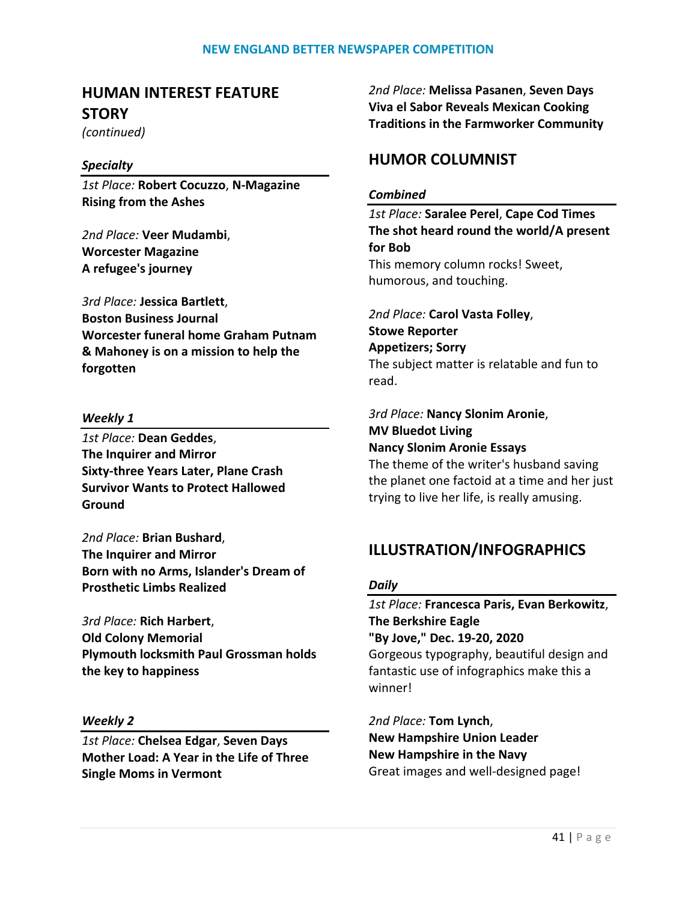## HUMAN INTEREST FEATURE STORY

*(continued)*

### *Specialty*

*1st Place:* **Robert Cocuzzo**, **N-Magazine**
**Rising from the Ashes**

*2nd Place:* **Veer Mudambi**,
**Worcester Magazine**
**A refugee's journey**

*3rd Place:* **Jessica Bartlett**,
**Boston Business Journal**
**Worcester funeral home Graham Putnam & Mahoney is on a mission to help the forgotten**

### *Weekly 1*

*1st Place:* **Dean Geddes**,
**The Inquirer and Mirror**
**Sixty-three Years Later, Plane Crash Survivor Wants to Protect Hallowed Ground**

*2nd Place:* **Brian Bushard**,
**The Inquirer and Mirror**
**Born with no Arms, Islander's Dream of Prosthetic Limbs Realized**

*3rd Place:* **Rich Harbert**,
**Old Colony Memorial**
**Plymouth locksmith Paul Grossman holds the key to happiness**

### *Weekly 2*

*1st Place:* **Chelsea Edgar**, **Seven Days**
**Mother Load: A Year in the Life of Three Single Moms in Vermont**

*2nd Place:* **Melissa Pasanen**, **Seven Days**
**Viva el Sabor Reveals Mexican Cooking Traditions in the Farmworker Community**

## HUMOR COLUMNIST

### *Combined*

*1st Place:* **Saralee Perel**, **Cape Cod Times**
**The shot heard round the world/A present for Bob**
This memory column rocks! Sweet, humorous, and touching.

*2nd Place:* **Carol Vasta Folley**,
**Stowe Reporter**
**Appetizers; Sorry**
The subject matter is relatable and fun to read.

*3rd Place:* **Nancy Slonim Aronie**,
**MV Bluedot Living**
**Nancy Slonim Aronie Essays**
The theme of the writer's husband saving the planet one factoid at a time and her just trying to live her life, is really amusing.

## ILLUSTRATION/INFOGRAPHICS

### *Daily*

*1st Place:* **Francesca Paris, Evan Berkowitz**,
**The Berkshire Eagle**
**"By Jove," Dec. 19-20, 2020**
Gorgeous typography, beautiful design and fantastic use of infographics make this a winner!

*2nd Place:* **Tom Lynch**,
**New Hampshire Union Leader**
**New Hampshire in the Navy**
Great images and well-designed page!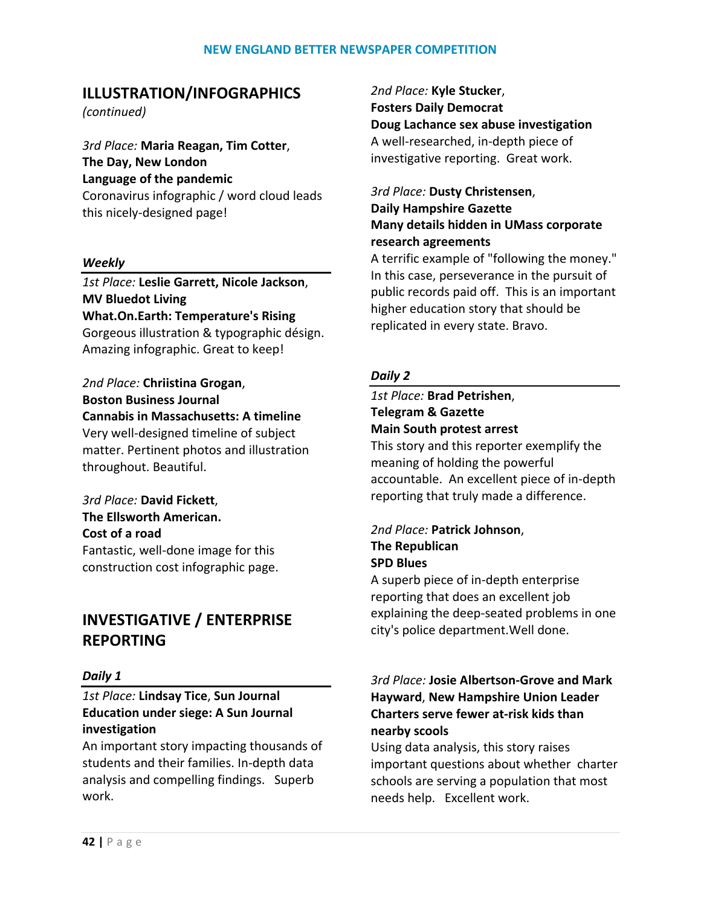## ILLUSTRATION/INFOGRAPHICS

*(continued)*

*3rd Place:* **Maria Reagan, Tim Cotter**,
**The Day, New London**
**Language of the pandemic**
Coronavirus infographic / word cloud leads this nicely-designed page!

### *Weekly*

*1st Place:* **Leslie Garrett, Nicole Jackson**,
**MV Bluedot Living**
**What.On.Earth: Temperature's Rising**
Gorgeous illustration & typographic désign. Amazing infographic. Great to keep!

*2nd Place:* **Chriistina Grogan**,
**Boston Business Journal**
**Cannabis in Massachusetts: A timeline**
Very well-designed timeline of subject matter. Pertinent photos and illustration throughout. Beautiful.

*3rd Place:* **David Fickett**,
**The Ellsworth American.**
**Cost of a road**
Fantastic, well-done image for this construction cost infographic page.

## INVESTIGATIVE / ENTERPRISE REPORTING

### *Daily 1*

*1st Place:* **Lindsay Tice**, **Sun Journal**
**Education under siege: A Sun Journal investigation**
An important story impacting thousands of students and their families. In-depth data analysis and compelling findings. Superb work.

*2nd Place:* **Kyle Stucker**,
**Fosters Daily Democrat**
**Doug Lachance sex abuse investigation**
A well-researched, in-depth piece of investigative reporting. Great work.

*3rd Place:* **Dusty Christensen**,
**Daily Hampshire Gazette**
**Many details hidden in UMass corporate research agreements**
A terrific example of "following the money." In this case, perseverance in the pursuit of public records paid off. This is an important higher education story that should be replicated in every state. Bravo.

### *Daily 2*

*1st Place:* **Brad Petrishen**,
**Telegram & Gazette**
**Main South protest arrest**
This story and this reporter exemplify the meaning of holding the powerful accountable. An excellent piece of in-depth reporting that truly made a difference.

*2nd Place:* **Patrick Johnson**,
**The Republican**
**SPD Blues**
A superb piece of in-depth enterprise reporting that does an excellent job explaining the deep-seated problems in one city's police department.Well done.

*3rd Place:* **Josie Albertson-Grove and Mark Hayward**, **New Hampshire Union Leader**
**Charters serve fewer at-risk kids than nearby scools**
Using data analysis, this story raises important questions about whether charter schools are serving a population that most needs help. Excellent work.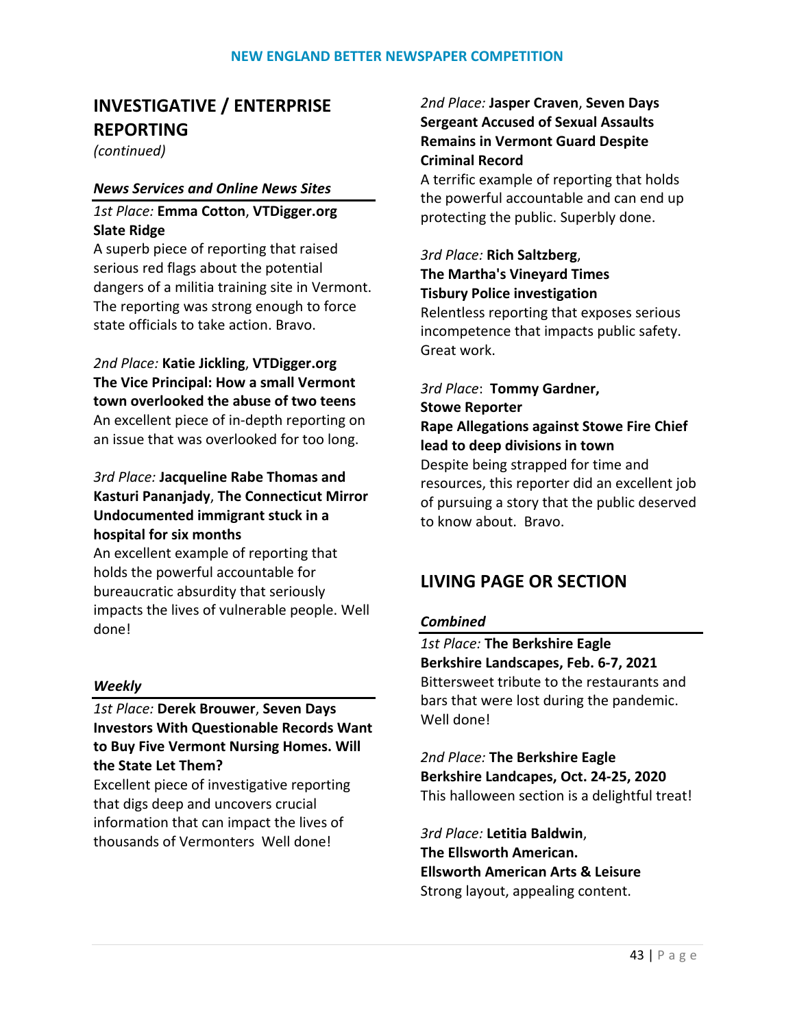## INVESTIGATIVE / ENTERPRISE REPORTING

*(continued)*

### *News Services and Online News Sites*

*1st Place:* **Emma Cotton**, **VTDigger.org**
**Slate Ridge**
A superb piece of reporting that raised serious red flags about the potential dangers of a militia training site in Vermont. The reporting was strong enough to force state officials to take action. Bravo.

*2nd Place:* **Katie Jickling**, **VTDigger.org**
**The Vice Principal: How a small Vermont town overlooked the abuse of two teens**
An excellent piece of in-depth reporting on an issue that was overlooked for too long.

*3rd Place:* **Jacqueline Rabe Thomas and Kasturi Pananjady**, **The Connecticut Mirror**
**Undocumented immigrant stuck in a hospital for six months**
An excellent example of reporting that holds the powerful accountable for bureaucratic absurdity that seriously impacts the lives of vulnerable people. Well done!

### *Weekly*

*1st Place:* **Derek Brouwer**, **Seven Days**
**Investors With Questionable Records Want to Buy Five Vermont Nursing Homes. Will the State Let Them?**
Excellent piece of investigative reporting that digs deep and uncovers crucial information that can impact the lives of thousands of Vermonters Well done!

*2nd Place:* **Jasper Craven**, **Seven Days**
**Sergeant Accused of Sexual Assaults Remains in Vermont Guard Despite Criminal Record**
A terrific example of reporting that holds the powerful accountable and can end up protecting the public. Superbly done.

*3rd Place:* **Rich Saltzberg**,
**The Martha's Vineyard Times**
**Tisbury Police investigation**
Relentless reporting that exposes serious incompetence that impacts public safety. Great work.

*3rd Place*: **Tommy Gardner,**
**Stowe Reporter**
**Rape Allegations against Stowe Fire Chief lead to deep divisions in town**
Despite being strapped for time and resources, this reporter did an excellent job of pursuing a story that the public deserved to know about. Bravo.

## LIVING PAGE OR SECTION

### *Combined*

*1st Place:* **The Berkshire Eagle**
**Berkshire Landscapes, Feb. 6-7, 2021**
Bittersweet tribute to the restaurants and bars that were lost during the pandemic. Well done!

*2nd Place:* **The Berkshire Eagle**
**Berkshire Landcapes, Oct. 24-25, 2020**
This halloween section is a delightful treat!

*3rd Place:* **Letitia Baldwin**,
**The Ellsworth American.**
**Ellsworth American Arts & Leisure**
Strong layout, appealing content.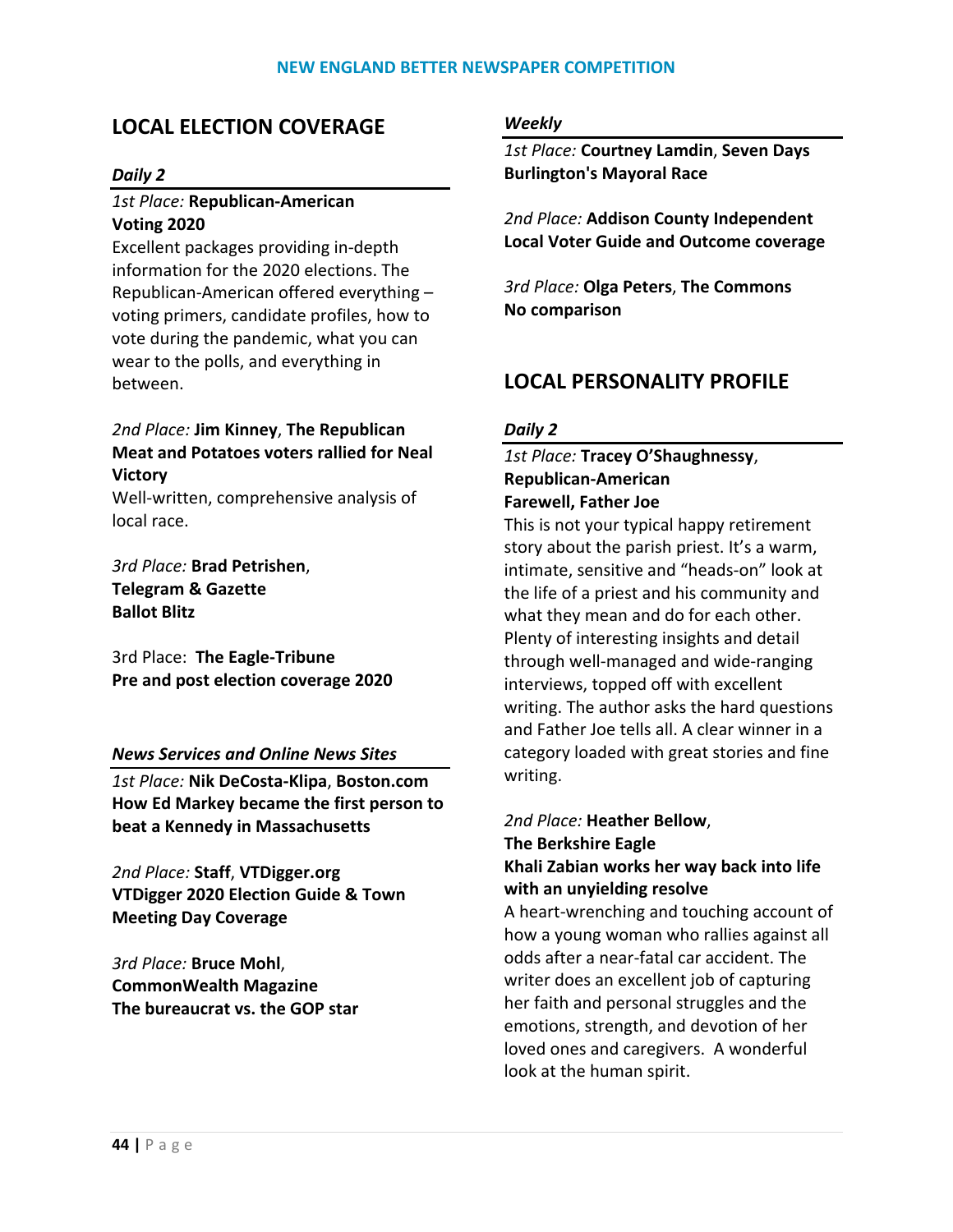## LOCAL ELECTION COVERAGE

### *Daily 2*

*1st Place:* **Republican-American**
**Voting 2020**
Excellent packages providing in-depth information for the 2020 elections. The Republican-American offered everything – voting primers, candidate profiles, how to vote during the pandemic, what you can wear to the polls, and everything in between.

*2nd Place:* **Jim Kinney**, **The Republican**
**Meat and Potatoes voters rallied for Neal Victory**
Well-written, comprehensive analysis of local race.

*3rd Place:* **Brad Petrishen**, **Telegram & Gazette**
**Ballot Blitz**

3rd Place: **The Eagle-Tribune**
**Pre and post election coverage 2020**

### *News Services and Online News Sites*

*1st Place:* **Nik DeCosta-Klipa**, **Boston.com**
**How Ed Markey became the first person to beat a Kennedy in Massachusetts**

*2nd Place:* **Staff**, **VTDigger.org**
**VTDigger 2020 Election Guide & Town Meeting Day Coverage**

*3rd Place:* **Bruce Mohl**, **CommonWealth Magazine**
**The bureaucrat vs. the GOP star**

### *Weekly*

*1st Place:* **Courtney Lamdin**, **Seven Days**
**Burlington's Mayoral Race**

*2nd Place:* **Addison County Independent**
**Local Voter Guide and Outcome coverage**

*3rd Place:* **Olga Peters**, **The Commons**
**No comparison**

## LOCAL PERSONALITY PROFILE

### *Daily 2*

*1st Place:* **Tracey O'Shaughnessy**, **Republican-American**
**Farewell, Father Joe**
This is not your typical happy retirement story about the parish priest. It's a warm, intimate, sensitive and "heads-on" look at the life of a priest and his community and what they mean and do for each other. Plenty of interesting insights and detail through well-managed and wide-ranging interviews, topped off with excellent writing. The author asks the hard questions and Father Joe tells all. A clear winner in a category loaded with great stories and fine writing.

*2nd Place:* **Heather Bellow**, **The Berkshire Eagle**
**Khali Zabian works her way back into life with an unyielding resolve**
A heart-wrenching and touching account of how a young woman who rallies against all odds after a near-fatal car accident. The writer does an excellent job of capturing her faith and personal struggles and the emotions, strength, and devotion of her loved ones and caregivers. A wonderful look at the human spirit.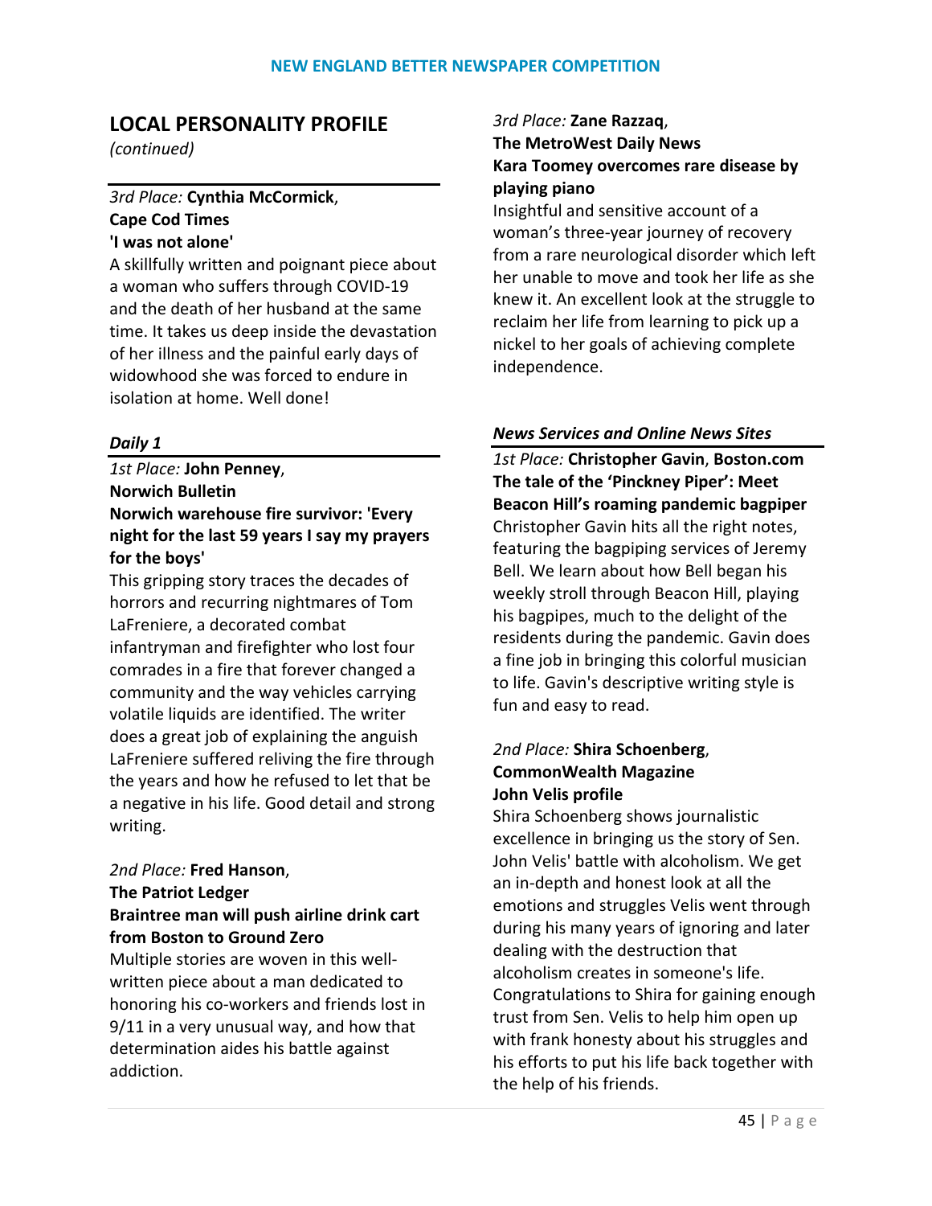## LOCAL PERSONALITY PROFILE

*(continued)*

*3rd Place:* **Cynthia McCormick**,
**Cape Cod Times**
**'I was not alone'**
A skillfully written and poignant piece about a woman who suffers through COVID-19 and the death of her husband at the same time. It takes us deep inside the devastation of her illness and the painful early days of widowhood she was forced to endure in isolation at home. Well done!

### *Daily 1*

*1st Place:* **John Penney**,
**Norwich Bulletin**
**Norwich warehouse fire survivor: 'Every night for the last 59 years I say my prayers for the boys'**
This gripping story traces the decades of horrors and recurring nightmares of Tom LaFreniere, a decorated combat infantryman and firefighter who lost four comrades in a fire that forever changed a community and the way vehicles carrying volatile liquids are identified. The writer does a great job of explaining the anguish LaFreniere suffered reliving the fire through the years and how he refused to let that be a negative in his life. Good detail and strong writing.

*2nd Place:* **Fred Hanson**,
**The Patriot Ledger**
**Braintree man will push airline drink cart from Boston to Ground Zero**
Multiple stories are woven in this well-written piece about a man dedicated to honoring his co-workers and friends lost in 9/11 in a very unusual way, and how that determination aides his battle against addiction.

*3rd Place:* **Zane Razzaq**,
**The MetroWest Daily News**
**Kara Toomey overcomes rare disease by playing piano**
Insightful and sensitive account of a woman's three-year journey of recovery from a rare neurological disorder which left her unable to move and took her life as she knew it. An excellent look at the struggle to reclaim her life from learning to pick up a nickel to her goals of achieving complete independence.

### *News Services and Online News Sites*

*1st Place:* **Christopher Gavin**, **Boston.com**
**The tale of the 'Pinckney Piper': Meet Beacon Hill's roaming pandemic bagpiper**
Christopher Gavin hits all the right notes, featuring the bagpiping services of Jeremy Bell. We learn about how Bell began his weekly stroll through Beacon Hill, playing his bagpipes, much to the delight of the residents during the pandemic. Gavin does a fine job in bringing this colorful musician to life. Gavin's descriptive writing style is fun and easy to read.

*2nd Place:* **Shira Schoenberg**,
**CommonWealth Magazine**
**John Velis profile**
Shira Schoenberg shows journalistic excellence in bringing us the story of Sen. John Velis' battle with alcoholism. We get an in-depth and honest look at all the emotions and struggles Velis went through during his many years of ignoring and later dealing with the destruction that alcoholism creates in someone's life. Congratulations to Shira for gaining enough trust from Sen. Velis to help him open up with frank honesty about his struggles and his efforts to put his life back together with the help of his friends.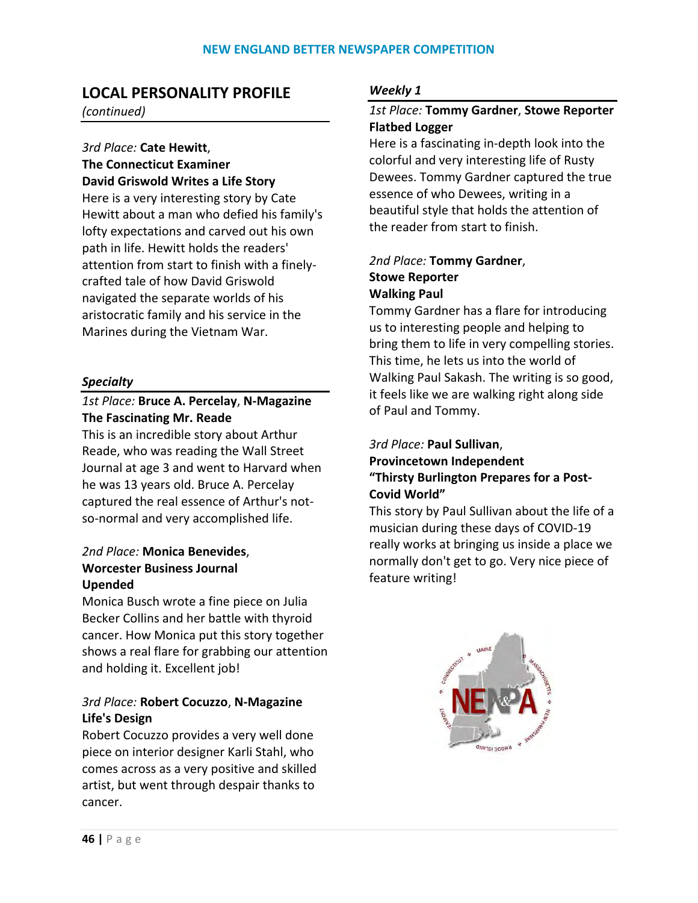## LOCAL PERSONALITY PROFILE

*(continued)*

*3rd Place:* **Cate Hewitt**,
**The Connecticut Examiner**
**David Griswold Writes a Life Story**
Here is a very interesting story by Cate Hewitt about a man who defied his family's lofty expectations and carved out his own path in life. Hewitt holds the readers' attention from start to finish with a finely-crafted tale of how David Griswold navigated the separate worlds of his aristocratic family and his service in the Marines during the Vietnam War.

### *Specialty*

*1st Place:* **Bruce A. Percelay**, **N-Magazine**
**The Fascinating Mr. Reade**
This is an incredible story about Arthur Reade, who was reading the Wall Street Journal at age 3 and went to Harvard when he was 13 years old. Bruce A. Percelay captured the real essence of Arthur's not-so-normal and very accomplished life.

*2nd Place:* **Monica Benevides**,
**Worcester Business Journal**
**Upended**
Monica Busch wrote a fine piece on Julia Becker Collins and her battle with thyroid cancer. How Monica put this story together shows a real flare for grabbing our attention and holding it. Excellent job!

*3rd Place:* **Robert Cocuzzo**, **N-Magazine**
**Life's Design**
Robert Cocuzzo provides a very well done piece on interior designer Karli Stahl, who comes across as a very positive and skilled artist, but went through despair thanks to cancer.

### *Weekly 1*

*1st Place:* **Tommy Gardner**, **Stowe Reporter**
**Flatbed Logger**
Here is a fascinating in-depth look into the colorful and very interesting life of Rusty Dewees. Tommy Gardner captured the true essence of who Dewees, writing in a beautiful style that holds the attention of the reader from start to finish.

*2nd Place:* **Tommy Gardner**,
**Stowe Reporter**
**Walking Paul**
Tommy Gardner has a flare for introducing us to interesting people and helping to bring them to life in very compelling stories. This time, he lets us into the world of Walking Paul Sakash. The writing is so good, it feels like we are walking right along side of Paul and Tommy.

*3rd Place:* **Paul Sullivan**,
**Provincetown Independent**
**"Thirsty Burlington Prepares for a Post-Covid World"**
This story by Paul Sullivan about the life of a musician during these days of COVID-19 really works at bringing us inside a place we normally don't get to go. Very nice piece of feature writing!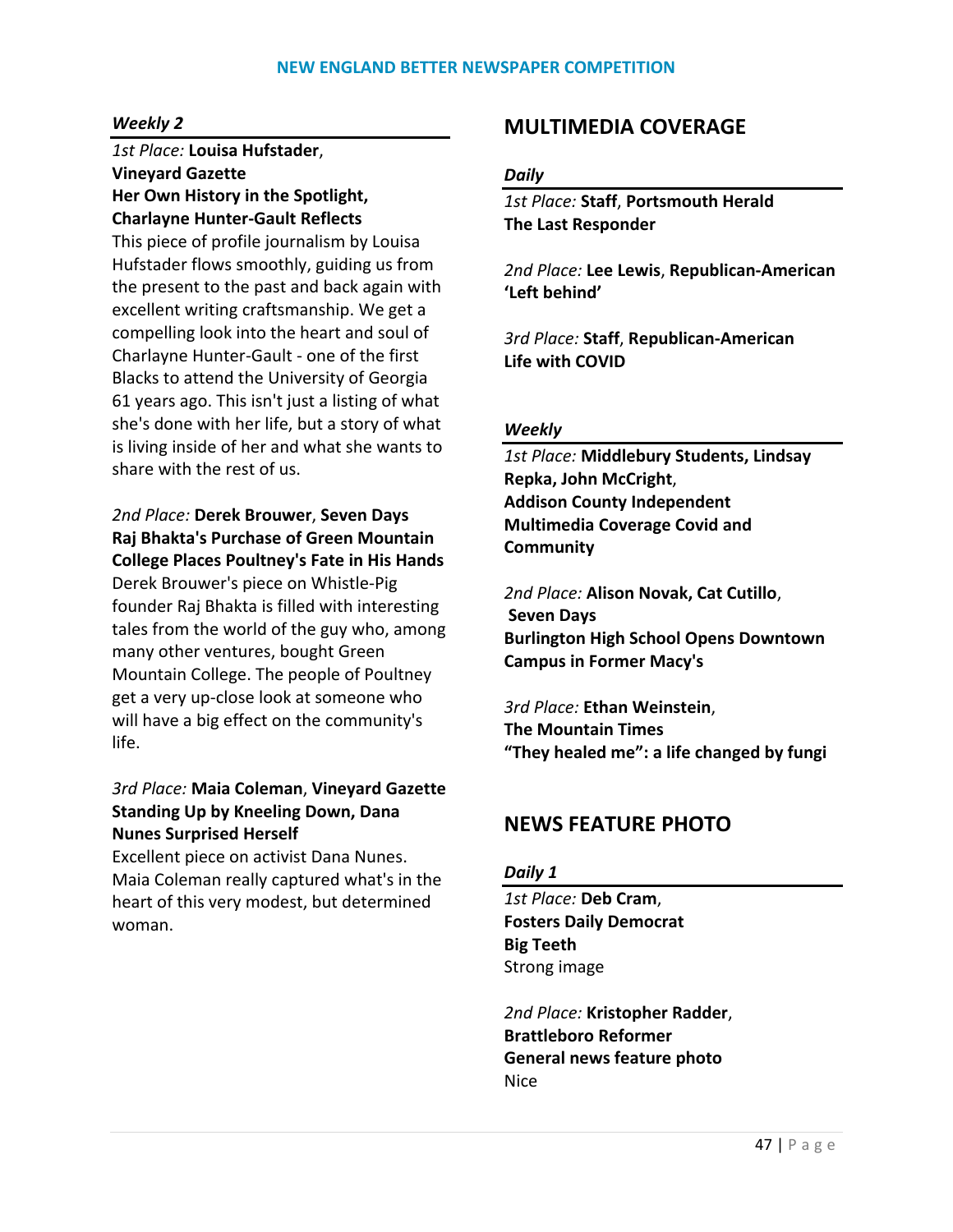#### *Weekly 2*

*1st Place:* **Louisa Hufstader**, **Vineyard Gazette**
**Her Own History in the Spotlight, Charlayne Hunter-Gault Reflects**
This piece of profile journalism by Louisa Hufstader flows smoothly, guiding us from the present to the past and back again with excellent writing craftsmanship. We get a compelling look into the heart and soul of Charlayne Hunter-Gault - one of the first Blacks to attend the University of Georgia 61 years ago. This isn't just a listing of what she's done with her life, but a story of what is living inside of her and what she wants to share with the rest of us.

*2nd Place:* **Derek Brouwer**, **Seven Days**
**Raj Bhakta's Purchase of Green Mountain College Places Poultney's Fate in His Hands**
Derek Brouwer's piece on Whistle-Pig founder Raj Bhakta is filled with interesting tales from the world of the guy who, among many other ventures, bought Green Mountain College. The people of Poultney get a very up-close look at someone who will have a big effect on the community's life.

*3rd Place:* **Maia Coleman**, **Vineyard Gazette**
**Standing Up by Kneeling Down, Dana Nunes Surprised Herself**
Excellent piece on activist Dana Nunes. Maia Coleman really captured what's in the heart of this very modest, but determined woman.

## MULTIMEDIA COVERAGE

#### *Daily*

*1st Place:* **Staff**, **Portsmouth Herald**
**The Last Responder**

*2nd Place:* **Lee Lewis**, **Republican-American**
**'Left behind'**

*3rd Place:* **Staff**, **Republican-American**
**Life with COVID**

#### *Weekly*

*1st Place:* **Middlebury Students, Lindsay Repka, John McCright**, **Addison County Independent**
**Multimedia Coverage Covid and Community**

*2nd Place:* **Alison Novak, Cat Cutillo**, **Seven Days**
**Burlington High School Opens Downtown Campus in Former Macy's**

*3rd Place:* **Ethan Weinstein**, **The Mountain Times**
**"They healed me": a life changed by fungi**

## NEWS FEATURE PHOTO

#### *Daily 1*

*1st Place:* **Deb Cram**, **Fosters Daily Democrat**
**Big Teeth**
Strong image

*2nd Place:* **Kristopher Radder**, **Brattleboro Reformer**
**General news feature photo**
Nice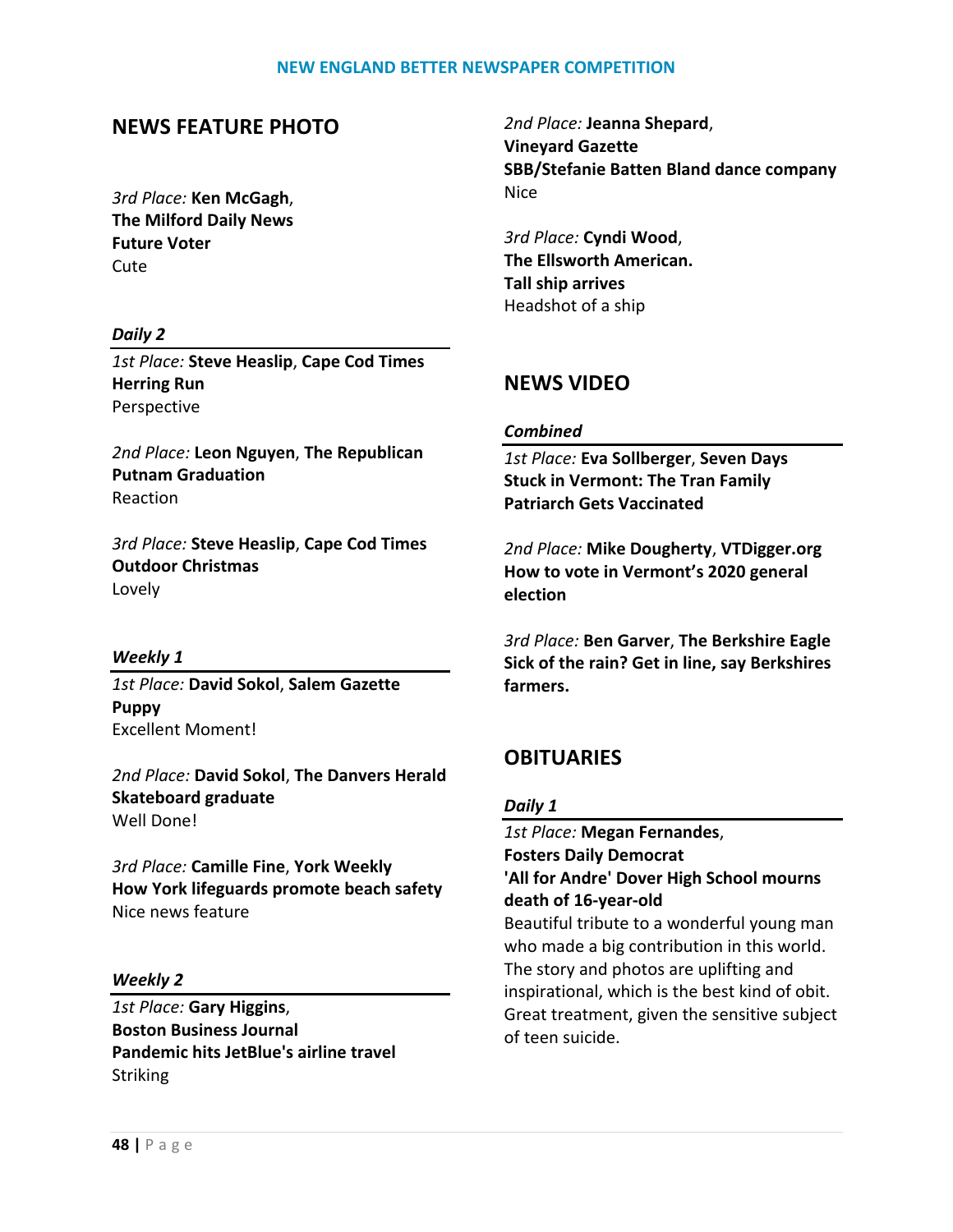## NEWS FEATURE PHOTO

*3rd Place:* **Ken McGagh**, **The Milford Daily News**
**Future Voter**
Cute

### *Daily 2*

*1st Place:* **Steve Heaslip**, **Cape Cod Times**
**Herring Run**
Perspective

*2nd Place:* **Leon Nguyen**, **The Republican**
**Putnam Graduation**
Reaction

*3rd Place:* **Steve Heaslip**, **Cape Cod Times**
**Outdoor Christmas**
Lovely

### *Weekly 1*

*1st Place:* **David Sokol**, **Salem Gazette**
**Puppy**
Excellent Moment!

*2nd Place:* **David Sokol**, **The Danvers Herald**
**Skateboard graduate**
Well Done!

*3rd Place:* **Camille Fine**, **York Weekly**
**How York lifeguards promote beach safety**
Nice news feature

### *Weekly 2*

*1st Place:* **Gary Higgins**, **Boston Business Journal**
**Pandemic hits JetBlue's airline travel**
Striking

*2nd Place:* **Jeanna Shepard**, **Vineyard Gazette**
**SBB/Stefanie Batten Bland dance company**
Nice

*3rd Place:* **Cyndi Wood**, **The Ellsworth American.**
**Tall ship arrives**
Headshot of a ship

## NEWS VIDEO

### *Combined*

*1st Place:* **Eva Sollberger**, **Seven Days**
**Stuck in Vermont: The Tran Family Patriarch Gets Vaccinated**

*2nd Place:* **Mike Dougherty**, **VTDigger.org**
**How to vote in Vermont's 2020 general election**

*3rd Place:* **Ben Garver**, **The Berkshire Eagle**
**Sick of the rain? Get in line, say Berkshires farmers.**

## OBITUARIES

### *Daily 1*

*1st Place:* **Megan Fernandes**, **Fosters Daily Democrat**
**'All for Andre' Dover High School mourns death of 16-year-old**
Beautiful tribute to a wonderful young man who made a big contribution in this world. The story and photos are uplifting and inspirational, which is the best kind of obit. Great treatment, given the sensitive subject of teen suicide.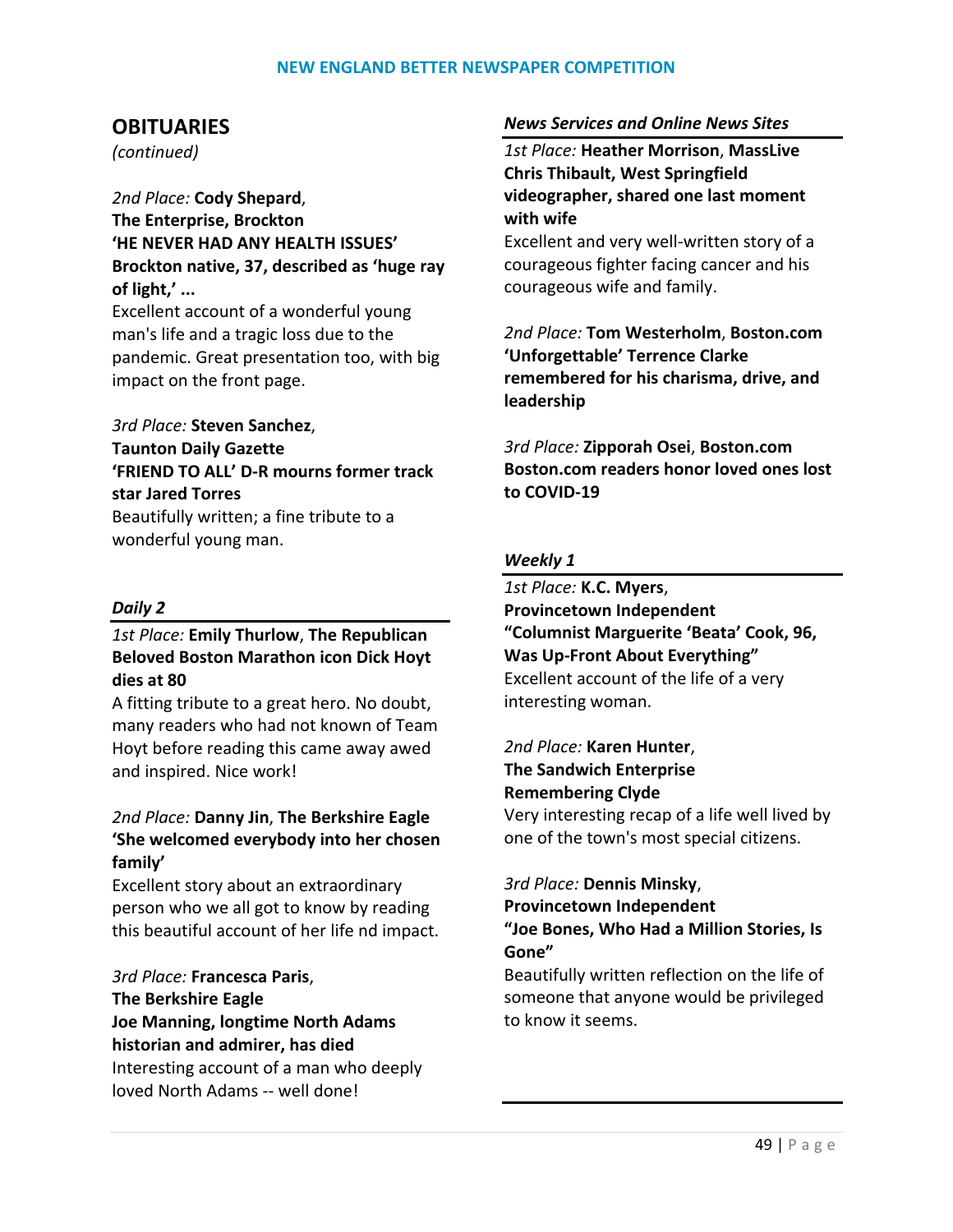## OBITUARIES

*(continued)*

*2nd Place:* **Cody Shepard**,
**The Enterprise, Brockton**
**'HE NEVER HAD ANY HEALTH ISSUES' Brockton native, 37, described as 'huge ray of light,' ...**
Excellent account of a wonderful young man's life and a tragic loss due to the pandemic. Great presentation too, with big impact on the front page.

*3rd Place:* **Steven Sanchez**,
**Taunton Daily Gazette**
**'FRIEND TO ALL' D-R mourns former track star Jared Torres**
Beautifully written; a fine tribute to a wonderful young man.

### *Daily 2*

*1st Place:* **Emily Thurlow**, **The Republican**
**Beloved Boston Marathon icon Dick Hoyt dies at 80**
A fitting tribute to a great hero. No doubt, many readers who had not known of Team Hoyt before reading this came away awed and inspired. Nice work!

*2nd Place:* **Danny Jin**, **The Berkshire Eagle**
**'She welcomed everybody into her chosen family'**
Excellent story about an extraordinary person who we all got to know by reading this beautiful account of her life nd impact.

*3rd Place:* **Francesca Paris**,
**The Berkshire Eagle**
**Joe Manning, longtime North Adams historian and admirer, has died**
Interesting account of a man who deeply loved North Adams -- well done!

### *News Services and Online News Sites*

*1st Place:* **Heather Morrison**, **MassLive**
**Chris Thibault, West Springfield videographer, shared one last moment with wife**
Excellent and very well-written story of a courageous fighter facing cancer and his courageous wife and family.

*2nd Place:* **Tom Westerholm**, **Boston.com**
**'Unforgettable' Terrence Clarke remembered for his charisma, drive, and leadership**

*3rd Place:* **Zipporah Osei**, **Boston.com**
**Boston.com readers honor loved ones lost to COVID-19**

### *Weekly 1*

*1st Place:* **K.C. Myers**,
**Provincetown Independent**
**"Columnist Marguerite 'Beata' Cook, 96, Was Up-Front About Everything"**
Excellent account of the life of a very interesting woman.

*2nd Place:* **Karen Hunter**,
**The Sandwich Enterprise**
**Remembering Clyde**
Very interesting recap of a life well lived by one of the town's most special citizens.

*3rd Place:* **Dennis Minsky**,
**Provincetown Independent**
**"Joe Bones, Who Had a Million Stories, Is Gone"**
Beautifully written reflection on the life of someone that anyone would be privileged to know it seems.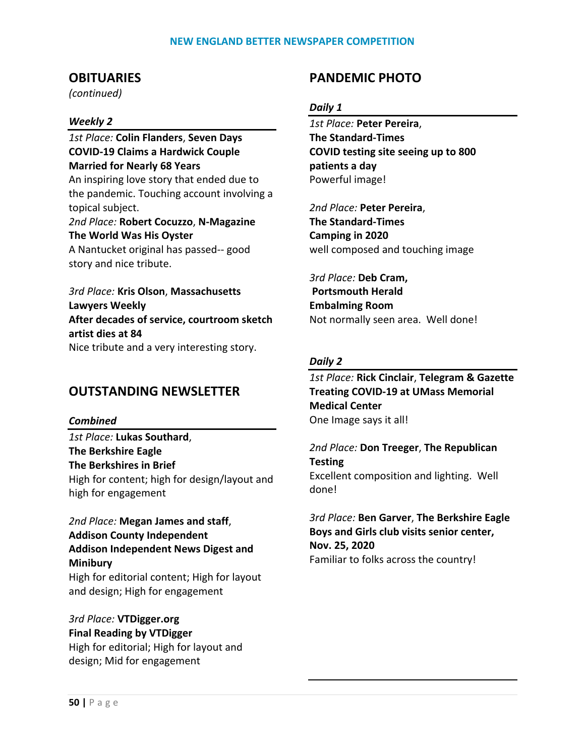## OBITUARIES

*(continued)*

### *Weekly 2*

*1st Place:* **Colin Flanders**, **Seven Days**
**COVID-19 Claims a Hardwick Couple Married for Nearly 68 Years**
An inspiring love story that ended due to the pandemic. Touching account involving a topical subject.

*2nd Place:* **Robert Cocuzzo**, **N-Magazine**
**The World Was His Oyster**
A Nantucket original has passed-- good story and nice tribute.

*3rd Place:* **Kris Olson**, **Massachusetts Lawyers Weekly**
**After decades of service, courtroom sketch artist dies at 84**
Nice tribute and a very interesting story.

## OUTSTANDING NEWSLETTER

### *Combined*

*1st Place:* **Lukas Southard**,
**The Berkshire Eagle**
**The Berkshires in Brief**
High for content; high for design/layout and high for engagement

*2nd Place:* **Megan James and staff**,
**Addison County Independent**
**Addison Independent News Digest and Minibury**
High for editorial content; High for layout and design; High for engagement

*3rd Place:* **VTDigger.org**
**Final Reading by VTDigger**
High for editorial; High for layout and design; Mid for engagement

## PANDEMIC PHOTO

### *Daily 1*

*1st Place:* **Peter Pereira**,
**The Standard-Times**
**COVID testing site seeing up to 800 patients a day**
Powerful image!

*2nd Place:* **Peter Pereira**,
**The Standard-Times**
**Camping in 2020**
well composed and touching image

*3rd Place:* **Deb Cram,**
**Portsmouth Herald**
**Embalming Room**
Not normally seen area. Well done!

### *Daily 2*

*1st Place:* **Rick Cinclair**, **Telegram & Gazette**
**Treating COVID-19 at UMass Memorial Medical Center**
One Image says it all!

*2nd Place:* **Don Treeger**, **The Republican**
**Testing**
Excellent composition and lighting. Well done!

*3rd Place:* **Ben Garver**, **The Berkshire Eagle**
**Boys and Girls club visits senior center, Nov. 25, 2020**
Familiar to folks across the country!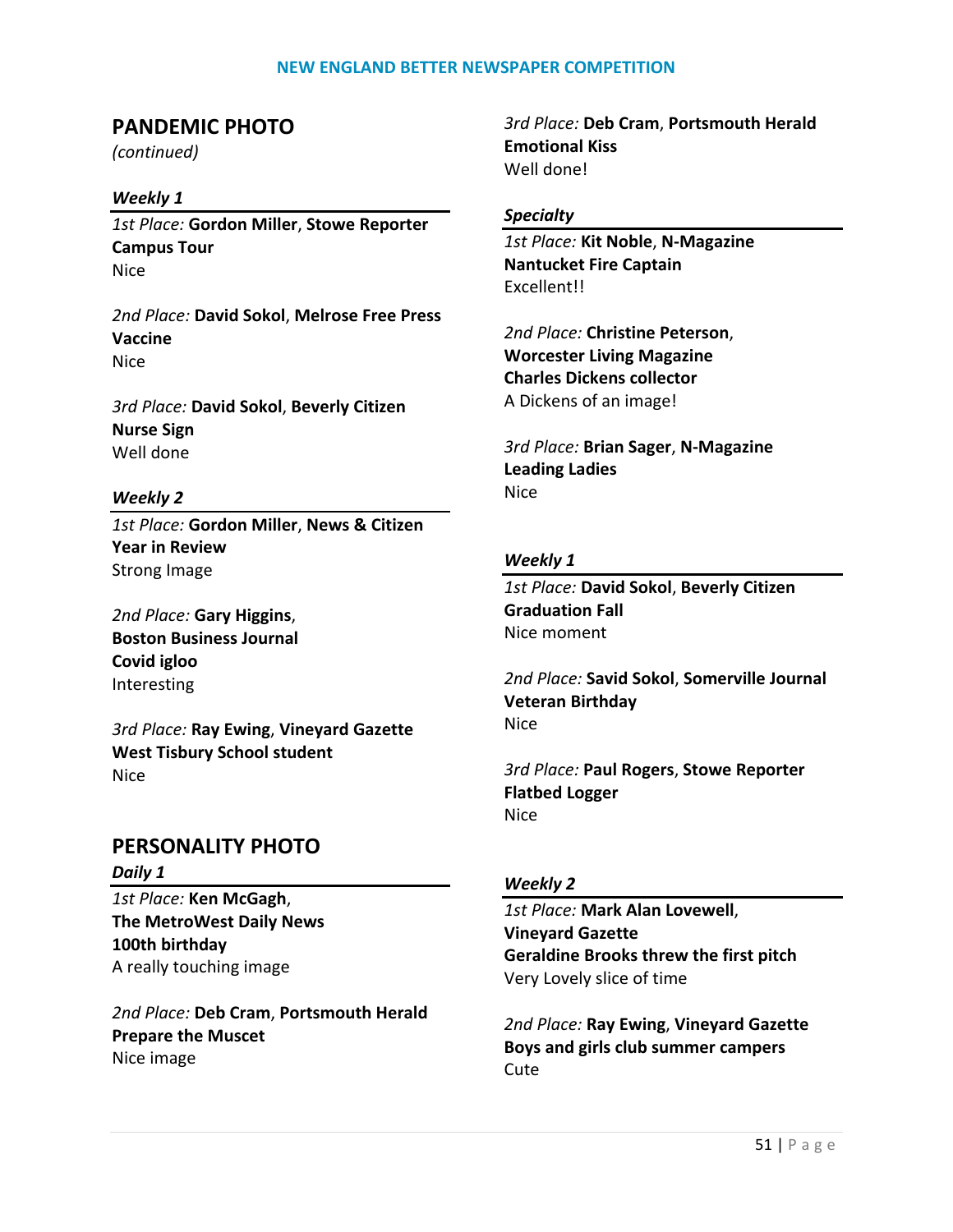## PANDEMIC PHOTO

*(continued)*

### *Weekly 1*

*1st Place:* **Gordon Miller**, **Stowe Reporter**
**Campus Tour**
Nice

*2nd Place:* **David Sokol**, **Melrose Free Press**
**Vaccine**
Nice

*3rd Place:* **David Sokol**, **Beverly Citizen**
**Nurse Sign**
Well done

### *Weekly 2*

*1st Place:* **Gordon Miller**, **News & Citizen**
**Year in Review**
Strong Image

*2nd Place:* **Gary Higgins**,
**Boston Business Journal**
**Covid igloo**
Interesting

*3rd Place:* **Ray Ewing**, **Vineyard Gazette**
**West Tisbury School student**
Nice

## PERSONALITY PHOTO

### *Daily 1*

*1st Place:* **Ken McGagh**,
**The MetroWest Daily News**
**100th birthday**
A really touching image

*2nd Place:* **Deb Cram**, **Portsmouth Herald**
**Prepare the Muscet**
Nice image

*3rd Place:* **Deb Cram**, **Portsmouth Herald**
**Emotional Kiss**
Well done!

### *Specialty*

*1st Place:* **Kit Noble**, **N-Magazine**
**Nantucket Fire Captain**
Excellent!!

*2nd Place:* **Christine Peterson**,
**Worcester Living Magazine**
**Charles Dickens collector**
A Dickens of an image!

*3rd Place:* **Brian Sager**, **N-Magazine**
**Leading Ladies**
Nice

### *Weekly 1*

*1st Place:* **David Sokol**, **Beverly Citizen**
**Graduation Fall**
Nice moment

*2nd Place:* **Savid Sokol**, **Somerville Journal**
**Veteran Birthday**
Nice

*3rd Place:* **Paul Rogers**, **Stowe Reporter**
**Flatbed Logger**
Nice

### *Weekly 2*

*1st Place:* **Mark Alan Lovewell**,
**Vineyard Gazette**
**Geraldine Brooks threw the first pitch**
Very Lovely slice of time

*2nd Place:* **Ray Ewing**, **Vineyard Gazette**
**Boys and girls club summer campers**
Cute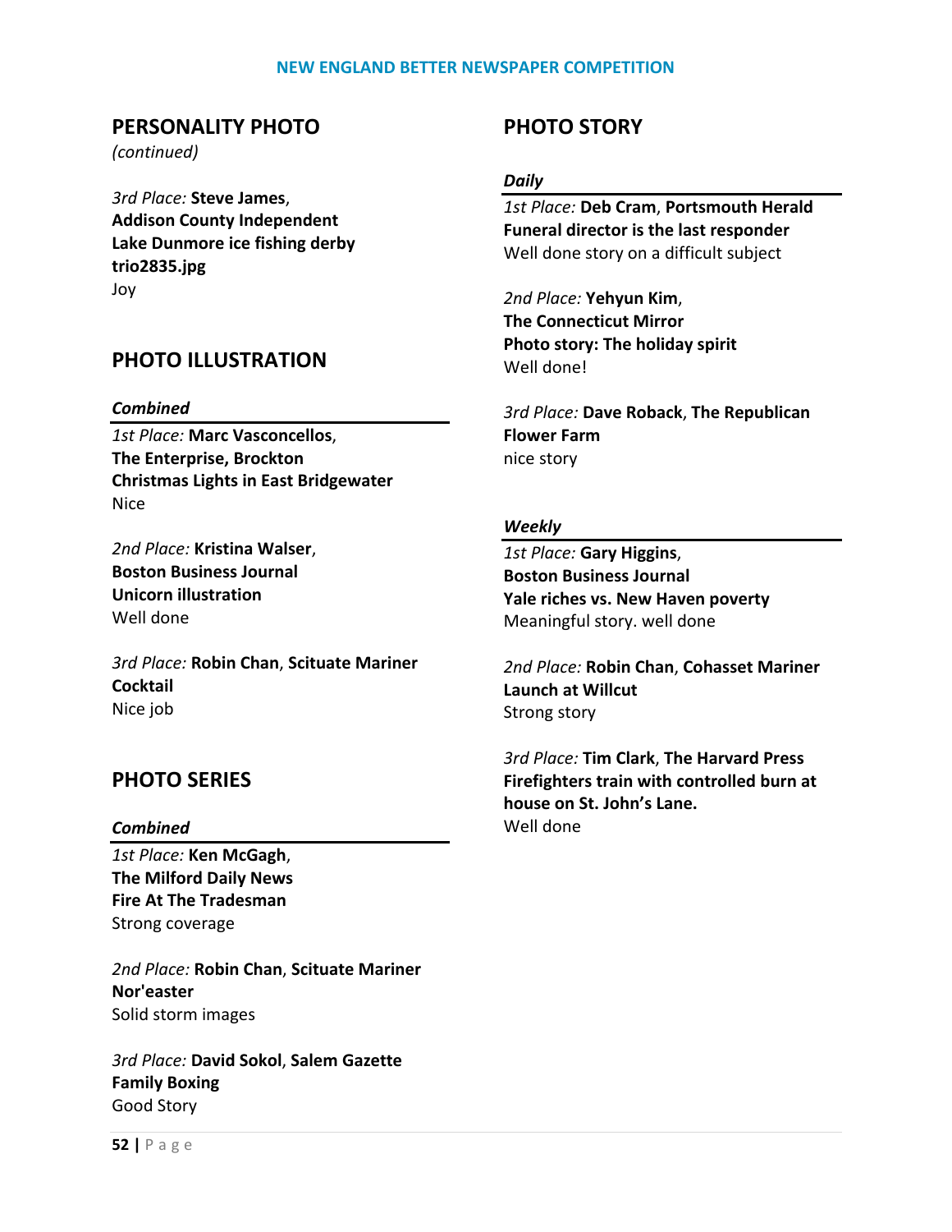## PERSONALITY PHOTO

*(continued)*

*3rd Place:* **Steve James**, **Addison County Independent**
**Lake Dunmore ice fishing derby trio2835.jpg**
Joy

## PHOTO ILLUSTRATION

### *Combined*

*1st Place:* **Marc Vasconcellos**, **The Enterprise, Brockton**
**Christmas Lights in East Bridgewater**
Nice

*2nd Place:* **Kristina Walser**, **Boston Business Journal**
**Unicorn illustration**
Well done

*3rd Place:* **Robin Chan**, **Scituate Mariner**
**Cocktail**
Nice job

## PHOTO SERIES

### *Combined*

*1st Place:* **Ken McGagh**, **The Milford Daily News**
**Fire At The Tradesman**
Strong coverage

*2nd Place:* **Robin Chan**, **Scituate Mariner**
**Nor'easter**
Solid storm images

*3rd Place:* **David Sokol**, **Salem Gazette**
**Family Boxing**
Good Story

## PHOTO STORY

### *Daily*

*1st Place:* **Deb Cram**, **Portsmouth Herald**
**Funeral director is the last responder**
Well done story on a difficult subject

*2nd Place:* **Yehyun Kim**, **The Connecticut Mirror**
**Photo story: The holiday spirit**
Well done!

*3rd Place:* **Dave Roback**, **The Republican**
**Flower Farm**
nice story

### *Weekly*

*1st Place:* **Gary Higgins**, **Boston Business Journal**
**Yale riches vs. New Haven poverty**
Meaningful story. well done

*2nd Place:* **Robin Chan**, **Cohasset Mariner**
**Launch at Willcut**
Strong story

*3rd Place:* **Tim Clark**, **The Harvard Press**
**Firefighters train with controlled burn at house on St. John's Lane.**
Well done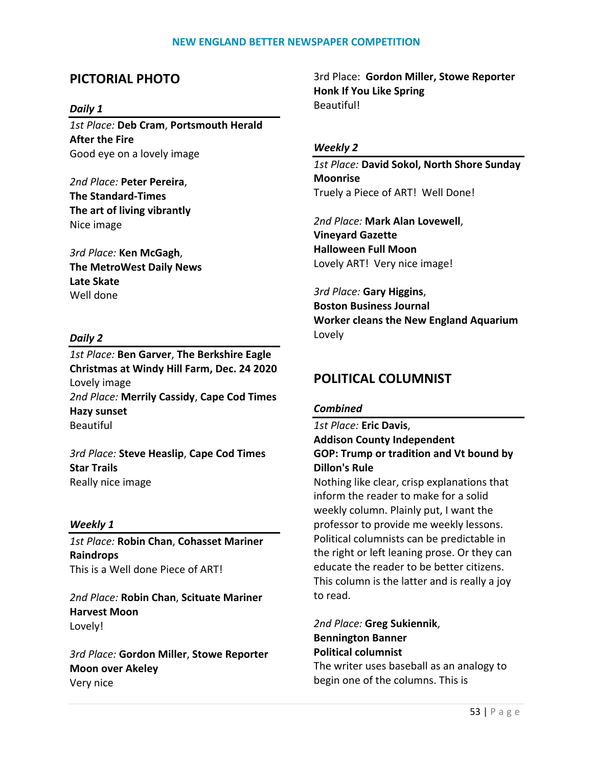## PICTORIAL PHOTO

### *Daily 1*

*1st Place:* **Deb Cram**, **Portsmouth Herald**
**After the Fire**
Good eye on a lovely image

*2nd Place:* **Peter Pereira**,
**The Standard-Times**
**The art of living vibrantly**
Nice image

*3rd Place:* **Ken McGagh**,
**The MetroWest Daily News**
**Late Skate**
Well done

### *Daily 2*

*1st Place:* **Ben Garver**, **The Berkshire Eagle**
**Christmas at Windy Hill Farm, Dec. 24 2020**
Lovely image
*2nd Place:* **Merrily Cassidy**, **Cape Cod Times**
**Hazy sunset**
Beautiful

*3rd Place:* **Steve Heaslip**, **Cape Cod Times**
**Star Trails**
Really nice image

### *Weekly 1*

*1st Place:* **Robin Chan**, **Cohasset Mariner**
**Raindrops**
This is a Well done Piece of ART!

*2nd Place:* **Robin Chan**, **Scituate Mariner**
**Harvest Moon**
Lovely!

*3rd Place:* **Gordon Miller**, **Stowe Reporter**
**Moon over Akeley**
Very nice

3rd Place: **Gordon Miller, Stowe Reporter**
**Honk If You Like Spring**
Beautiful!

### *Weekly 2*

*1st Place:* **David Sokol, North Shore Sunday**
**Moonrise**
Truely a Piece of ART! Well Done!

*2nd Place:* **Mark Alan Lovewell**,
**Vineyard Gazette**
**Halloween Full Moon**
Lovely ART! Very nice image!

*3rd Place:* **Gary Higgins**,
**Boston Business Journal**
**Worker cleans the New England Aquarium**
Lovely

## POLITICAL COLUMNIST

### *Combined*

*1st Place:* **Eric Davis**,
**Addison County Independent**
**GOP: Trump or tradition and Vt bound by Dillon's Rule**
Nothing like clear, crisp explanations that inform the reader to make for a solid weekly column. Plainly put, I want the professor to provide me weekly lessons. Political columnists can be predictable in the right or left leaning prose. Or they can educate the reader to be better citizens. This column is the latter and is really a joy to read.

*2nd Place:* **Greg Sukiennik**,
**Bennington Banner**
**Political columnist**
The writer uses baseball as an analogy to begin one of the columns. This is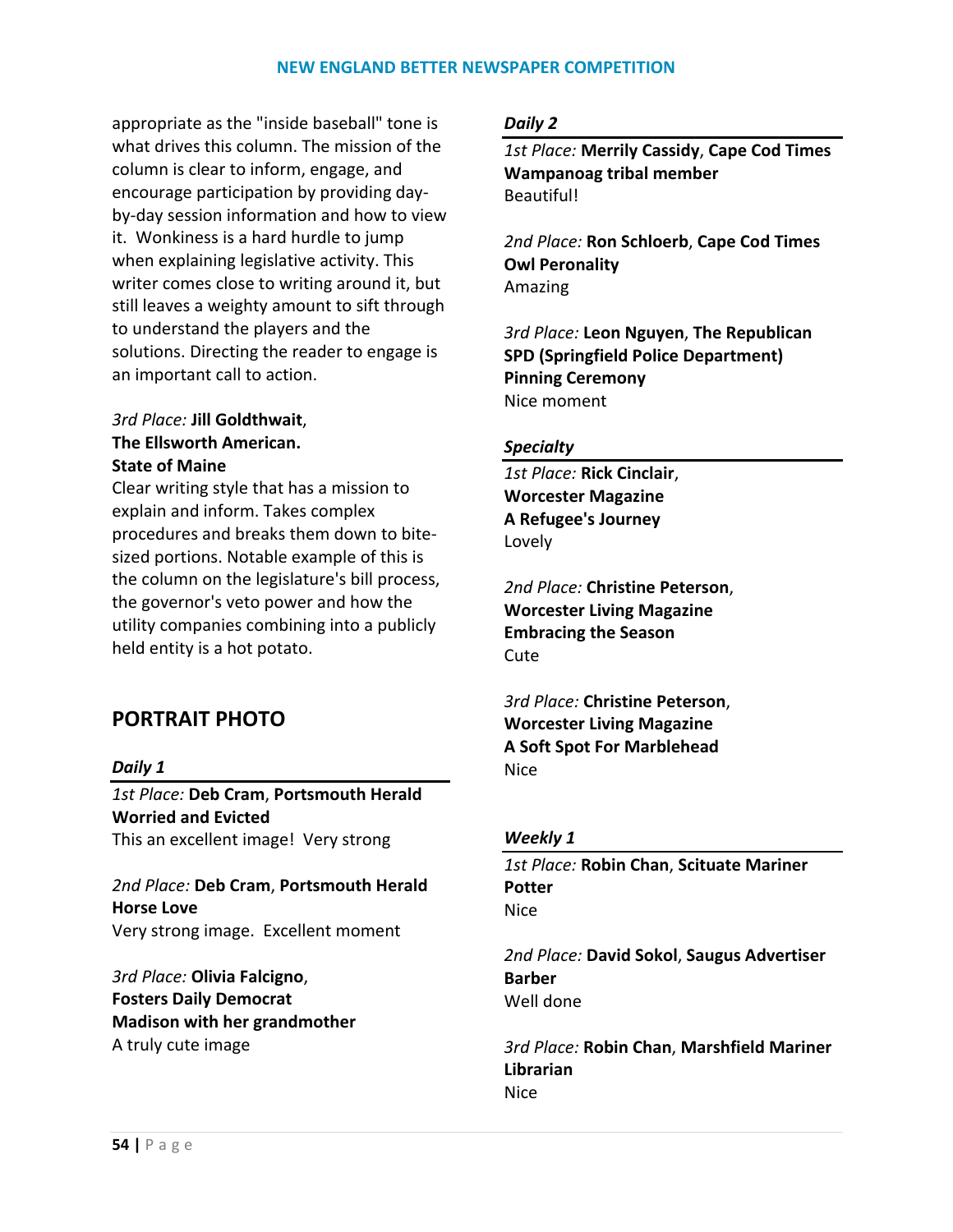appropriate as the "inside baseball" tone is what drives this column. The mission of the column is clear to inform, engage, and encourage participation by providing day-by-day session information and how to view it. Wonkiness is a hard hurdle to jump when explaining legislative activity. This writer comes close to writing around it, but still leaves a weighty amount to sift through to understand the players and the solutions. Directing the reader to engage is an important call to action.

*3rd Place:* **Jill Goldthwait**, **The Ellsworth American.**
**State of Maine**
Clear writing style that has a mission to explain and inform. Takes complex procedures and breaks them down to bite-sized portions. Notable example of this is the column on the legislature's bill process, the governor's veto power and how the utility companies combining into a publicly held entity is a hot potato.

## PORTRAIT PHOTO

### *Daily 1*

*1st Place:* **Deb Cram**, **Portsmouth Herald**
**Worried and Evicted**
This an excellent image! Very strong

*2nd Place:* **Deb Cram**, **Portsmouth Herald**
**Horse Love**
Very strong image. Excellent moment

*3rd Place:* **Olivia Falcigno**, **Fosters Daily Democrat**
**Madison with her grandmother**
A truly cute image

### *Daily 2*

*1st Place:* **Merrily Cassidy**, **Cape Cod Times**
**Wampanoag tribal member**
Beautiful!

*2nd Place:* **Ron Schloerb**, **Cape Cod Times**
**Owl Peronality**
Amazing

*3rd Place:* **Leon Nguyen**, **The Republican**
**SPD (Springfield Police Department) Pinning Ceremony**
Nice moment

### *Specialty*

*1st Place:* **Rick Cinclair**, **Worcester Magazine**
**A Refugee's Journey**
Lovely

*2nd Place:* **Christine Peterson**, **Worcester Living Magazine**
**Embracing the Season**
Cute

*3rd Place:* **Christine Peterson**, **Worcester Living Magazine**
**A Soft Spot For Marblehead**
Nice

### *Weekly 1*

*1st Place:* **Robin Chan**, **Scituate Mariner**
**Potter**
Nice

*2nd Place:* **David Sokol**, **Saugus Advertiser**
**Barber**
Well done

*3rd Place:* **Robin Chan**, **Marshfield Mariner**
**Librarian**
Nice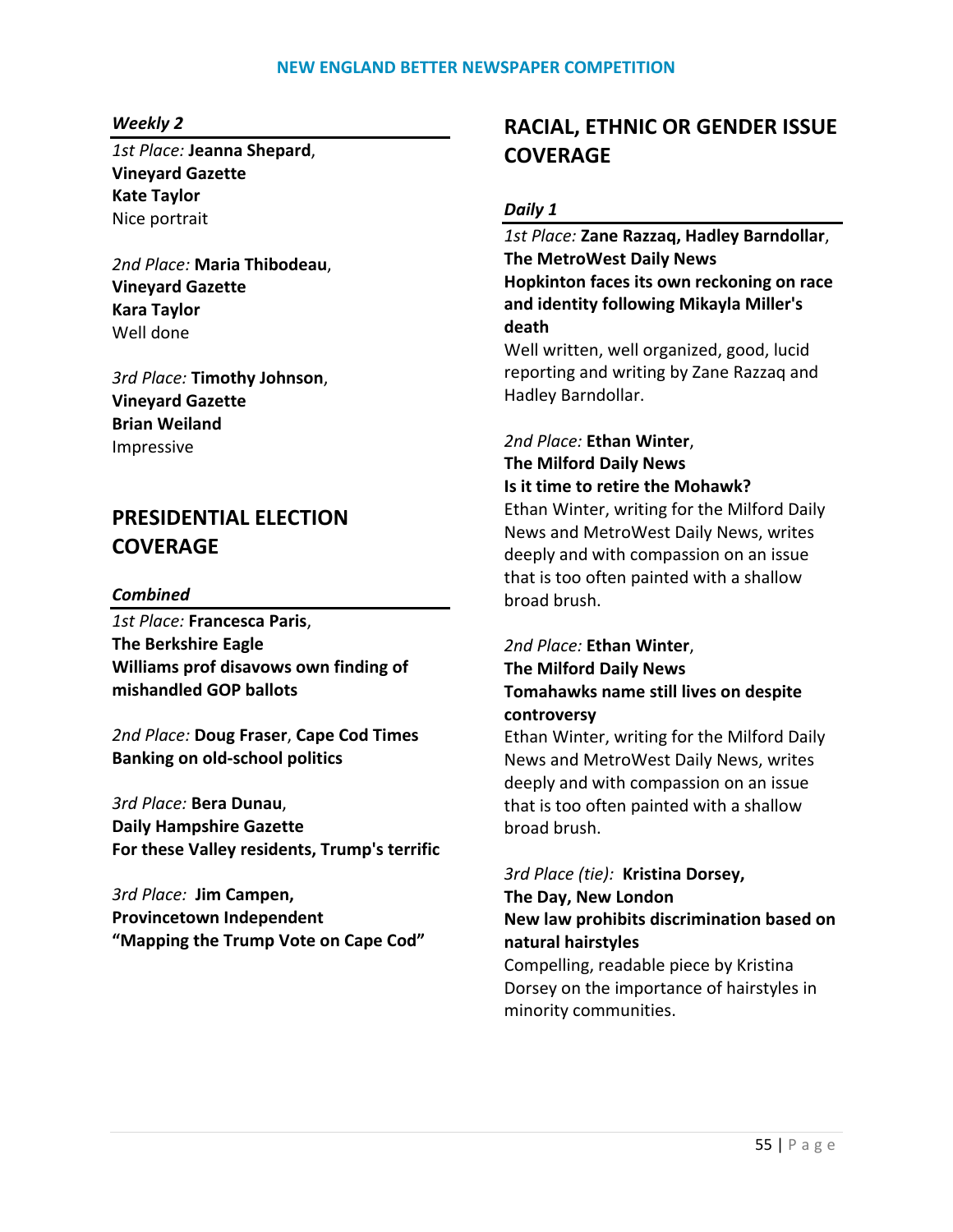### *Weekly 2*

*1st Place:* **Jeanna Shepard**,
**Vineyard Gazette**
**Kate Taylor**
Nice portrait

*2nd Place:* **Maria Thibodeau**,
**Vineyard Gazette**
**Kara Taylor**
Well done

*3rd Place:* **Timothy Johnson**,
**Vineyard Gazette**
**Brian Weiland**
Impressive

## PRESIDENTIAL ELECTION COVERAGE

### *Combined*

*1st Place:* **Francesca Paris**,
**The Berkshire Eagle**
**Williams prof disavows own finding of mishandled GOP ballots**

*2nd Place:* **Doug Fraser**, **Cape Cod Times**
**Banking on old-school politics**

*3rd Place:* **Bera Dunau**,
**Daily Hampshire Gazette**
**For these Valley residents, Trump's terrific**

*3rd Place:* **Jim Campen,**
**Provincetown Independent**
**"Mapping the Trump Vote on Cape Cod"**

## RACIAL, ETHNIC OR GENDER ISSUE COVERAGE

### *Daily 1*

*1st Place:* **Zane Razzaq, Hadley Barndollar**,
**The MetroWest Daily News**
**Hopkinton faces its own reckoning on race and identity following Mikayla Miller's death**
Well written, well organized, good, lucid reporting and writing by Zane Razzaq and Hadley Barndollar.

*2nd Place:* **Ethan Winter**,
**The Milford Daily News**
**Is it time to retire the Mohawk?**
Ethan Winter, writing for the Milford Daily News and MetroWest Daily News, writes deeply and with compassion on an issue that is too often painted with a shallow broad brush.

*2nd Place:* **Ethan Winter**,
**The Milford Daily News**
**Tomahawks name still lives on despite controversy**
Ethan Winter, writing for the Milford Daily News and MetroWest Daily News, writes deeply and with compassion on an issue that is too often painted with a shallow broad brush.

*3rd Place (tie):* **Kristina Dorsey,**
**The Day, New London**
**New law prohibits discrimination based on natural hairstyles**
Compelling, readable piece by Kristina Dorsey on the importance of hairstyles in minority communities.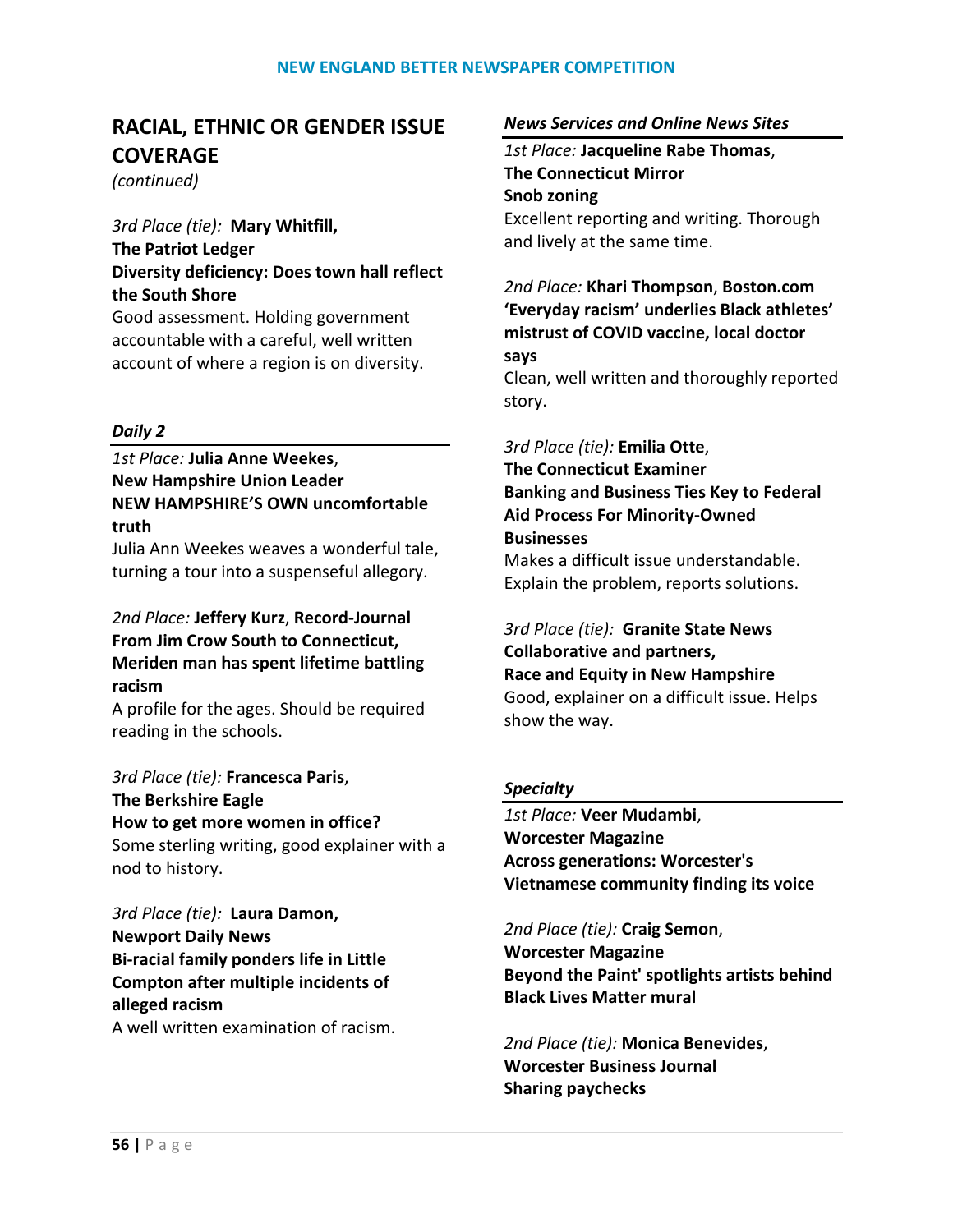## RACIAL, ETHNIC OR GENDER ISSUE COVERAGE

*(continued)*

*3rd Place (tie):* **Mary Whitfill,**
**The Patriot Ledger**
**Diversity deficiency: Does town hall reflect the South Shore**
Good assessment. Holding government accountable with a careful, well written account of where a region is on diversity.

### *Daily 2*

*1st Place:* **Julia Anne Weekes**,
**New Hampshire Union Leader**
**NEW HAMPSHIRE'S OWN uncomfortable truth**
Julia Ann Weekes weaves a wonderful tale, turning a tour into a suspenseful allegory.

*2nd Place:* **Jeffery Kurz**, **Record-Journal**
**From Jim Crow South to Connecticut, Meriden man has spent lifetime battling racism**
A profile for the ages. Should be required reading in the schools.

*3rd Place (tie):* **Francesca Paris**,
**The Berkshire Eagle**
**How to get more women in office?**
Some sterling writing, good explainer with a nod to history.

*3rd Place (tie):* **Laura Damon,**
**Newport Daily News**
**Bi-racial family ponders life in Little Compton after multiple incidents of alleged racism**
A well written examination of racism.

### *News Services and Online News Sites*

*1st Place:* **Jacqueline Rabe Thomas**,
**The Connecticut Mirror**
**Snob zoning**
Excellent reporting and writing. Thorough and lively at the same time.

*2nd Place:* **Khari Thompson**, **Boston.com**
**'Everyday racism' underlies Black athletes' mistrust of COVID vaccine, local doctor says**
Clean, well written and thoroughly reported story.

*3rd Place (tie):* **Emilia Otte**,
**The Connecticut Examiner**
**Banking and Business Ties Key to Federal Aid Process For Minority-Owned Businesses**
Makes a difficult issue understandable. Explain the problem, reports solutions.

*3rd Place (tie):* **Granite State News Collaborative and partners,**
**Race and Equity in New Hampshire**
Good, explainer on a difficult issue. Helps show the way.

### *Specialty*

*1st Place:* **Veer Mudambi**,
**Worcester Magazine**
**Across generations: Worcester's Vietnamese community finding its voice**

*2nd Place (tie):* **Craig Semon**,
**Worcester Magazine**
**Beyond the Paint' spotlights artists behind Black Lives Matter mural**

*2nd Place (tie):* **Monica Benevides**,
**Worcester Business Journal**
**Sharing paychecks**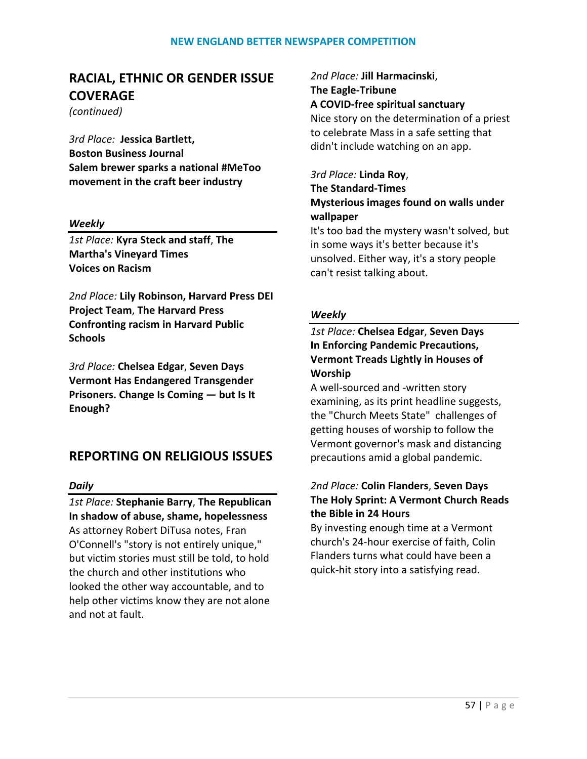## RACIAL, ETHNIC OR GENDER ISSUE COVERAGE

*(continued)*

*3rd Place:* **Jessica Bartlett, Boston Business Journal**
**Salem brewer sparks a national #MeToo movement in the craft beer industry**

### *Weekly*

*1st Place:* **Kyra Steck and staff**, **The Martha's Vineyard Times**
**Voices on Racism**

*2nd Place:* **Lily Robinson, Harvard Press DEI Project Team**, **The Harvard Press**
**Confronting racism in Harvard Public Schools**

*3rd Place:* **Chelsea Edgar**, **Seven Days**
**Vermont Has Endangered Transgender Prisoners. Change Is Coming — but Is It Enough?**

## REPORTING ON RELIGIOUS ISSUES

### *Daily*

*1st Place:* **Stephanie Barry**, **The Republican**
**In shadow of abuse, shame, hopelessness**
As attorney Robert DiTusa notes, Fran O'Connell's "story is not entirely unique," but victim stories must still be told, to hold the church and other institutions who looked the other way accountable, and to help other victims know they are not alone and not at fault.

*2nd Place:* **Jill Harmacinski**,
**The Eagle-Tribune**
**A COVID-free spiritual sanctuary**
Nice story on the determination of a priest to celebrate Mass in a safe setting that didn't include watching on an app.

*3rd Place:* **Linda Roy**,
**The Standard-Times**
**Mysterious images found on walls under wallpaper**
It's too bad the mystery wasn't solved, but in some ways it's better because it's unsolved. Either way, it's a story people can't resist talking about.

### *Weekly*

*1st Place:* **Chelsea Edgar**, **Seven Days**
**In Enforcing Pandemic Precautions, Vermont Treads Lightly in Houses of Worship**
A well-sourced and -written story examining, as its print headline suggests, the "Church Meets State" challenges of getting houses of worship to follow the Vermont governor's mask and distancing precautions amid a global pandemic.

*2nd Place:* **Colin Flanders**, **Seven Days**
**The Holy Sprint: A Vermont Church Reads the Bible in 24 Hours**
By investing enough time at a Vermont church's 24-hour exercise of faith, Colin Flanders turns what could have been a quick-hit story into a satisfying read.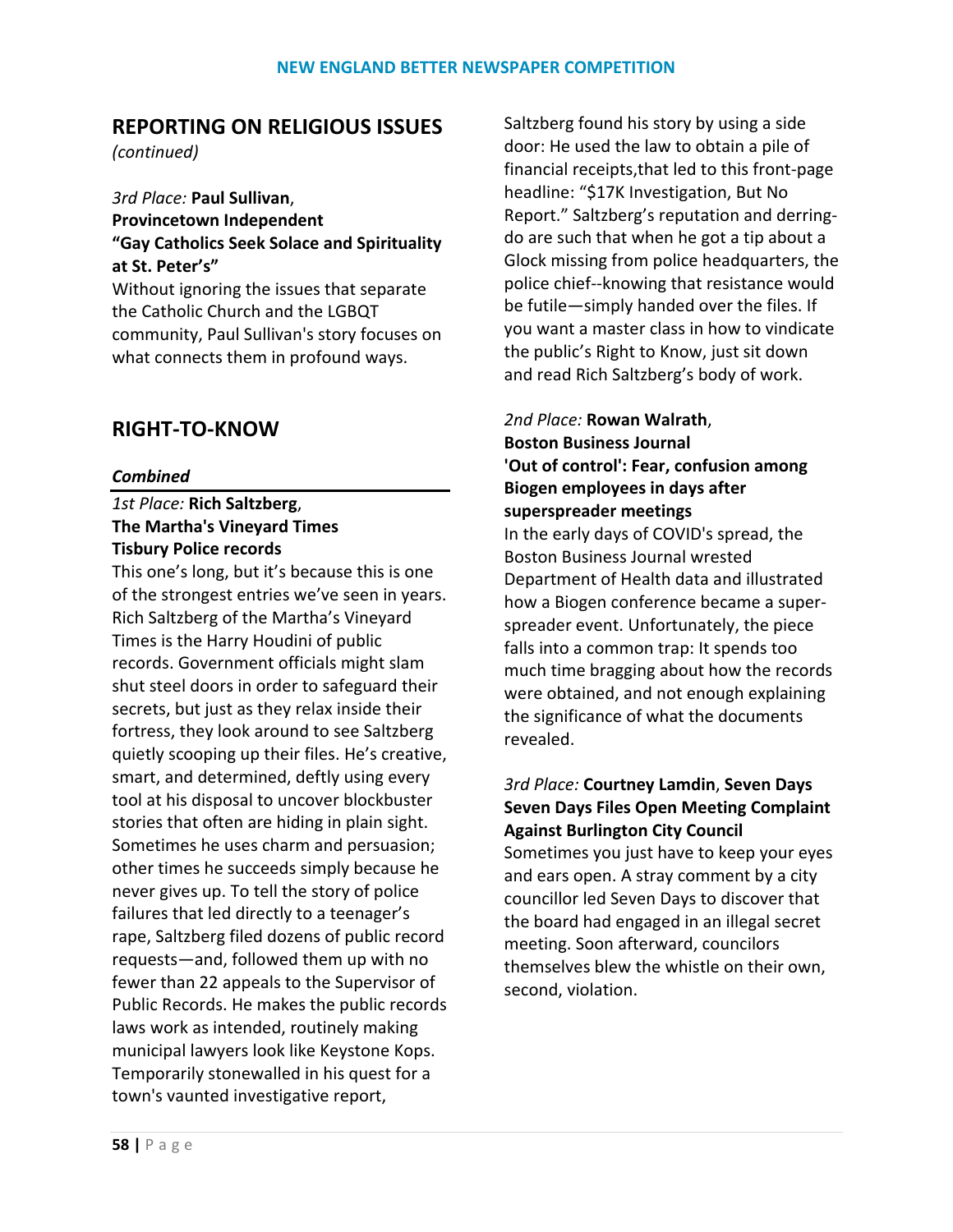## REPORTING ON RELIGIOUS ISSUES

*(continued)*

*3rd Place:* **Paul Sullivan**,
**Provincetown Independent**
**"Gay Catholics Seek Solace and Spirituality at St. Peter's"**
Without ignoring the issues that separate the Catholic Church and the LGBQT community, Paul Sullivan's story focuses on what connects them in profound ways.

## RIGHT-TO-KNOW

### *Combined*

*1st Place:* **Rich Saltzberg**,
**The Martha's Vineyard Times**
**Tisbury Police records**
This one's long, but it's because this is one of the strongest entries we've seen in years. Rich Saltzberg of the Martha's Vineyard Times is the Harry Houdini of public records. Government officials might slam shut steel doors in order to safeguard their secrets, but just as they relax inside their fortress, they look around to see Saltzberg quietly scooping up their files. He's creative, smart, and determined, deftly using every tool at his disposal to uncover blockbuster stories that often are hiding in plain sight. Sometimes he uses charm and persuasion; other times he succeeds simply because he never gives up. To tell the story of police failures that led directly to a teenager's rape, Saltzberg filed dozens of public record requests—and, followed them up with no fewer than 22 appeals to the Supervisor of Public Records. He makes the public records laws work as intended, routinely making municipal lawyers look like Keystone Kops. Temporarily stonewalled in his quest for a town's vaunted investigative report, Saltzberg found his story by using a side door: He used the law to obtain a pile of financial receipts,that led to this front-page headline: "$17K Investigation, But No Report." Saltzberg's reputation and derring-do are such that when he got a tip about a Glock missing from police headquarters, the police chief--knowing that resistance would be futile—simply handed over the files. If you want a master class in how to vindicate the public's Right to Know, just sit down and read Rich Saltzberg's body of work.

*2nd Place:* **Rowan Walrath**,
**Boston Business Journal**
**'Out of control': Fear, confusion among Biogen employees in days after superspreader meetings**
In the early days of COVID's spread, the Boston Business Journal wrested Department of Health data and illustrated how a Biogen conference became a super-spreader event. Unfortunately, the piece falls into a common trap: It spends too much time bragging about how the records were obtained, and not enough explaining the significance of what the documents revealed.

*3rd Place:* **Courtney Lamdin**, **Seven Days**
**Seven Days Files Open Meeting Complaint Against Burlington City Council**
Sometimes you just have to keep your eyes and ears open. A stray comment by a city councillor led Seven Days to discover that the board had engaged in an illegal secret meeting. Soon afterward, councilors themselves blew the whistle on their own, second, violation.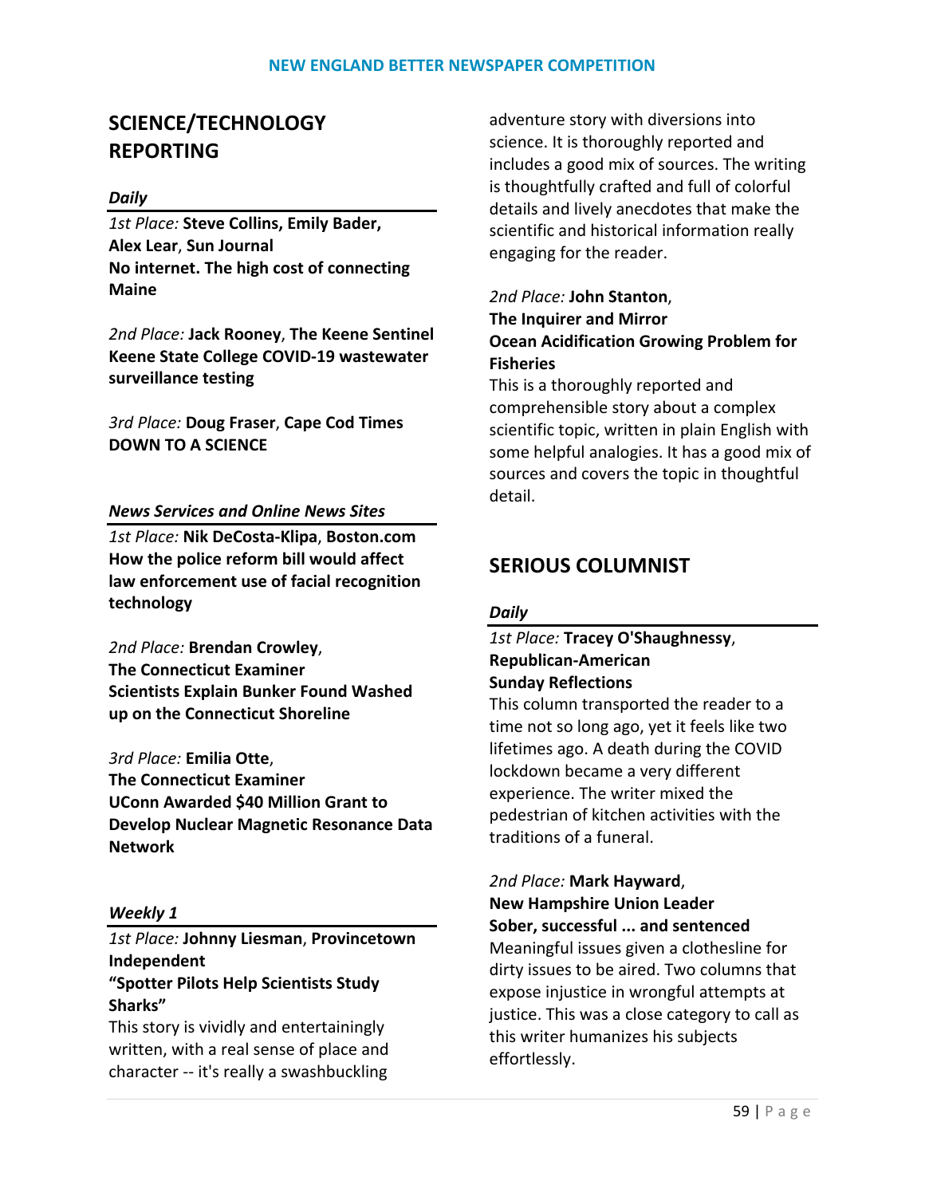## SCIENCE/TECHNOLOGY REPORTING

### *Daily*

*1st Place:* **Steve Collins, Emily Bader, Alex Lear**, **Sun Journal**
**No internet. The high cost of connecting Maine**

*2nd Place:* **Jack Rooney**, **The Keene Sentinel**
**Keene State College COVID-19 wastewater surveillance testing**

*3rd Place:* **Doug Fraser**, **Cape Cod Times**
**DOWN TO A SCIENCE**

### *News Services and Online News Sites*

*1st Place:* **Nik DeCosta-Klipa**, **Boston.com**
**How the police reform bill would affect law enforcement use of facial recognition technology**

*2nd Place:* **Brendan Crowley**, **The Connecticut Examiner**
**Scientists Explain Bunker Found Washed up on the Connecticut Shoreline**

*3rd Place:* **Emilia Otte**, **The Connecticut Examiner**
**UConn Awarded $40 Million Grant to Develop Nuclear Magnetic Resonance Data Network**

### *Weekly 1*

*1st Place:* **Johnny Liesman**, **Provincetown Independent**
**"Spotter Pilots Help Scientists Study Sharks"**
This story is vividly and entertainingly written, with a real sense of place and character -- it's really a swashbuckling adventure story with diversions into science. It is thoroughly reported and includes a good mix of sources. The writing is thoughtfully crafted and full of colorful details and lively anecdotes that make the scientific and historical information really engaging for the reader.

*2nd Place:* **John Stanton**, **The Inquirer and Mirror**
**Ocean Acidification Growing Problem for Fisheries**
This is a thoroughly reported and comprehensible story about a complex scientific topic, written in plain English with some helpful analogies. It has a good mix of sources and covers the topic in thoughtful detail.

## SERIOUS COLUMNIST

### *Daily*

*1st Place:* **Tracey O'Shaughnessy**, **Republican-American**
**Sunday Reflections**
This column transported the reader to a time not so long ago, yet it feels like two lifetimes ago. A death during the COVID lockdown became a very different experience. The writer mixed the pedestrian of kitchen activities with the traditions of a funeral.

*2nd Place:* **Mark Hayward**, **New Hampshire Union Leader**
**Sober, successful ... and sentenced**
Meaningful issues given a clothesline for dirty issues to be aired. Two columns that expose injustice in wrongful attempts at justice. This was a close category to call as this writer humanizes his subjects effortlessly.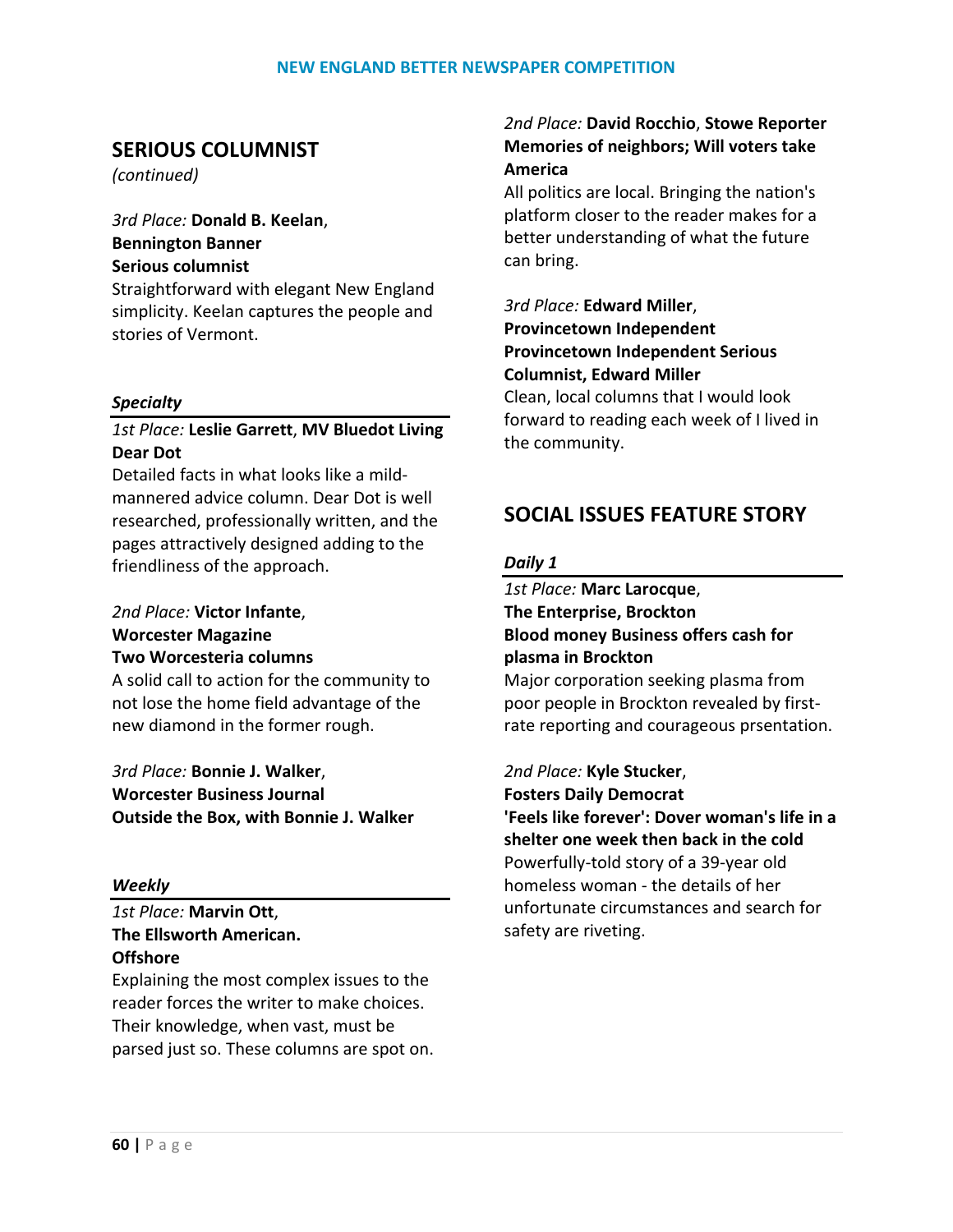## SERIOUS COLUMNIST

*(continued)*

*3rd Place:* **Donald B. Keelan**, **Bennington Banner**
**Serious columnist**
Straightforward with elegant New England simplicity. Keelan captures the people and stories of Vermont.

### *Specialty*

*1st Place:* **Leslie Garrett**, **MV Bluedot Living**
**Dear Dot**
Detailed facts in what looks like a mild-mannered advice column. Dear Dot is well researched, professionally written, and the pages attractively designed adding to the friendliness of the approach.

*2nd Place:* **Victor Infante**, **Worcester Magazine**
**Two Worcesteria columns**
A solid call to action for the community to not lose the home field advantage of the new diamond in the former rough.

*3rd Place:* **Bonnie J. Walker**, **Worcester Business Journal**
**Outside the Box, with Bonnie J. Walker**

### *Weekly*

*1st Place:* **Marvin Ott**, **The Ellsworth American.**
**Offshore**
Explaining the most complex issues to the reader forces the writer to make choices. Their knowledge, when vast, must be parsed just so. These columns are spot on.

*2nd Place:* **David Rocchio**, **Stowe Reporter**
**Memories of neighbors; Will voters take America**
All politics are local. Bringing the nation's platform closer to the reader makes for a better understanding of what the future can bring.

*3rd Place:* **Edward Miller**, **Provincetown Independent**
**Provincetown Independent Serious Columnist, Edward Miller**
Clean, local columns that I would look forward to reading each week of I lived in the community.

## SOCIAL ISSUES FEATURE STORY

### *Daily 1*

*1st Place:* **Marc Larocque**, **The Enterprise, Brockton**
**Blood money Business offers cash for plasma in Brockton**
Major corporation seeking plasma from poor people in Brockton revealed by first-rate reporting and courageous prsentation.

*2nd Place:* **Kyle Stucker**, **Fosters Daily Democrat**
**'Feels like forever': Dover woman's life in a shelter one week then back in the cold**
Powerfully-told story of a 39-year old homeless woman - the details of her unfortunate circumstances and search for safety are riveting.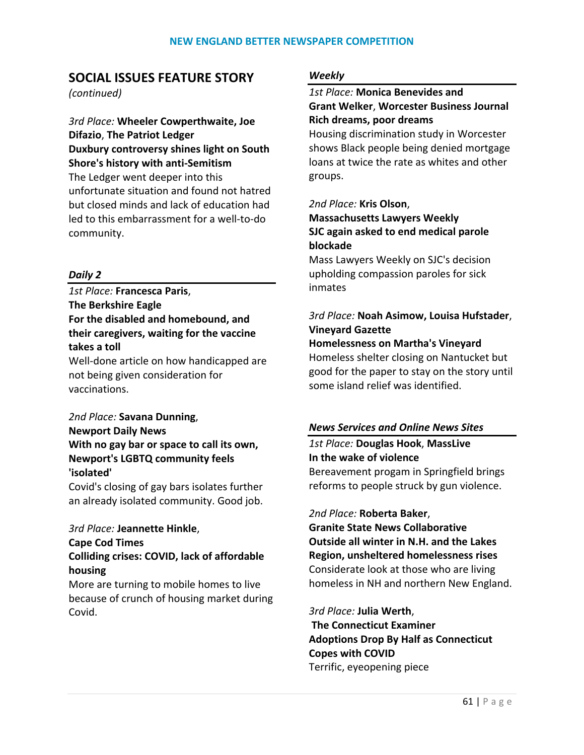## SOCIAL ISSUES FEATURE STORY

*(continued)*

*3rd Place:* **Wheeler Cowperthwaite, Joe Difazio**, **The Patriot Ledger**
**Duxbury controversy shines light on South Shore's history with anti-Semitism**
The Ledger went deeper into this unfortunate situation and found not hatred but closed minds and lack of education had led to this embarrassment for a well-to-do community.

### *Daily 2*

*1st Place:* **Francesca Paris**,
**The Berkshire Eagle**
**For the disabled and homebound, and their caregivers, waiting for the vaccine takes a toll**
Well-done article on how handicapped are not being given consideration for vaccinations.

*2nd Place:* **Savana Dunning**,
**Newport Daily News**
**With no gay bar or space to call its own, Newport's LGBTQ community feels 'isolated'**
Covid's closing of gay bars isolates further an already isolated community. Good job.

*3rd Place:* **Jeannette Hinkle**,
**Cape Cod Times**
**Colliding crises: COVID, lack of affordable housing**
More are turning to mobile homes to live because of crunch of housing market during Covid.

### *Weekly*

*1st Place:* **Monica Benevides and Grant Welker**, **Worcester Business Journal**
**Rich dreams, poor dreams**
Housing discrimination study in Worcester shows Black people being denied mortgage loans at twice the rate as whites and other groups.

*2nd Place:* **Kris Olson**,
**Massachusetts Lawyers Weekly**
**SJC again asked to end medical parole blockade**
Mass Lawyers Weekly on SJC's decision upholding compassion paroles for sick inmates

*3rd Place:* **Noah Asimow, Louisa Hufstader**,
**Vineyard Gazette**
**Homelessness on Martha's Vineyard**
Homeless shelter closing on Nantucket but good for the paper to stay on the story until some island relief was identified.

### *News Services and Online News Sites*

*1st Place:* **Douglas Hook**, **MassLive**
**In the wake of violence**
Bereavement progam in Springfield brings reforms to people struck by gun violence.

*2nd Place:* **Roberta Baker**,
**Granite State News Collaborative**
**Outside all winter in N.H. and the Lakes Region, unsheltered homelessness rises**
Considerate look at those who are living homeless in NH and northern New England.

*3rd Place:* **Julia Werth**,
**The Connecticut Examiner**
**Adoptions Drop By Half as Connecticut Copes with COVID**
Terrific, eyeopening piece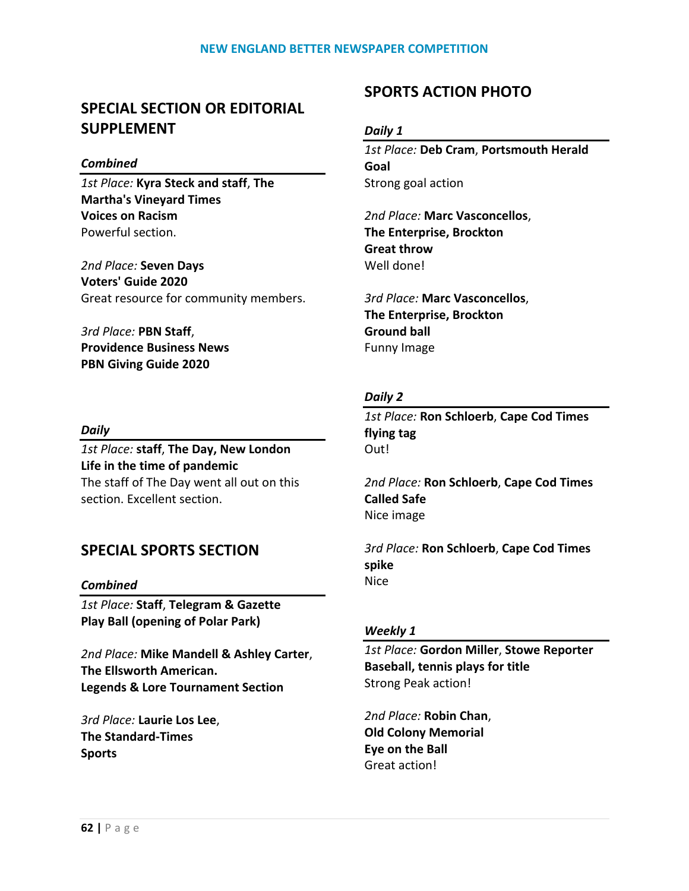## SPECIAL SECTION OR EDITORIAL SUPPLEMENT

### *Combined*

*1st Place:* **Kyra Steck and staff**, **The Martha's Vineyard Times**
**Voices on Racism**
Powerful section.

*2nd Place:* **Seven Days**
**Voters' Guide 2020**
Great resource for community members.

*3rd Place:* **PBN Staff**, **Providence Business News**
**PBN Giving Guide 2020**

### *Daily*

*1st Place:* **staff**, **The Day, New London**
**Life in the time of pandemic**
The staff of The Day went all out on this section. Excellent section.

## SPECIAL SPORTS SECTION

### *Combined*

*1st Place:* **Staff**, **Telegram & Gazette**
**Play Ball (opening of Polar Park)**

*2nd Place:* **Mike Mandell & Ashley Carter**, **The Ellsworth American.**
**Legends & Lore Tournament Section**

*3rd Place:* **Laurie Los Lee**, **The Standard-Times**
**Sports**

## SPORTS ACTION PHOTO

### *Daily 1*

*1st Place:* **Deb Cram**, **Portsmouth Herald**
**Goal**
Strong goal action

*2nd Place:* **Marc Vasconcellos**, **The Enterprise, Brockton**
**Great throw**
Well done!

*3rd Place:* **Marc Vasconcellos**, **The Enterprise, Brockton**
**Ground ball**
Funny Image

### *Daily 2*

*1st Place:* **Ron Schloerb**, **Cape Cod Times**
**flying tag**
Out!

*2nd Place:* **Ron Schloerb**, **Cape Cod Times**
**Called Safe**
Nice image

*3rd Place:* **Ron Schloerb**, **Cape Cod Times**
**spike**
Nice

### *Weekly 1*

*1st Place:* **Gordon Miller**, **Stowe Reporter**
**Baseball, tennis plays for title**
Strong Peak action!

*2nd Place:* **Robin Chan**, **Old Colony Memorial**
**Eye on the Ball**
Great action!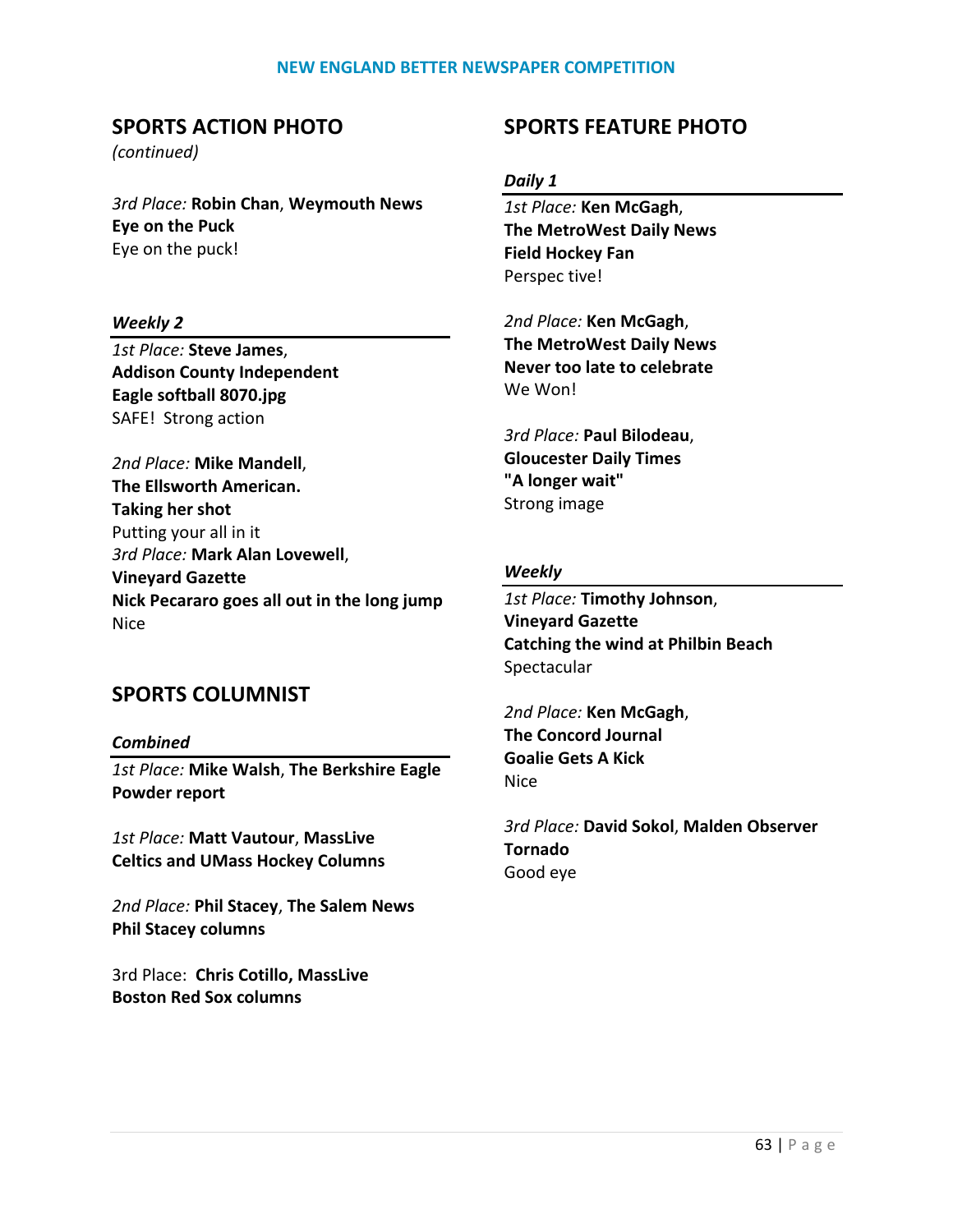## SPORTS ACTION PHOTO

*(continued)*

*3rd Place:* **Robin Chan**, **Weymouth News**
**Eye on the Puck**
Eye on the puck!

### *Weekly 2*

*1st Place:* **Steve James**,
**Addison County Independent**
**Eagle softball 8070.jpg**
SAFE! Strong action

*2nd Place:* **Mike Mandell**,
**The Ellsworth American.**
**Taking her shot**
Putting your all in it

*3rd Place:* **Mark Alan Lovewell**,
**Vineyard Gazette**
**Nick Pecararo goes all out in the long jump**
Nice

## SPORTS COLUMNIST

### *Combined*

*1st Place:* **Mike Walsh**, **The Berkshire Eagle**
**Powder report**

*1st Place:* **Matt Vautour**, **MassLive**
**Celtics and UMass Hockey Columns**

*2nd Place:* **Phil Stacey**, **The Salem News**
**Phil Stacey columns**

3rd Place: **Chris Cotillo, MassLive**
**Boston Red Sox columns**

## SPORTS FEATURE PHOTO

### *Daily 1*

*1st Place:* **Ken McGagh**,
**The MetroWest Daily News**
**Field Hockey Fan**
Perspec tive!

*2nd Place:* **Ken McGagh**,
**The MetroWest Daily News**
**Never too late to celebrate**
We Won!

*3rd Place:* **Paul Bilodeau**,
**Gloucester Daily Times**
**"A longer wait"**
Strong image

### *Weekly*

*1st Place:* **Timothy Johnson**,
**Vineyard Gazette**
**Catching the wind at Philbin Beach**
Spectacular

*2nd Place:* **Ken McGagh**,
**The Concord Journal**
**Goalie Gets A Kick**
Nice

*3rd Place:* **David Sokol**, **Malden Observer**
**Tornado**
Good eye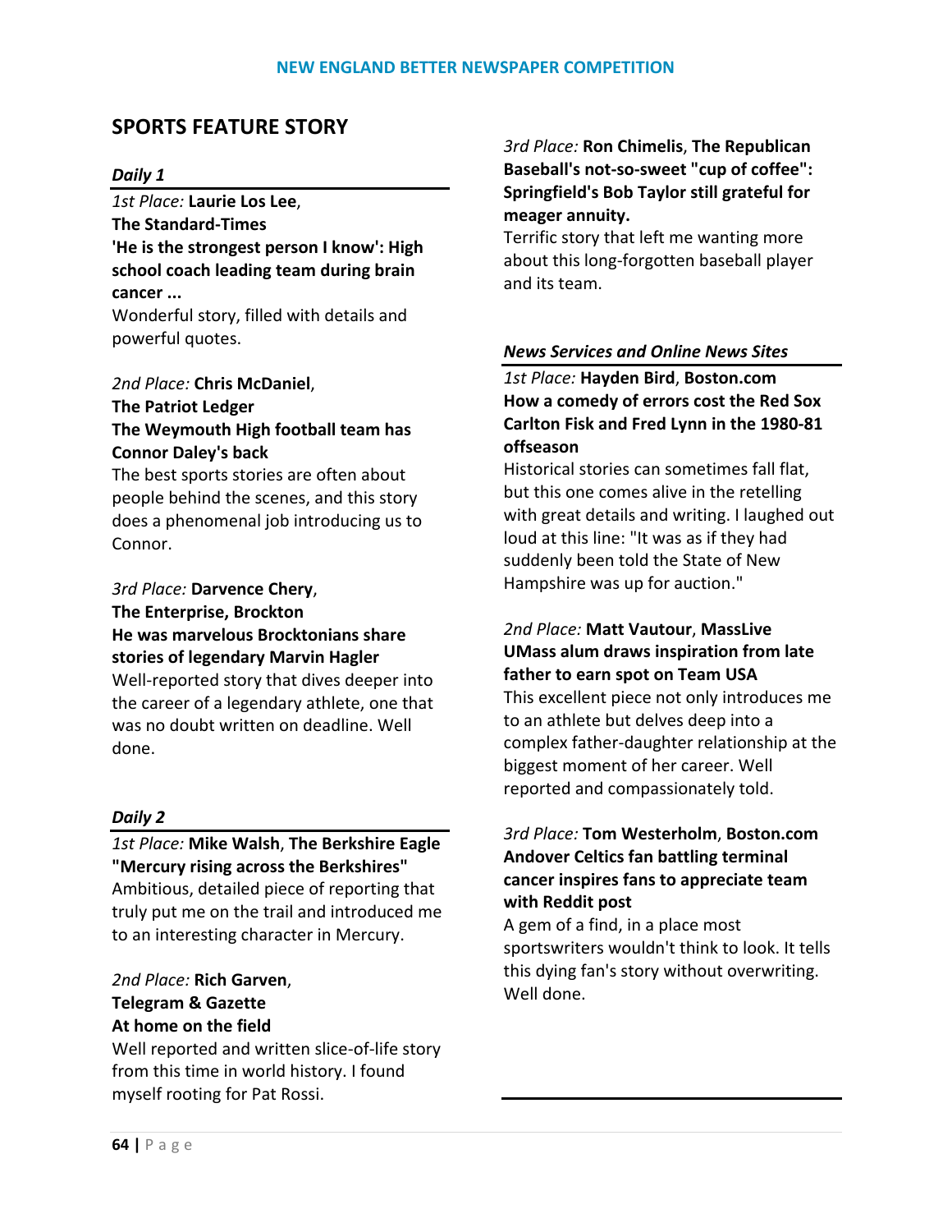## SPORTS FEATURE STORY

### *Daily 1*

*1st Place:* **Laurie Los Lee**, **The Standard-Times**
**'He is the strongest person I know': High school coach leading team during brain cancer ...**
Wonderful story, filled with details and powerful quotes.

*2nd Place:* **Chris McDaniel**, **The Patriot Ledger**
**The Weymouth High football team has Connor Daley's back**
The best sports stories are often about people behind the scenes, and this story does a phenomenal job introducing us to Connor.

*3rd Place:* **Darvence Chery**, **The Enterprise, Brockton**
**He was marvelous Brocktonians share stories of legendary Marvin Hagler**
Well-reported story that dives deeper into the career of a legendary athlete, one that was no doubt written on deadline. Well done.

### *Daily 2*

*1st Place:* **Mike Walsh**, **The Berkshire Eagle**
**"Mercury rising across the Berkshires"**
Ambitious, detailed piece of reporting that truly put me on the trail and introduced me to an interesting character in Mercury.

*2nd Place:* **Rich Garven**, **Telegram & Gazette**
**At home on the field**
Well reported and written slice-of-life story from this time in world history. I found myself rooting for Pat Rossi.

*3rd Place:* **Ron Chimelis**, **The Republican**
**Baseball's not-so-sweet "cup of coffee": Springfield's Bob Taylor still grateful for meager annuity.**
Terrific story that left me wanting more about this long-forgotten baseball player and its team.

### *News Services and Online News Sites*

*1st Place:* **Hayden Bird**, **Boston.com**
**How a comedy of errors cost the Red Sox Carlton Fisk and Fred Lynn in the 1980-81 offseason**
Historical stories can sometimes fall flat, but this one comes alive in the retelling with great details and writing. I laughed out loud at this line: "It was as if they had suddenly been told the State of New Hampshire was up for auction."

*2nd Place:* **Matt Vautour**, **MassLive**
**UMass alum draws inspiration from late father to earn spot on Team USA**
This excellent piece not only introduces me to an athlete but delves deep into a complex father-daughter relationship at the biggest moment of her career. Well reported and compassionately told.

*3rd Place:* **Tom Westerholm**, **Boston.com**
**Andover Celtics fan battling terminal cancer inspires fans to appreciate team with Reddit post**
A gem of a find, in a place most sportswriters wouldn't think to look. It tells this dying fan's story without overwriting. Well done.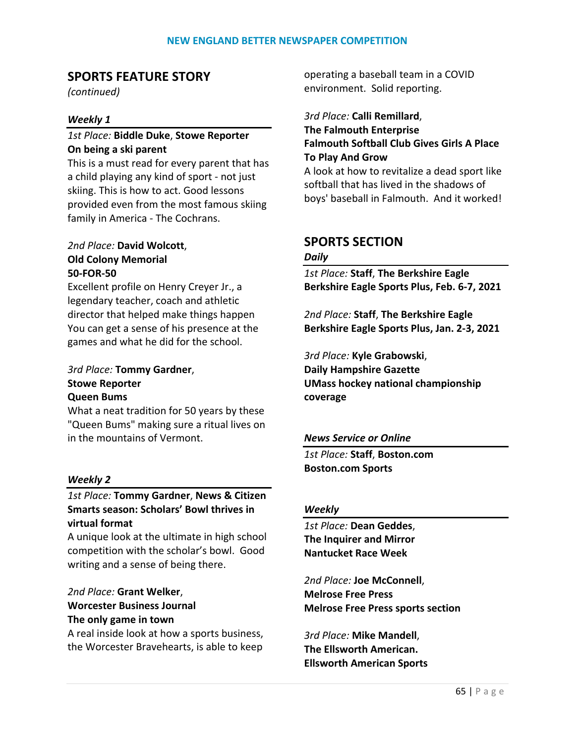## SPORTS FEATURE STORY

*(continued)*

### *Weekly 1*

*1st Place:* **Biddle Duke**, **Stowe Reporter**
**On being a ski parent**
This is a must read for every parent that has a child playing any kind of sport - not just skiing. This is how to act. Good lessons provided even from the most famous skiing family in America - The Cochrans.

*2nd Place:* **David Wolcott**,
**Old Colony Memorial**
**50-FOR-50**
Excellent profile on Henry Creyer Jr., a legendary teacher, coach and athletic director that helped make things happen You can get a sense of his presence at the games and what he did for the school.

*3rd Place:* **Tommy Gardner**,
**Stowe Reporter**
**Queen Bums**
What a neat tradition for 50 years by these "Queen Bums" making sure a ritual lives on in the mountains of Vermont.

### *Weekly 2*

*1st Place:* **Tommy Gardner**, **News & Citizen**
**Smarts season: Scholars' Bowl thrives in virtual format**
A unique look at the ultimate in high school competition with the scholar's bowl. Good writing and a sense of being there.

*2nd Place:* **Grant Welker**,
**Worcester Business Journal**
**The only game in town**
A real inside look at how a sports business, the Worcester Bravehearts, is able to keep operating a baseball team in a COVID environment. Solid reporting.

*3rd Place:* **Calli Remillard**,
**The Falmouth Enterprise**
**Falmouth Softball Club Gives Girls A Place To Play And Grow**
A look at how to revitalize a dead sport like softball that has lived in the shadows of boys' baseball in Falmouth. And it worked!

## SPORTS SECTION

### *Daily*

*1st Place:* **Staff**, **The Berkshire Eagle**
**Berkshire Eagle Sports Plus, Feb. 6-7, 2021**

*2nd Place:* **Staff**, **The Berkshire Eagle**
**Berkshire Eagle Sports Plus, Jan. 2-3, 2021**

*3rd Place:* **Kyle Grabowski**,
**Daily Hampshire Gazette**
**UMass hockey national championship coverage**

### *News Service or Online*

*1st Place:* **Staff**, **Boston.com**
**Boston.com Sports**

### *Weekly*

*1st Place:* **Dean Geddes**,
**The Inquirer and Mirror**
**Nantucket Race Week**

*2nd Place:* **Joe McConnell**,
**Melrose Free Press**
**Melrose Free Press sports section**

*3rd Place:* **Mike Mandell**,
**The Ellsworth American.**
**Ellsworth American Sports**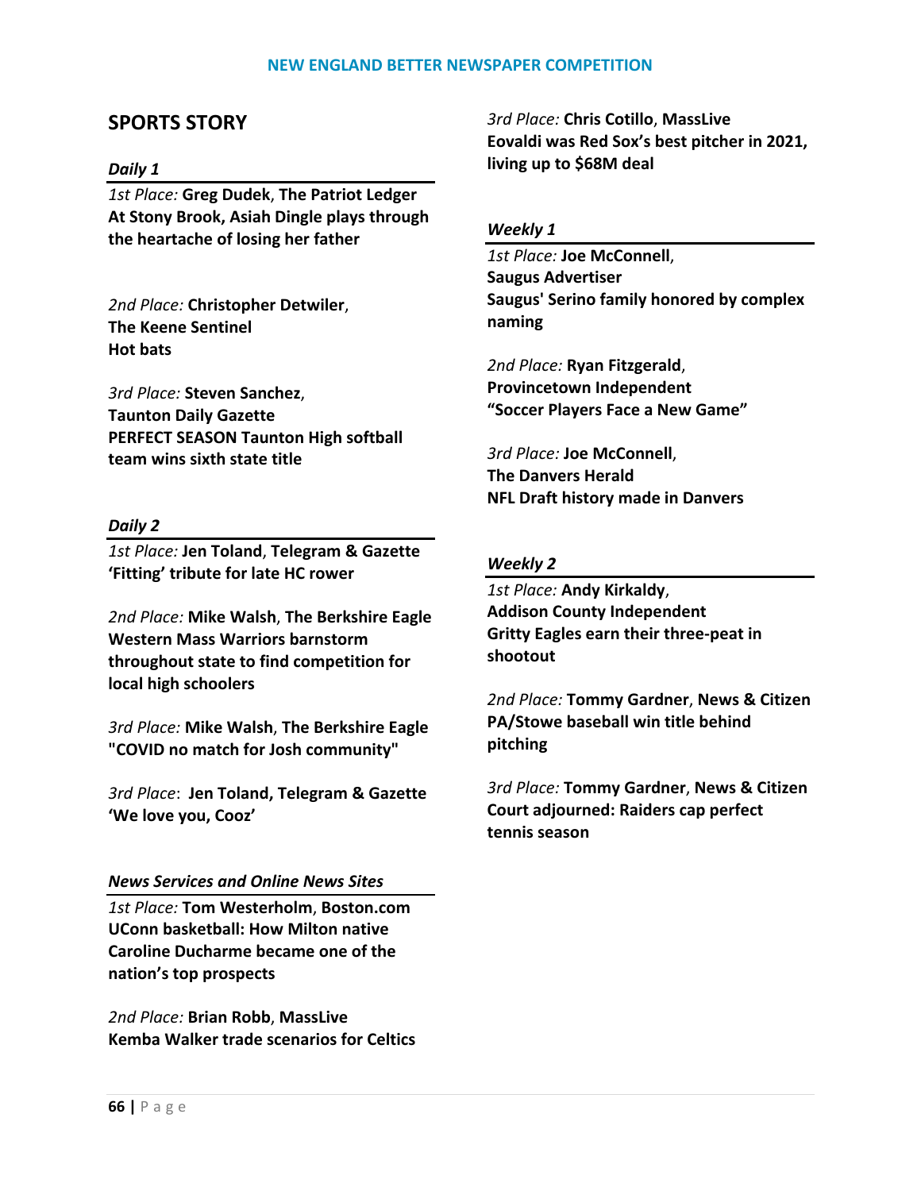## SPORTS STORY

### *Daily 1*

*1st Place:* **Greg Dudek**, **The Patriot Ledger**
**At Stony Brook, Asiah Dingle plays through the heartache of losing her father**

*2nd Place:* **Christopher Detwiler**, **The Keene Sentinel**
**Hot bats**

*3rd Place:* **Steven Sanchez**, **Taunton Daily Gazette**
**PERFECT SEASON Taunton High softball team wins sixth state title**

### *Daily 2*

*1st Place:* **Jen Toland**, **Telegram & Gazette**
**'Fitting' tribute for late HC rower**

*2nd Place:* **Mike Walsh**, **The Berkshire Eagle**
**Western Mass Warriors barnstorm throughout state to find competition for local high schoolers**

*3rd Place:* **Mike Walsh**, **The Berkshire Eagle**
**"COVID no match for Josh community"**

*3rd Place*: **Jen Toland, Telegram & Gazette**
**'We love you, Cooz'**

### *News Services and Online News Sites*

*1st Place:* **Tom Westerholm**, **Boston.com**
**UConn basketball: How Milton native Caroline Ducharme became one of the nation's top prospects**

*2nd Place:* **Brian Robb**, **MassLive**
**Kemba Walker trade scenarios for Celtics**

*3rd Place:* **Chris Cotillo**, **MassLive**
**Eovaldi was Red Sox's best pitcher in 2021, living up to $68M deal**

### *Weekly 1*

*1st Place:* **Joe McConnell**, **Saugus Advertiser**
**Saugus' Serino family honored by complex naming**

*2nd Place:* **Ryan Fitzgerald**, **Provincetown Independent**
**"Soccer Players Face a New Game"**

*3rd Place:* **Joe McConnell**, **The Danvers Herald**
**NFL Draft history made in Danvers**

### *Weekly 2*

*1st Place:* **Andy Kirkaldy**, **Addison County Independent**
**Gritty Eagles earn their three-peat in shootout**

*2nd Place:* **Tommy Gardner**, **News & Citizen**
**PA/Stowe baseball win title behind pitching**

*3rd Place:* **Tommy Gardner**, **News & Citizen**
**Court adjourned: Raiders cap perfect tennis season**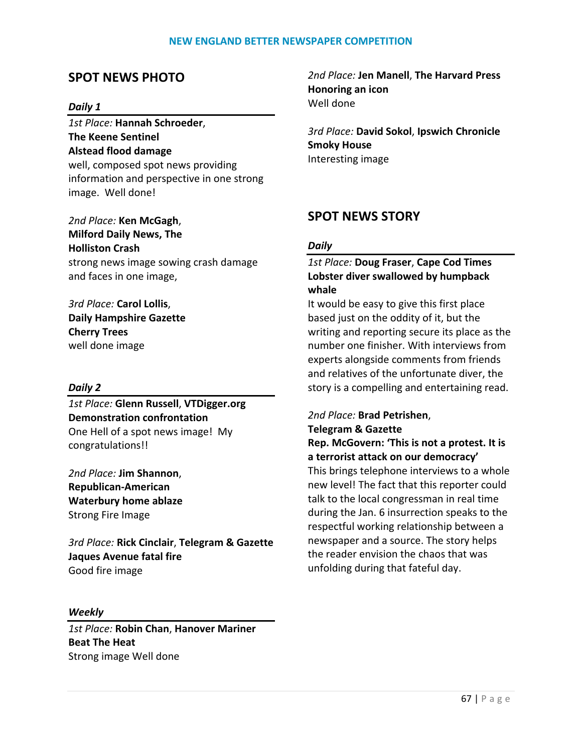## SPOT NEWS PHOTO

### *Daily 1*

*1st Place:* **Hannah Schroeder**, **The Keene Sentinel**
**Alstead flood damage**
well, composed spot news providing information and perspective in one strong image. Well done!

*2nd Place:* **Ken McGagh**, **Milford Daily News, The**
**Holliston Crash**
strong news image sowing crash damage and faces in one image,

*3rd Place:* **Carol Lollis**, **Daily Hampshire Gazette**
**Cherry Trees**
well done image

### *Daily 2*

*1st Place:* **Glenn Russell**, **VTDigger.org**
**Demonstration confrontation**
One Hell of a spot news image! My congratulations!!

*2nd Place:* **Jim Shannon**, **Republican-American**
**Waterbury home ablaze**
Strong Fire Image

*3rd Place:* **Rick Cinclair**, **Telegram & Gazette**
**Jaques Avenue fatal fire**
Good fire image

### *Weekly*

*1st Place:* **Robin Chan**, **Hanover Mariner**
**Beat The Heat**
Strong image Well done

*2nd Place:* **Jen Manell**, **The Harvard Press**
**Honoring an icon**
Well done

*3rd Place:* **David Sokol**, **Ipswich Chronicle**
**Smoky House**
Interesting image

## SPOT NEWS STORY

### *Daily*

*1st Place:* **Doug Fraser**, **Cape Cod Times**
**Lobster diver swallowed by humpback whale**
It would be easy to give this first place based just on the oddity of it, but the writing and reporting secure its place as the number one finisher. With interviews from experts alongside comments from friends and relatives of the unfortunate diver, the story is a compelling and entertaining read.

*2nd Place:* **Brad Petrishen**, **Telegram & Gazette**
**Rep. McGovern: 'This is not a protest. It is a terrorist attack on our democracy'**
This brings telephone interviews to a whole new level! The fact that this reporter could talk to the local congressman in real time during the Jan. 6 insurrection speaks to the respectful working relationship between a newspaper and a source. The story helps the reader envision the chaos that was unfolding during that fateful day.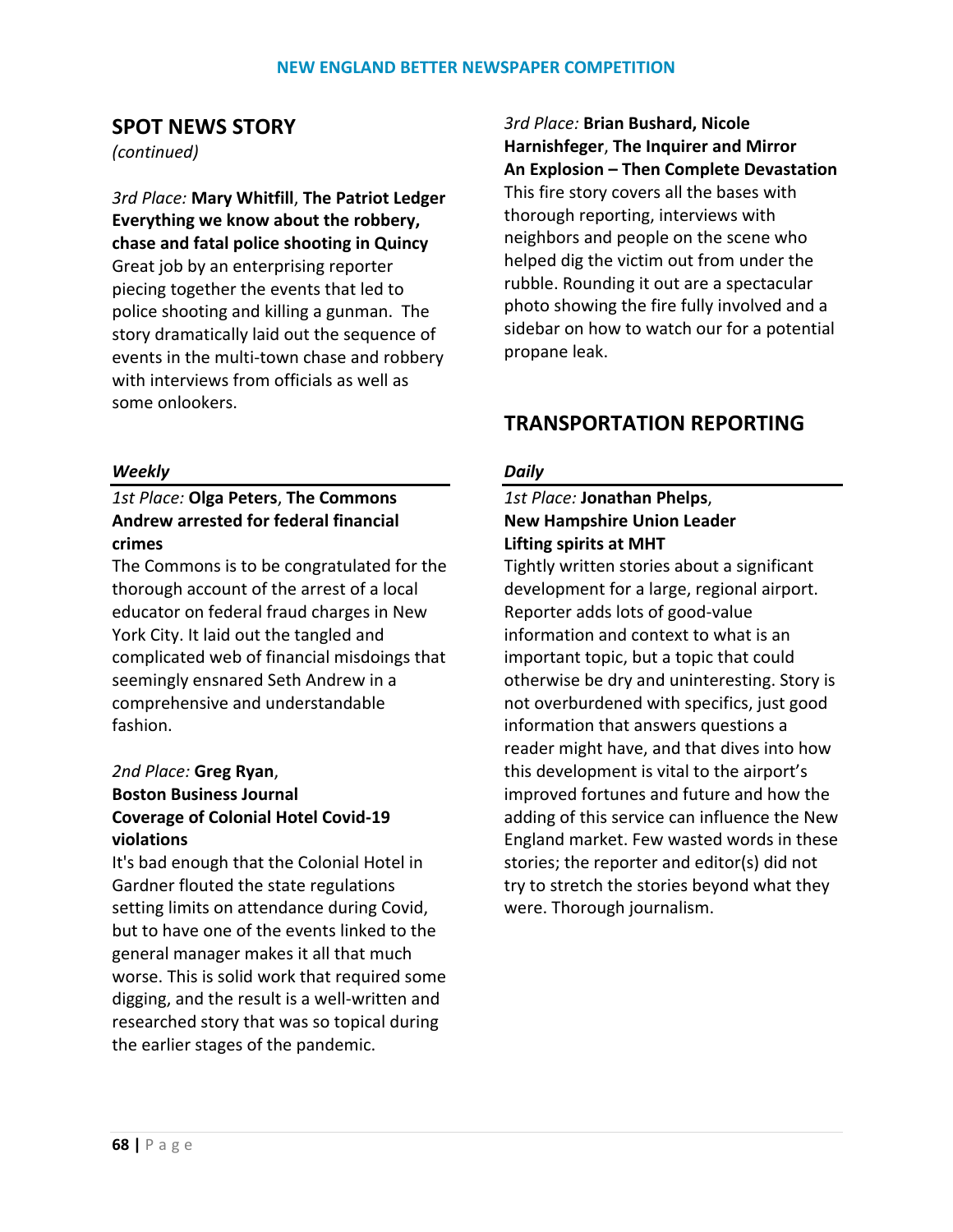## SPOT NEWS STORY

*(continued)*

*3rd Place:* **Mary Whitfill**, **The Patriot Ledger**
**Everything we know about the robbery, chase and fatal police shooting in Quincy**
Great job by an enterprising reporter piecing together the events that led to police shooting and killing a gunman. The story dramatically laid out the sequence of events in the multi-town chase and robbery with interviews from officials as well as some onlookers.

### *Weekly*

*1st Place:* **Olga Peters**, **The Commons**
**Andrew arrested for federal financial crimes**
The Commons is to be congratulated for the thorough account of the arrest of a local educator on federal fraud charges in New York City. It laid out the tangled and complicated web of financial misdoings that seemingly ensnared Seth Andrew in a comprehensive and understandable fashion.

*2nd Place:* **Greg Ryan**,
**Boston Business Journal**
**Coverage of Colonial Hotel Covid-19 violations**
It's bad enough that the Colonial Hotel in Gardner flouted the state regulations setting limits on attendance during Covid, but to have one of the events linked to the general manager makes it all that much worse. This is solid work that required some digging, and the result is a well-written and researched story that was so topical during the earlier stages of the pandemic.

*3rd Place:* **Brian Bushard, Nicole Harnishfeger**, **The Inquirer and Mirror**
**An Explosion – Then Complete Devastation**
This fire story covers all the bases with thorough reporting, interviews with neighbors and people on the scene who helped dig the victim out from under the rubble. Rounding it out are a spectacular photo showing the fire fully involved and a sidebar on how to watch our for a potential propane leak.

## TRANSPORTATION REPORTING

### *Daily*

*1st Place:* **Jonathan Phelps**,
**New Hampshire Union Leader**
**Lifting spirits at MHT**
Tightly written stories about a significant development for a large, regional airport. Reporter adds lots of good-value information and context to what is an important topic, but a topic that could otherwise be dry and uninteresting. Story is not overburdened with specifics, just good information that answers questions a reader might have, and that dives into how this development is vital to the airport's improved fortunes and future and how the adding of this service can influence the New England market. Few wasted words in these stories; the reporter and editor(s) did not try to stretch the stories beyond what they were. Thorough journalism.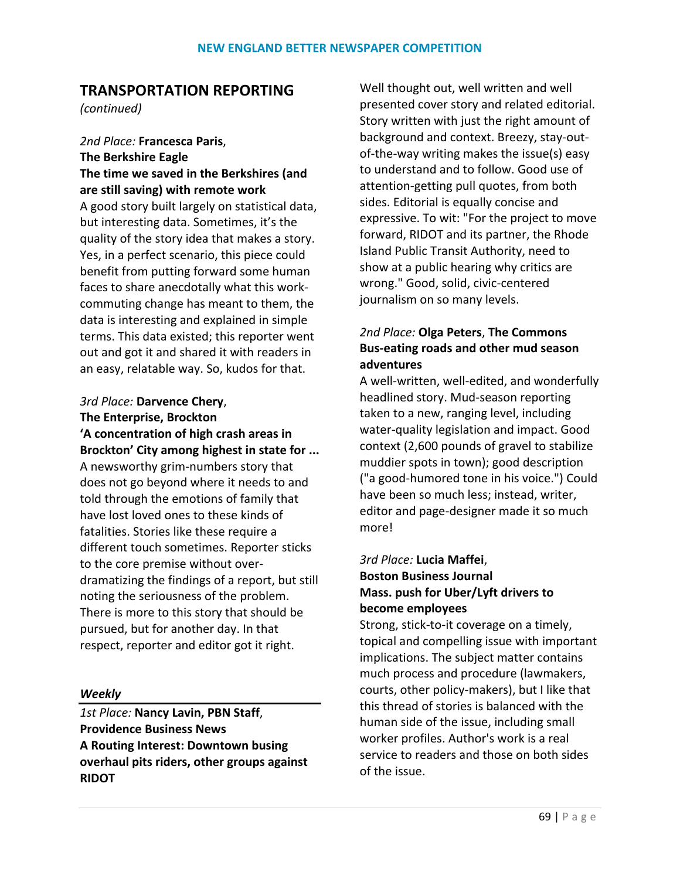## TRANSPORTATION REPORTING

*(continued)*

*2nd Place:* **Francesca Paris**, **The Berkshire Eagle**
**The time we saved in the Berkshires (and are still saving) with remote work**
A good story built largely on statistical data, but interesting data. Sometimes, it's the quality of the story idea that makes a story. Yes, in a perfect scenario, this piece could benefit from putting forward some human faces to share anecdotally what this work-commuting change has meant to them, the data is interesting and explained in simple terms. This data existed; this reporter went out and got it and shared it with readers in an easy, relatable way. So, kudos for that.

*3rd Place:* **Darvence Chery**, **The Enterprise, Brockton**
**'A concentration of high crash areas in Brockton' City among highest in state for ...**
A newsworthy grim-numbers story that does not go beyond where it needs to and told through the emotions of family that have lost loved ones to these kinds of fatalities. Stories like these require a different touch sometimes. Reporter sticks to the core premise without over-dramatizing the findings of a report, but still noting the seriousness of the problem. There is more to this story that should be pursued, but for another day. In that respect, reporter and editor got it right.

### *Weekly*

*1st Place:* **Nancy Lavin, PBN Staff**, **Providence Business News**
**A Routing Interest: Downtown busing overhaul pits riders, other groups against RIDOT**
Well thought out, well written and well presented cover story and related editorial. Story written with just the right amount of background and context. Breezy, stay-out-of-the-way writing makes the issue(s) easy to understand and to follow. Good use of attention-getting pull quotes, from both sides. Editorial is equally concise and expressive. To wit: "For the project to move forward, RIDOT and its partner, the Rhode Island Public Transit Authority, need to show at a public hearing why critics are wrong." Good, solid, civic-centered journalism on so many levels.

*2nd Place:* **Olga Peters**, **The Commons**
**Bus-eating roads and other mud season adventures**
A well-written, well-edited, and wonderfully headlined story. Mud-season reporting taken to a new, ranging level, including water-quality legislation and impact. Good context (2,600 pounds of gravel to stabilize muddier spots in town); good description ("a good-humored tone in his voice.") Could have been so much less; instead, writer, editor and page-designer made it so much more!

*3rd Place:* **Lucia Maffei**, **Boston Business Journal**
**Mass. push for Uber/Lyft drivers to become employees**
Strong, stick-to-it coverage on a timely, topical and compelling issue with important implications. The subject matter contains much process and procedure (lawmakers, courts, other policy-makers), but I like that this thread of stories is balanced with the human side of the issue, including small worker profiles. Author's work is a real service to readers and those on both sides of the issue.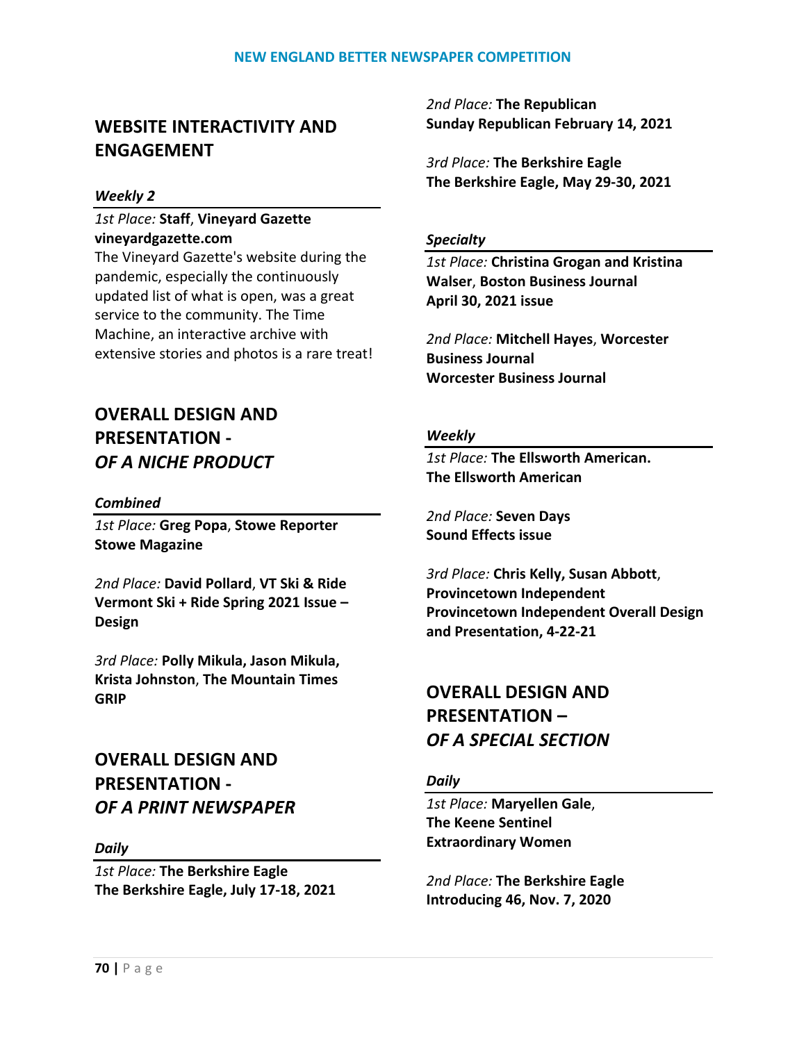## WEBSITE INTERACTIVITY AND ENGAGEMENT

#### *Weekly 2*

*1st Place:* **Staff**, **Vineyard Gazette**
**vineyardgazette.com**
The Vineyard Gazette's website during the pandemic, especially the continuously updated list of what is open, was a great service to the community. The Time Machine, an interactive archive with extensive stories and photos is a rare treat!

## OVERALL DESIGN AND PRESENTATION - *OF A NICHE PRODUCT*

#### *Combined*

*1st Place:* **Greg Popa**, **Stowe Reporter**
**Stowe Magazine**

*2nd Place:* **David Pollard**, **VT Ski & Ride**
**Vermont Ski + Ride Spring 2021 Issue – Design**

*3rd Place:* **Polly Mikula, Jason Mikula, Krista Johnston**, **The Mountain Times**
**GRIP**

## OVERALL DESIGN AND PRESENTATION - *OF A PRINT NEWSPAPER*

#### *Daily*

*1st Place:* **The Berkshire Eagle**
**The Berkshire Eagle, July 17-18, 2021**

*2nd Place:* **The Republican**
**Sunday Republican February 14, 2021**

*3rd Place:* **The Berkshire Eagle**
**The Berkshire Eagle, May 29-30, 2021**

#### *Specialty*

*1st Place:* **Christina Grogan and Kristina Walser**, **Boston Business Journal**
**April 30, 2021 issue**

*2nd Place:* **Mitchell Hayes**, **Worcester Business Journal**
**Worcester Business Journal**

#### *Weekly*

*1st Place:* **The Ellsworth American.**
**The Ellsworth American**

*2nd Place:* **Seven Days**
**Sound Effects issue**

*3rd Place:* **Chris Kelly, Susan Abbott**, **Provincetown Independent**
**Provincetown Independent Overall Design and Presentation, 4-22-21**

## OVERALL DESIGN AND PRESENTATION – *OF A SPECIAL SECTION*

#### *Daily*

*1st Place:* **Maryellen Gale**, **The Keene Sentinel**
**Extraordinary Women**

*2nd Place:* **The Berkshire Eagle**
**Introducing 46, Nov. 7, 2020**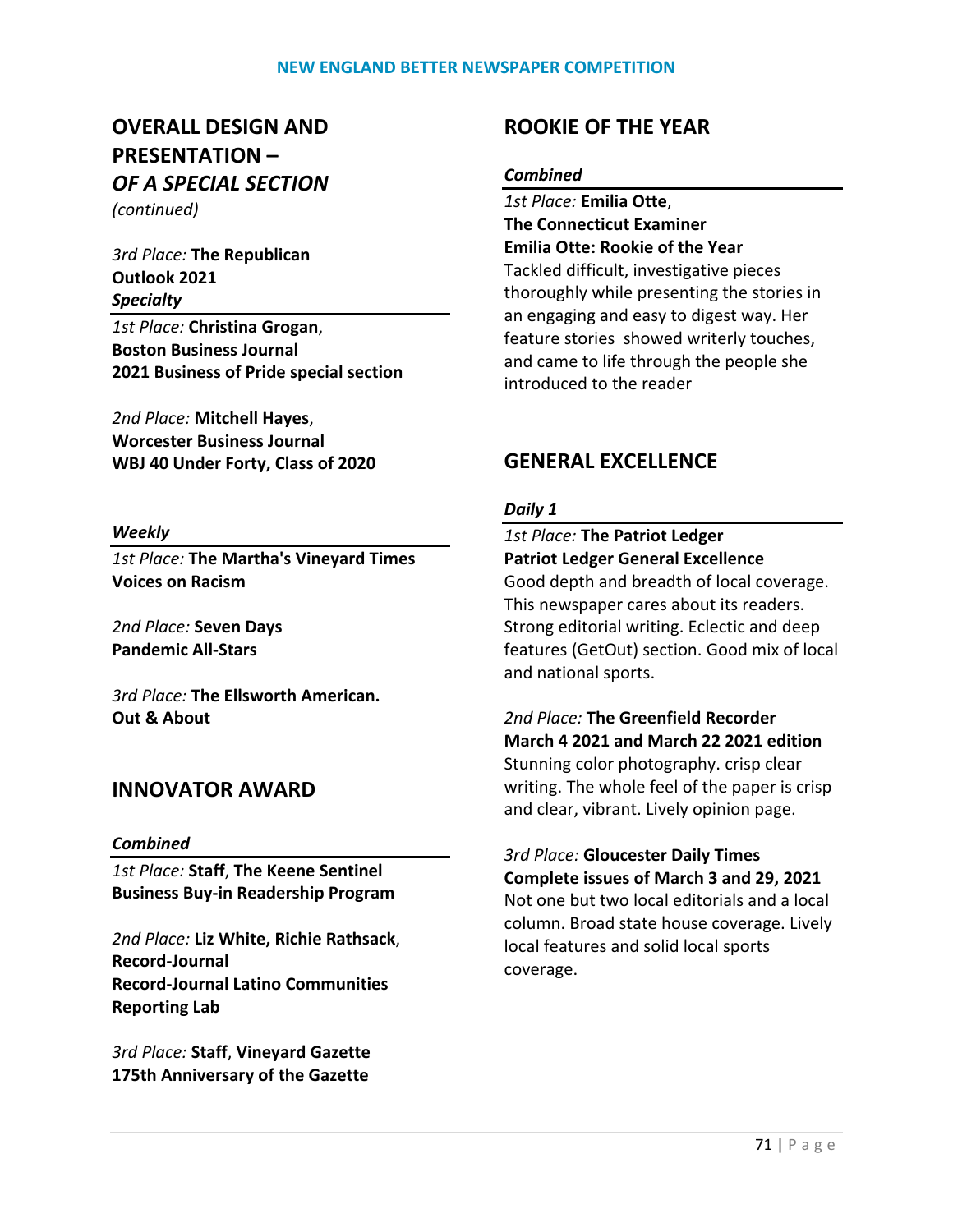## OVERALL DESIGN AND PRESENTATION – *OF A SPECIAL SECTION*

*(continued)*

*3rd Place:* **The Republican**
**Outlook 2021**

### *Specialty*

*1st Place:* **Christina Grogan**, **Boston Business Journal**
**2021 Business of Pride special section**

*2nd Place:* **Mitchell Hayes**, **Worcester Business Journal**
**WBJ 40 Under Forty, Class of 2020**

### *Weekly*

*1st Place:* **The Martha's Vineyard Times**
**Voices on Racism**

*2nd Place:* **Seven Days**
**Pandemic All-Stars**

*3rd Place:* **The Ellsworth American.**
**Out & About**

## INNOVATOR AWARD

### *Combined*

*1st Place:* **Staff**, **The Keene Sentinel**
**Business Buy-in Readership Program**

*2nd Place:* **Liz White, Richie Rathsack**, **Record-Journal**
**Record-Journal Latino Communities Reporting Lab**

*3rd Place:* **Staff**, **Vineyard Gazette**
**175th Anniversary of the Gazette**

## ROOKIE OF THE YEAR

### *Combined*

*1st Place:* **Emilia Otte**, **The Connecticut Examiner**
**Emilia Otte: Rookie of the Year**
Tackled difficult, investigative pieces thoroughly while presenting the stories in an engaging and easy to digest way. Her feature stories showed writerly touches, and came to life through the people she introduced to the reader

## GENERAL EXCELLENCE

### *Daily 1*

*1st Place:* **The Patriot Ledger**
**Patriot Ledger General Excellence**
Good depth and breadth of local coverage. This newspaper cares about its readers. Strong editorial writing. Eclectic and deep features (GetOut) section. Good mix of local and national sports.

*2nd Place:* **The Greenfield Recorder**
**March 4 2021 and March 22 2021 edition**
Stunning color photography. crisp clear writing. The whole feel of the paper is crisp and clear, vibrant. Lively opinion page.

*3rd Place:* **Gloucester Daily Times**
**Complete issues of March 3 and 29, 2021**
Not one but two local editorials and a local column. Broad state house coverage. Lively local features and solid local sports coverage.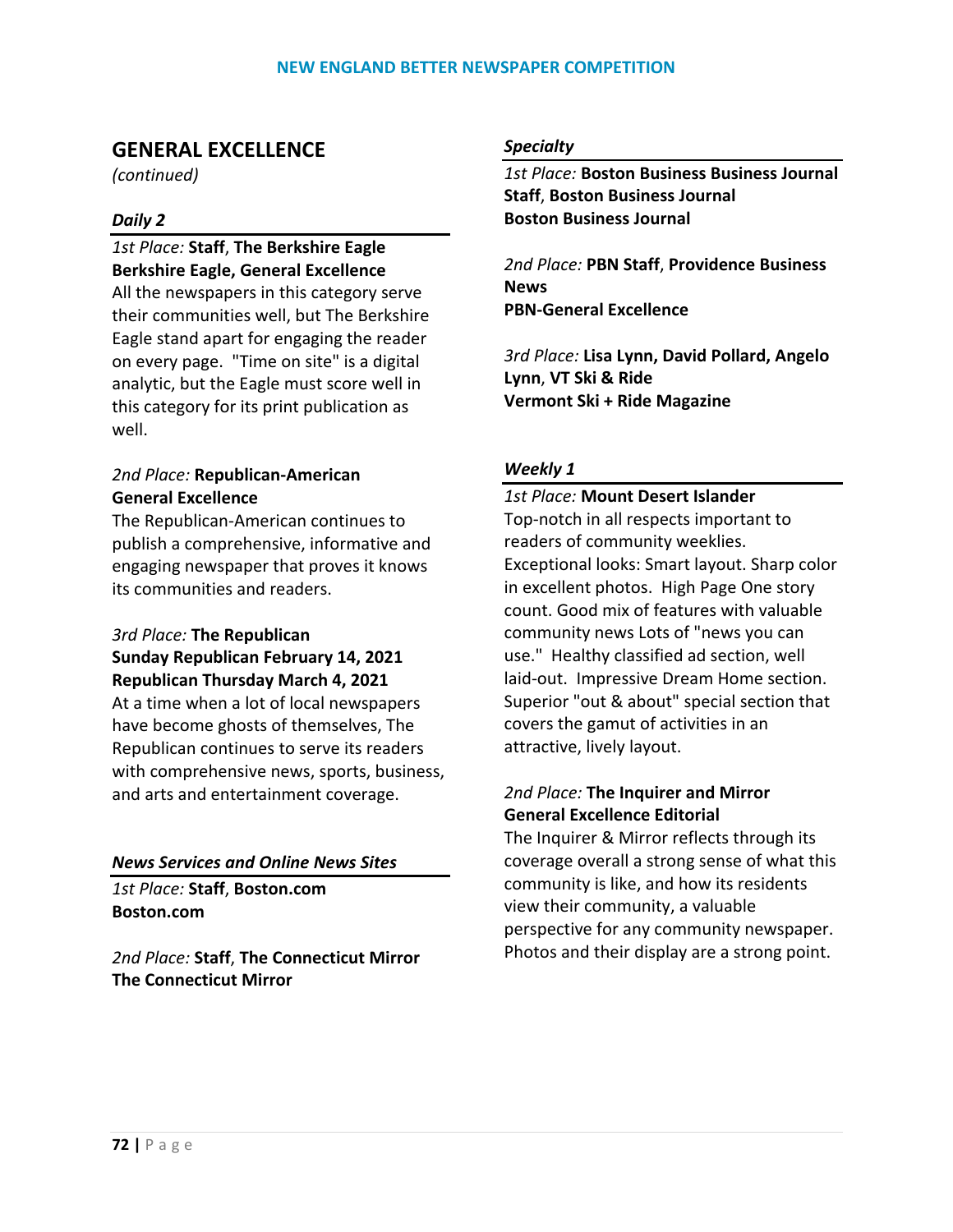## GENERAL EXCELLENCE

*(continued)*

### *Daily 2*

*1st Place:* **Staff**, **The Berkshire Eagle**
**Berkshire Eagle, General Excellence**
All the newspapers in this category serve their communities well, but The Berkshire Eagle stand apart for engaging the reader on every page. "Time on site" is a digital analytic, but the Eagle must score well in this category for its print publication as well.

*2nd Place:* **Republican-American**
**General Excellence**
The Republican-American continues to publish a comprehensive, informative and engaging newspaper that proves it knows its communities and readers.

*3rd Place:* **The Republican**
**Sunday Republican February 14, 2021**
**Republican Thursday March 4, 2021**
At a time when a lot of local newspapers have become ghosts of themselves, The Republican continues to serve its readers with comprehensive news, sports, business, and arts and entertainment coverage.

### *News Services and Online News Sites*

*1st Place:* **Staff**, **Boston.com**
**Boston.com**

*2nd Place:* **Staff**, **The Connecticut Mirror**
**The Connecticut Mirror**

### *Specialty*

*1st Place:* **Boston Business Business Journal Staff**, **Boston Business Journal**
**Boston Business Journal**

*2nd Place:* **PBN Staff**, **Providence Business News**
**PBN-General Excellence**

*3rd Place:* **Lisa Lynn, David Pollard, Angelo Lynn**, **VT Ski & Ride**
**Vermont Ski + Ride Magazine**

### *Weekly 1*

*1st Place:* **Mount Desert Islander**
Top-notch in all respects important to readers of community weeklies. Exceptional looks: Smart layout. Sharp color in excellent photos. High Page One story count. Good mix of features with valuable community news Lots of "news you can use." Healthy classified ad section, well laid-out. Impressive Dream Home section. Superior "out & about" special section that covers the gamut of activities in an attractive, lively layout.

*2nd Place:* **The Inquirer and Mirror**
**General Excellence Editorial**
The Inquirer & Mirror reflects through its coverage overall a strong sense of what this community is like, and how its residents view their community, a valuable perspective for any community newspaper. Photos and their display are a strong point.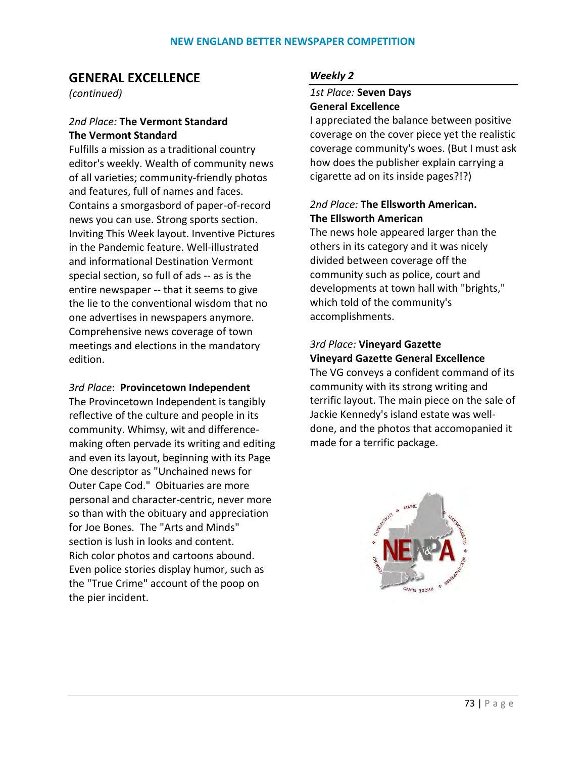## GENERAL EXCELLENCE

*(continued)*

*2nd Place:* **The Vermont Standard**
**The Vermont Standard**

Fulfills a mission as a traditional country editor's weekly. Wealth of community news of all varieties; community-friendly photos and features, full of names and faces. Contains a smorgasbord of paper-of-record news you can use. Strong sports section. Inviting This Week layout. Inventive Pictures in the Pandemic feature. Well-illustrated and informational Destination Vermont special section, so full of ads -- as is the entire newspaper -- that it seems to give the lie to the conventional wisdom that no one advertises in newspapers anymore. Comprehensive news coverage of town meetings and elections in the mandatory edition.

*3rd Place*: **Provincetown Independent**

The Provincetown Independent is tangibly reflective of the culture and people in its community. Whimsy, wit and difference-making often pervade its writing and editing and even its layout, beginning with its Page One descriptor as "Unchained news for Outer Cape Cod." Obituaries are more personal and character-centric, never more so than with the obituary and appreciation for Joe Bones. The "Arts and Minds" section is lush in looks and content. Rich color photos and cartoons abound. Even police stories display humor, such as the "True Crime" account of the poop on the pier incident.

### *Weekly 2*

*1st Place:* **Seven Days**
**General Excellence**

I appreciated the balance between positive coverage on the cover piece yet the realistic coverage community's woes. (But I must ask how does the publisher explain carrying a cigarette ad on its inside pages?!?)

*2nd Place:* **The Ellsworth American.**
**The Ellsworth American**

The news hole appeared larger than the others in its category and it was nicely divided between coverage off the community such as police, court and developments at town hall with "brights," which told of the community's accomplishments.

*3rd Place:* **Vineyard Gazette**
**Vineyard Gazette General Excellence**

The VG conveys a confident command of its community with its strong writing and terrific layout. The main piece on the sale of Jackie Kennedy's island estate was well-done, and the photos that accomopanied it made for a terrific package.